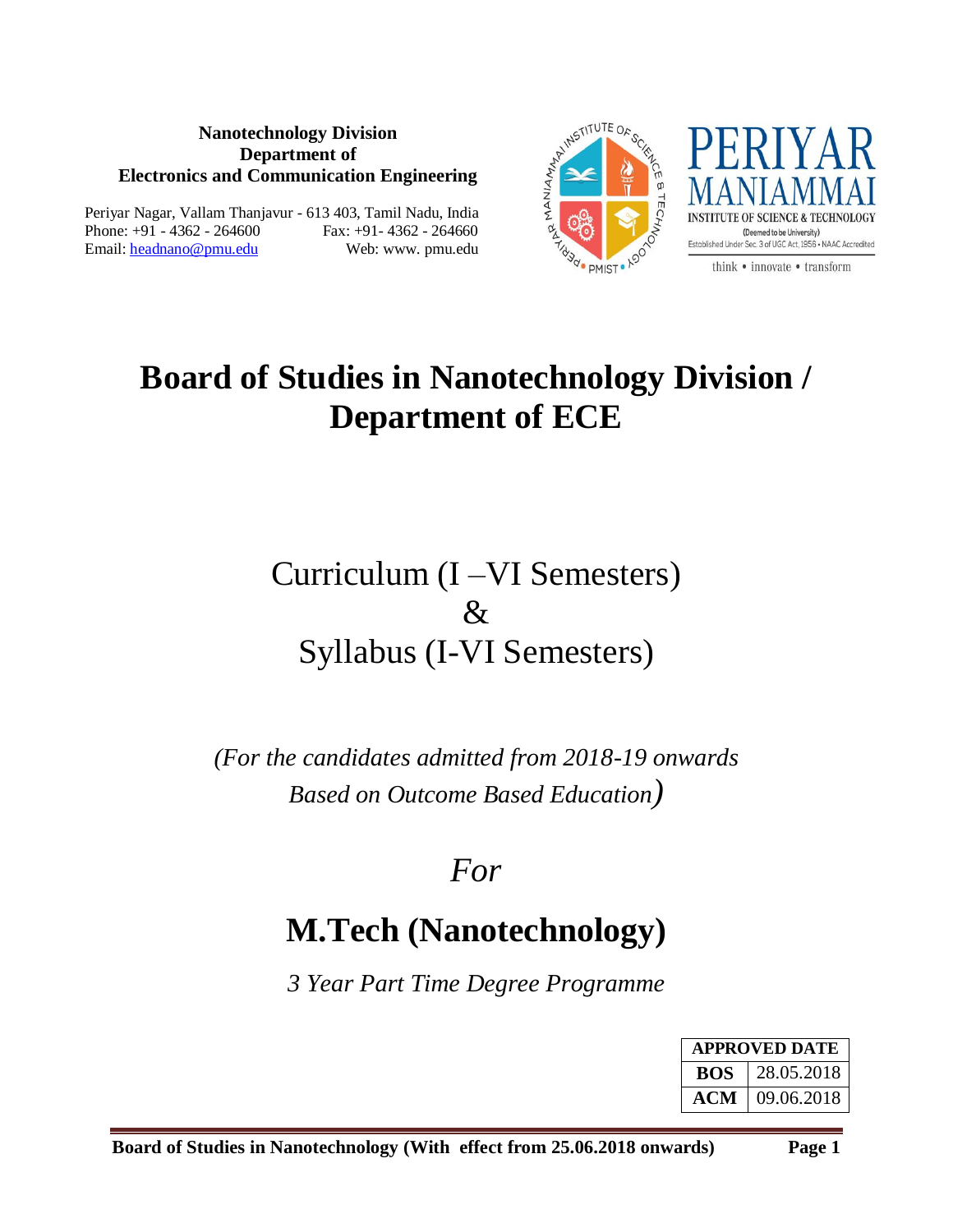**Nanotechnology Division**
**Department of**
**Electronics and Communication Engineering**

Periyar Nagar, Vallam Thanjavur - 613 403, Tamil Nadu, India
Phone: +91 - 4362 - 264600 Fax: +91- 4362 - 264660
Email: headnano@pmu.edu Web: www. pmu.edu

PERIYAR MANIAMMAI INSTITUTE OF SCIENCE & TECHNOLOGY
(Deemed to be University)
Established Under Sec. 3 of UGC Act, 1956 • NAAC Accredited
think • innovate • transform

# Board of Studies in Nanotechnology Division / Department of ECE

## Curriculum (I –VI Semesters) & Syllabus (I-VI Semesters)

*(For the candidates admitted from 2018-19 onwards Based on Outcome Based Education)*

*For*

# M.Tech (Nanotechnology)

*3 Year Part Time Degree Programme*

| APPROVED DATE | |
|---|---|
| **BOS** | 28.05.2018 |
| **ACM** | 09.06.2018 |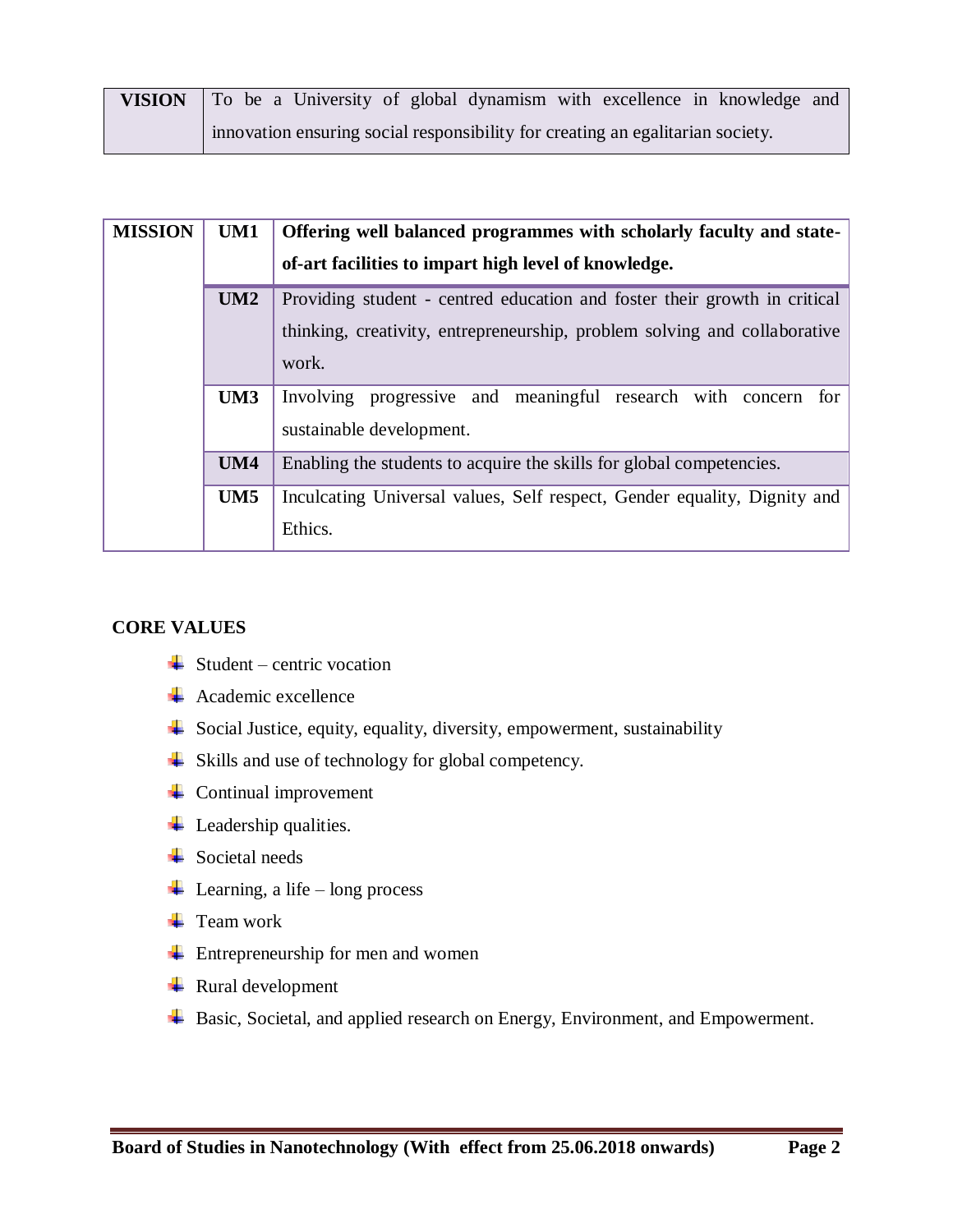| VISION | To be a University of global dynamism with excellence in knowledge and innovation ensuring social responsibility for creating an egalitarian society. |
|---|---|

| MISSION | | |
|---|---|---|
| | UM1 | **Offering well balanced programmes with scholarly faculty and state-of-art facilities to impart high level of knowledge.** |
| | UM2 | Providing student - centred education and foster their growth in critical thinking, creativity, entrepreneurship, problem solving and collaborative work. |
| | UM3 | Involving progressive and meaningful research with concern for sustainable development. |
| | UM4 | Enabling the students to acquire the skills for global competencies. |
| | UM5 | Inculcating Universal values, Self respect, Gender equality, Dignity and Ethics. |

## CORE VALUES

- Student – centric vocation
- Academic excellence
- Social Justice, equity, equality, diversity, empowerment, sustainability
- Skills and use of technology for global competency.
- Continual improvement
- Leadership qualities.
- Societal needs
- Learning, a life – long process
- Team work
- Entrepreneurship for men and women
- Rural development
- Basic, Societal, and applied research on Energy, Environment, and Empowerment.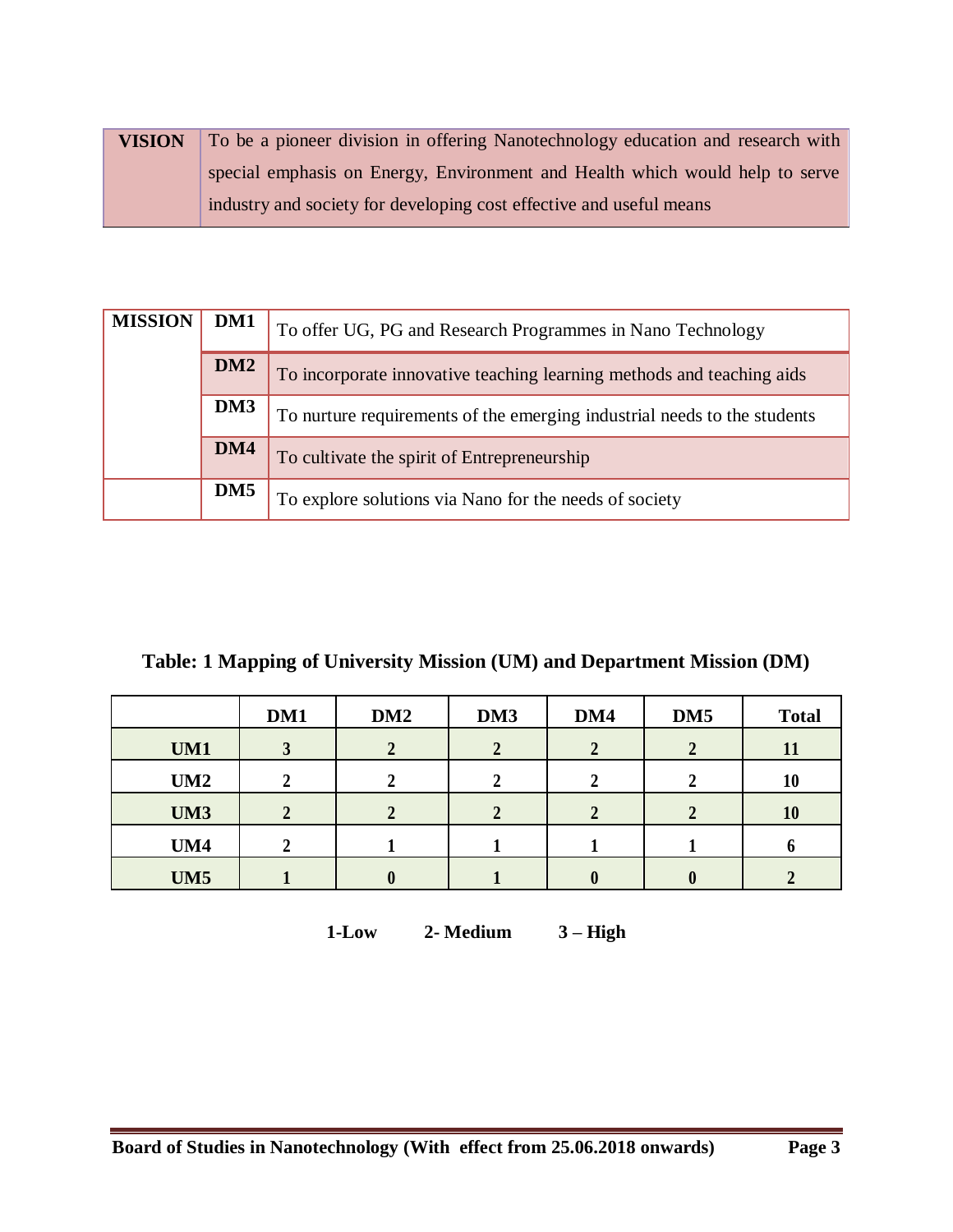| VISION | To be a pioneer division in offering Nanotechnology education and research with special emphasis on Energy, Environment and Health which would help to serve industry and society for developing cost effective and useful means |
|---|---|

| MISSION | | |
|---|---|---|
| | DM1 | To offer UG, PG and Research Programmes in Nano Technology |
| | DM2 | To incorporate innovative teaching learning methods and teaching aids |
| | DM3 | To nurture requirements of the emerging industrial needs to the students |
| | DM4 | To cultivate the spirit of Entrepreneurship |
| | DM5 | To explore solutions via Nano for the needs of society |

**Table: 1 Mapping of University Mission (UM) and Department Mission (DM)**

| | DM1 | DM2 | DM3 | DM4 | DM5 | Total |
|---|---|---|---|---|---|---|
| UM1 | 3 | 2 | 2 | 2 | 2 | 11 |
| UM2 | 2 | 2 | 2 | 2 | 2 | 10 |
| UM3 | 2 | 2 | 2 | 2 | 2 | 10 |
| UM4 | 2 | 1 | 1 | 1 | 1 | 6 |
| UM5 | 1 | 0 | 1 | 0 | 0 | 2 |

**1-Low 2- Medium 3 – High**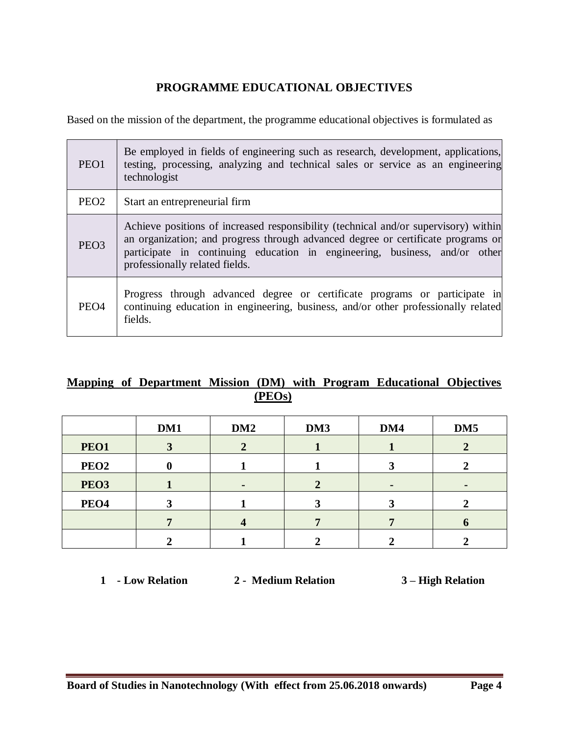## PROGRAMME EDUCATIONAL OBJECTIVES

Based on the mission of the department, the programme educational objectives is formulated as

| | |
|---|---|
| PEO1 | Be employed in fields of engineering such as research, development, applications, testing, processing, analyzing and technical sales or service as an engineering technologist |
| PEO2 | Start an entrepreneurial firm |
| PEO3 | Achieve positions of increased responsibility (technical and/or supervisory) within an organization; and progress through advanced degree or certificate programs or participate in continuing education in engineering, business, and/or other professionally related fields. |
| PEO4 | Progress through advanced degree or certificate programs or participate in continuing education in engineering, business, and/or other professionally related fields. |

## Mapping of Department Mission (DM) with Program Educational Objectives (PEOs)

| | DM1 | DM2 | DM3 | DM4 | DM5 |
|---|---|---|---|---|---|
| **PEO1** | **3** | **2** | **1** | **1** | **2** |
| **PEO2** | **0** | **1** | **1** | **3** | **2** |
| **PEO3** | **1** | **-** | **2** | **-** | **-** |
| **PEO4** | **3** | **1** | **3** | **3** | **2** |
| | **7** | **4** | **7** | **7** | **6** |
| | **2** | **1** | **2** | **2** | **2** |

**1 - Low Relation** **2 - Medium Relation** **3 – High Relation**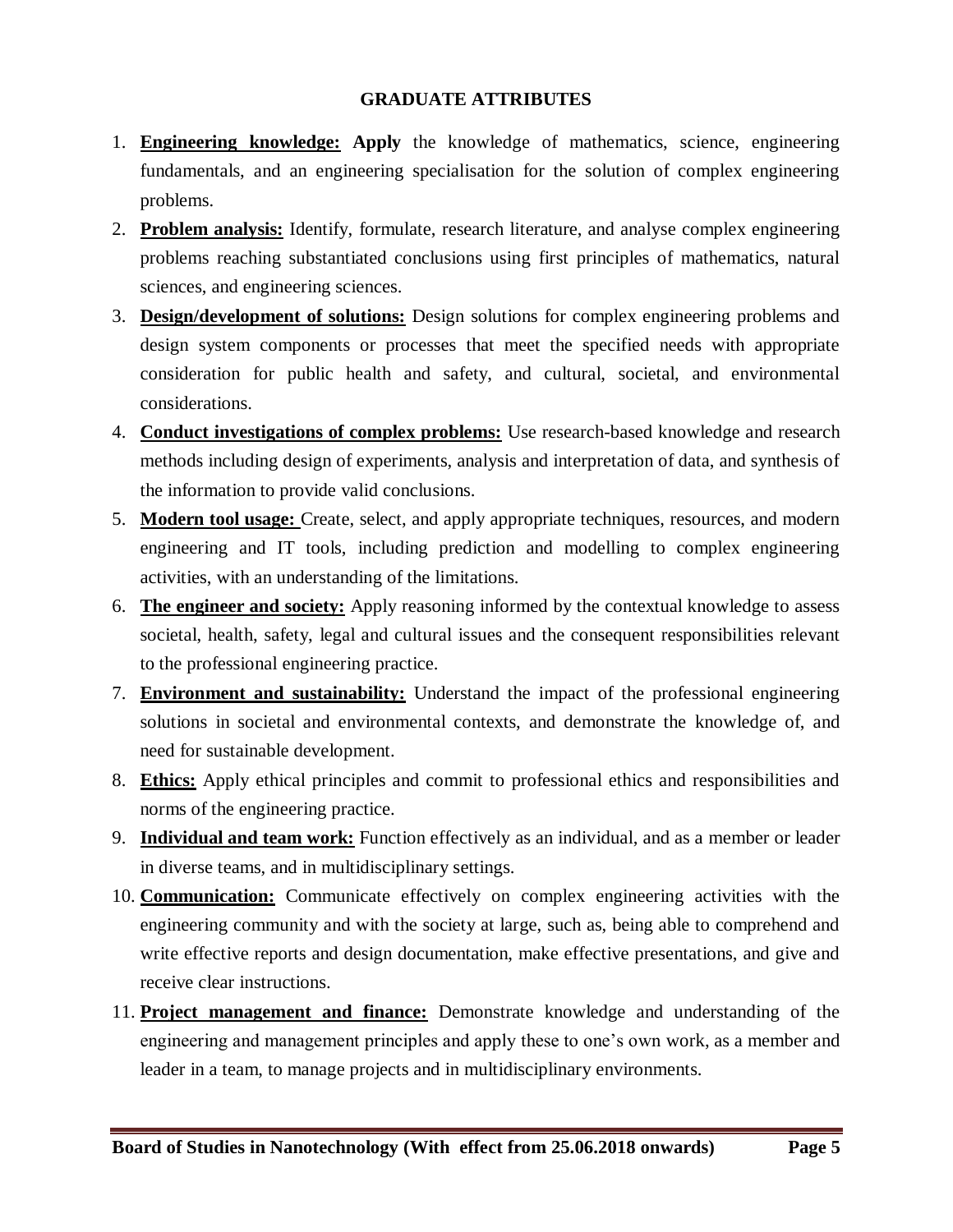## GRADUATE ATTRIBUTES

1. **Engineering knowledge: Apply** the knowledge of mathematics, science, engineering fundamentals, and an engineering specialisation for the solution of complex engineering problems.
2. **Problem analysis:** Identify, formulate, research literature, and analyse complex engineering problems reaching substantiated conclusions using first principles of mathematics, natural sciences, and engineering sciences.
3. **Design/development of solutions:** Design solutions for complex engineering problems and design system components or processes that meet the specified needs with appropriate consideration for public health and safety, and cultural, societal, and environmental considerations.
4. **Conduct investigations of complex problems:** Use research-based knowledge and research methods including design of experiments, analysis and interpretation of data, and synthesis of the information to provide valid conclusions.
5. **Modern tool usage:** Create, select, and apply appropriate techniques, resources, and modern engineering and IT tools, including prediction and modelling to complex engineering activities, with an understanding of the limitations.
6. **The engineer and society:** Apply reasoning informed by the contextual knowledge to assess societal, health, safety, legal and cultural issues and the consequent responsibilities relevant to the professional engineering practice.
7. **Environment and sustainability:** Understand the impact of the professional engineering solutions in societal and environmental contexts, and demonstrate the knowledge of, and need for sustainable development.
8. **Ethics:** Apply ethical principles and commit to professional ethics and responsibilities and norms of the engineering practice.
9. **Individual and team work:** Function effectively as an individual, and as a member or leader in diverse teams, and in multidisciplinary settings.
10. **Communication:** Communicate effectively on complex engineering activities with the engineering community and with the society at large, such as, being able to comprehend and write effective reports and design documentation, make effective presentations, and give and receive clear instructions.
11. **Project management and finance:** Demonstrate knowledge and understanding of the engineering and management principles and apply these to one's own work, as a member and leader in a team, to manage projects and in multidisciplinary environments.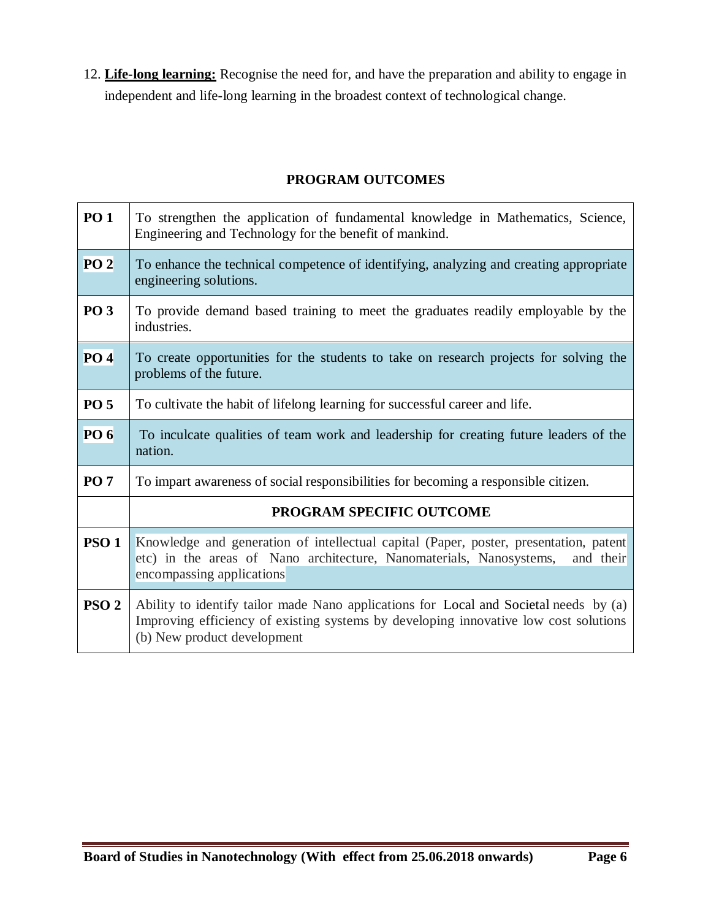12. **Life-long learning:** Recognise the need for, and have the preparation and ability to engage in independent and life-long learning in the broadest context of technological change.

## PROGRAM OUTCOMES

| | |
|---|---|
| **PO 1** | To strengthen the application of fundamental knowledge in Mathematics, Science, Engineering and Technology for the benefit of mankind. |
| **PO 2** | To enhance the technical competence of identifying, analyzing and creating appropriate engineering solutions. |
| **PO 3** | To provide demand based training to meet the graduates readily employable by the industries. |
| **PO 4** | To create opportunities for the students to take on research projects for solving the problems of the future. |
| **PO 5** | To cultivate the habit of lifelong learning for successful career and life. |
| **PO 6** | To inculcate qualities of team work and leadership for creating future leaders of the nation. |
| **PO 7** | To impart awareness of social responsibilities for becoming a responsible citizen. |
| | **PROGRAM SPECIFIC OUTCOME** |
| **PSO 1** | Knowledge and generation of intellectual capital (Paper, poster, presentation, patent etc) in the areas of Nano architecture, Nanomaterials, Nanosystems, and their encompassing applications |
| **PSO 2** | Ability to identify tailor made Nano applications for Local and Societal needs by (a) Improving efficiency of existing systems by developing innovative low cost solutions (b) New product development |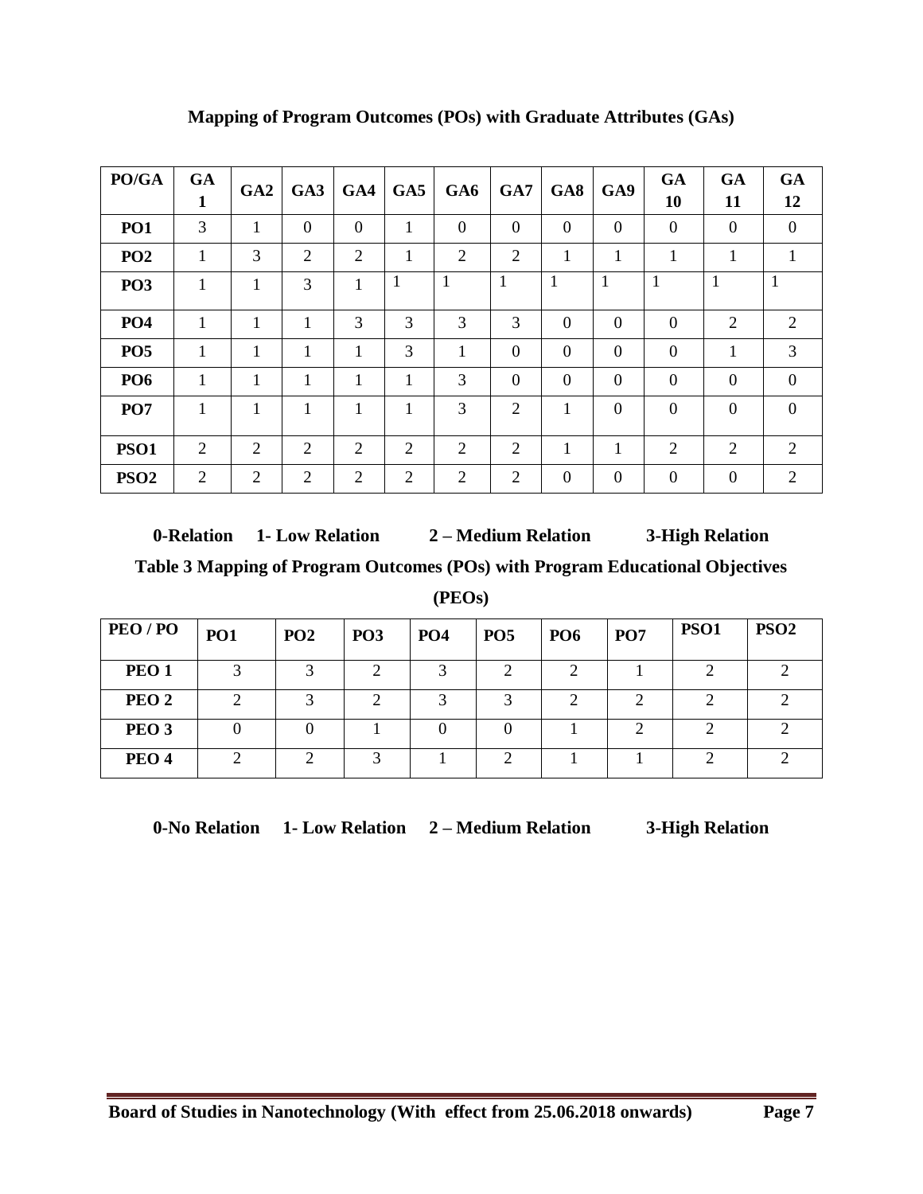## Mapping of Program Outcomes (POs) with Graduate Attributes (GAs)

| PO/GA | GA 1 | GA2 | GA3 | GA4 | GA5 | GA6 | GA7 | GA8 | GA9 | GA 10 | GA 11 | GA 12 |
|---|---|---|---|---|---|---|---|---|---|---|---|---|
| **PO1** | 3 | 1 | 0 | 0 | 1 | 0 | 0 | 0 | 0 | 0 | 0 | 0 |
| **PO2** | 1 | 3 | 2 | 2 | 1 | 2 | 2 | 1 | 1 | 1 | 1 | 1 |
| **PO3** | 1 | 1 | 3 | 1 | 1 | 1 | 1 | 1 | 1 | 1 | 1 | 1 |
| **PO4** | 1 | 1 | 1 | 3 | 3 | 3 | 3 | 0 | 0 | 0 | 2 | 2 |
| **PO5** | 1 | 1 | 1 | 1 | 3 | 1 | 0 | 0 | 0 | 0 | 1 | 3 |
| **PO6** | 1 | 1 | 1 | 1 | 1 | 3 | 0 | 0 | 0 | 0 | 0 | 0 |
| **PO7** | 1 | 1 | 1 | 1 | 1 | 3 | 2 | 1 | 0 | 0 | 0 | 0 |
| **PSO1** | 2 | 2 | 2 | 2 | 2 | 2 | 2 | 1 | 1 | 2 | 2 | 2 |
| **PSO2** | 2 | 2 | 2 | 2 | 2 | 2 | 2 | 0 | 0 | 0 | 0 | 2 |

**0-Relation 1- Low Relation 2 – Medium Relation 3-High Relation**

**Table 3 Mapping of Program Outcomes (POs) with Program Educational Objectives (PEOs)**

| PEO / PO | PO1 | PO2 | PO3 | PO4 | PO5 | PO6 | PO7 | PSO1 | PSO2 |
|---|---|---|---|---|---|---|---|---|---|
| **PEO 1** | 3 | 3 | 2 | 3 | 2 | 2 | 1 | 2 | 2 |
| **PEO 2** | 2 | 3 | 2 | 3 | 3 | 2 | 2 | 2 | 2 |
| **PEO 3** | 0 | 0 | 1 | 0 | 0 | 1 | 2 | 2 | 2 |
| **PEO 4** | 2 | 2 | 3 | 1 | 2 | 1 | 1 | 2 | 2 |

**0-No Relation 1- Low Relation 2 – Medium Relation 3-High Relation**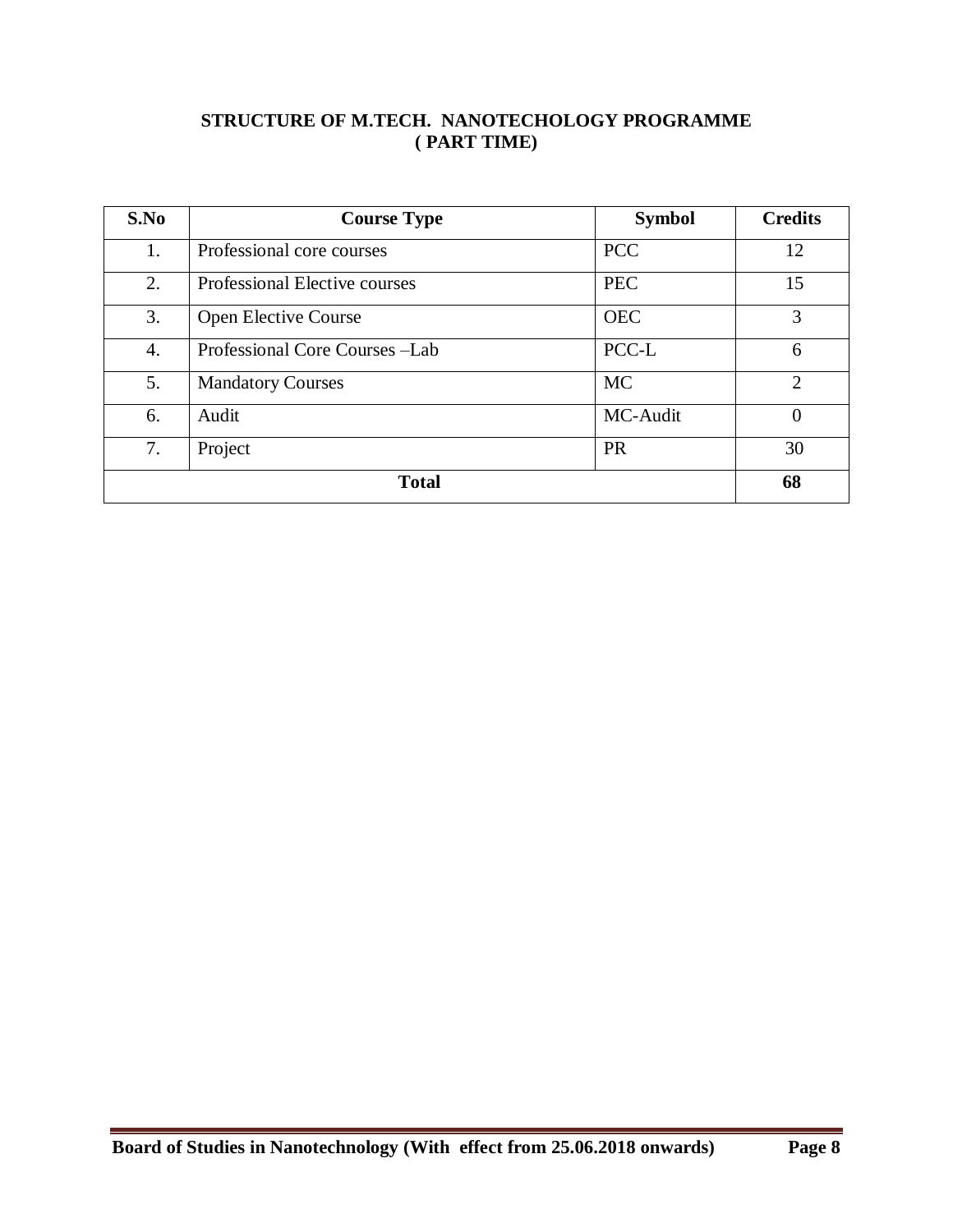**STRUCTURE OF M.TECH. NANOTECHOLOGY PROGRAMME**
**( PART TIME)**

| S.No | Course Type | Symbol | Credits |
|---|---|---|---|
| 1. | Professional core courses | PCC | 12 |
| 2. | Professional Elective courses | PEC | 15 |
| 3. | Open Elective Course | OEC | 3 |
| 4. | Professional Core Courses –Lab | PCC-L | 6 |
| 5. | Mandatory Courses | MC | 2 |
| 6. | Audit | MC-Audit | 0 |
| 7. | Project | PR | 30 |
| **Total** | | | **68** |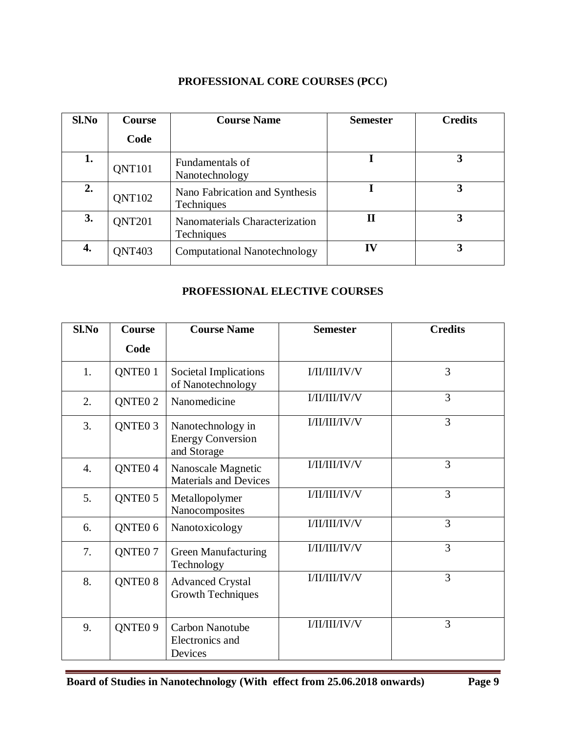## PROFESSIONAL CORE COURSES (PCC)

| Sl.No | Course Code | Course Name | Semester | Credits |
|---|---|---|---|---|
| **1.** | QNT101 | Fundamentals of Nanotechnology | **I** | **3** |
| **2.** | QNT102 | Nano Fabrication and Synthesis Techniques | **I** | **3** |
| **3.** | QNT201 | Nanomaterials Characterization Techniques | **II** | **3** |
| **4.** | QNT403 | Computational Nanotechnology | **IV** | **3** |

## PROFESSIONAL ELECTIVE COURSES

| Sl.No | Course Code | Course Name | Semester | Credits |
|---|---|---|---|---|
| 1. | QNTE0 1 | Societal Implications of Nanotechnology | I/II/III/IV/V | 3 |
| 2. | QNTE0 2 | Nanomedicine | I/II/III/IV/V | 3 |
| 3. | QNTE0 3 | Nanotechnology in Energy Conversion and Storage | I/II/III/IV/V | 3 |
| 4. | QNTE0 4 | Nanoscale Magnetic Materials and Devices | I/II/III/IV/V | 3 |
| 5. | QNTE0 5 | Metallopolymer Nanocomposites | I/II/III/IV/V | 3 |
| 6. | QNTE0 6 | Nanotoxicology | I/II/III/IV/V | 3 |
| 7. | QNTE0 7 | Green Manufacturing Technology | I/II/III/IV/V | 3 |
| 8. | QNTE0 8 | Advanced Crystal Growth Techniques | I/II/III/IV/V | 3 |
| 9. | QNTE0 9 | Carbon Nanotube Electronics and Devices | I/II/III/IV/V | 3 |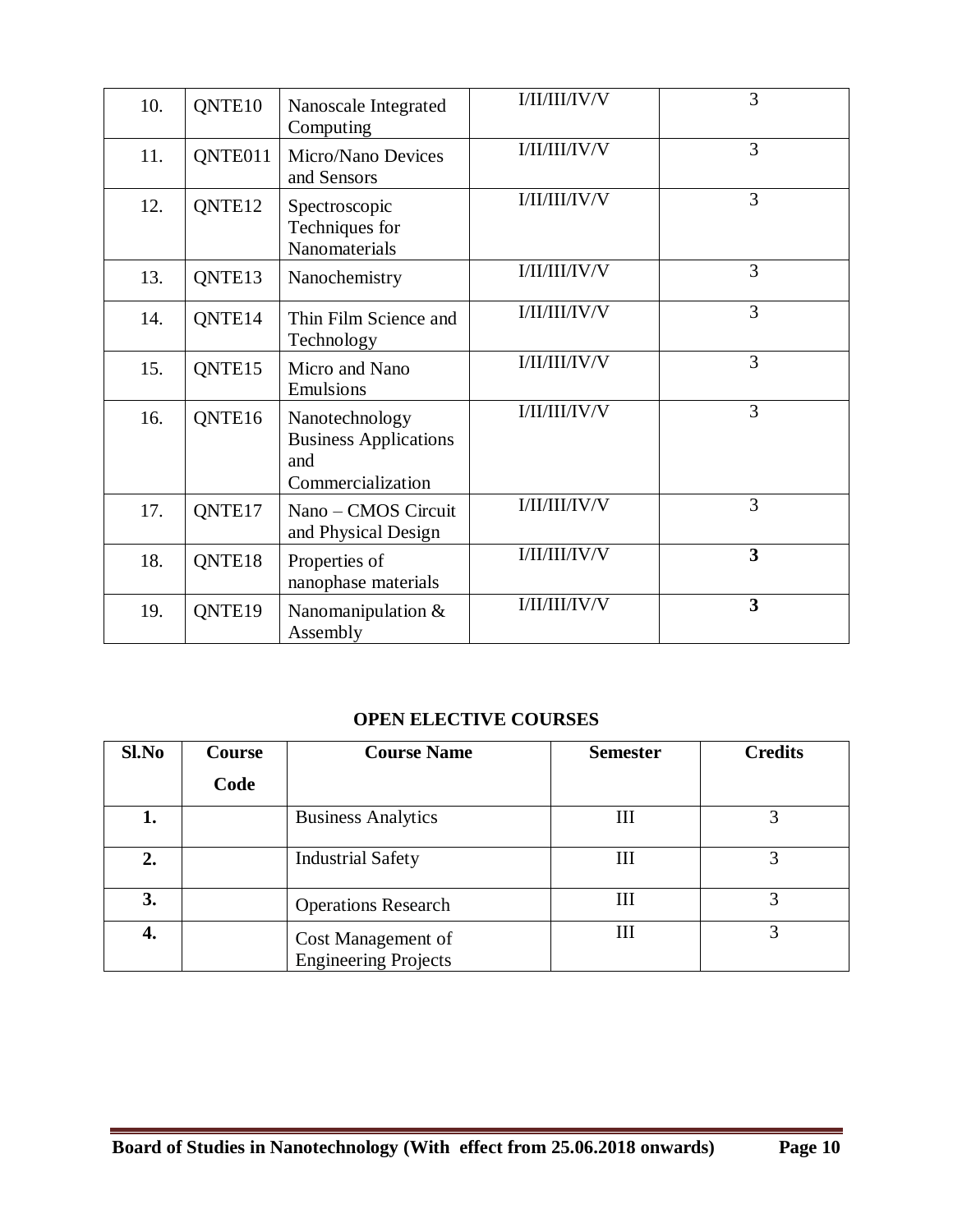| 10. | QNTE10 | Nanoscale Integrated Computing | I/II/III/IV/V | 3 |
|---|---|---|---|---|
| 11. | QNTE011 | Micro/Nano Devices and Sensors | I/II/III/IV/V | 3 |
| 12. | QNTE12 | Spectroscopic Techniques for Nanomaterials | I/II/III/IV/V | 3 |
| 13. | QNTE13 | Nanochemistry | I/II/III/IV/V | 3 |
| 14. | QNTE14 | Thin Film Science and Technology | I/II/III/IV/V | 3 |
| 15. | QNTE15 | Micro and Nano Emulsions | I/II/III/IV/V | 3 |
| 16. | QNTE16 | Nanotechnology Business Applications and Commercialization | I/II/III/IV/V | 3 |
| 17. | QNTE17 | Nano – CMOS Circuit and Physical Design | I/II/III/IV/V | 3 |
| 18. | QNTE18 | Properties of nanophase materials | I/II/III/IV/V | **3** |
| 19. | QNTE19 | Nanomanipulation & Assembly | I/II/III/IV/V | **3** |

**OPEN ELECTIVE COURSES**

| Sl.No | Course Code | Course Name | Semester | Credits |
|---|---|---|---|---|
| **1.** | | Business Analytics | III | 3 |
| **2.** | | Industrial Safety | III | 3 |
| **3.** | | Operations Research | III | 3 |
| **4.** | | Cost Management of Engineering Projects | III | 3 |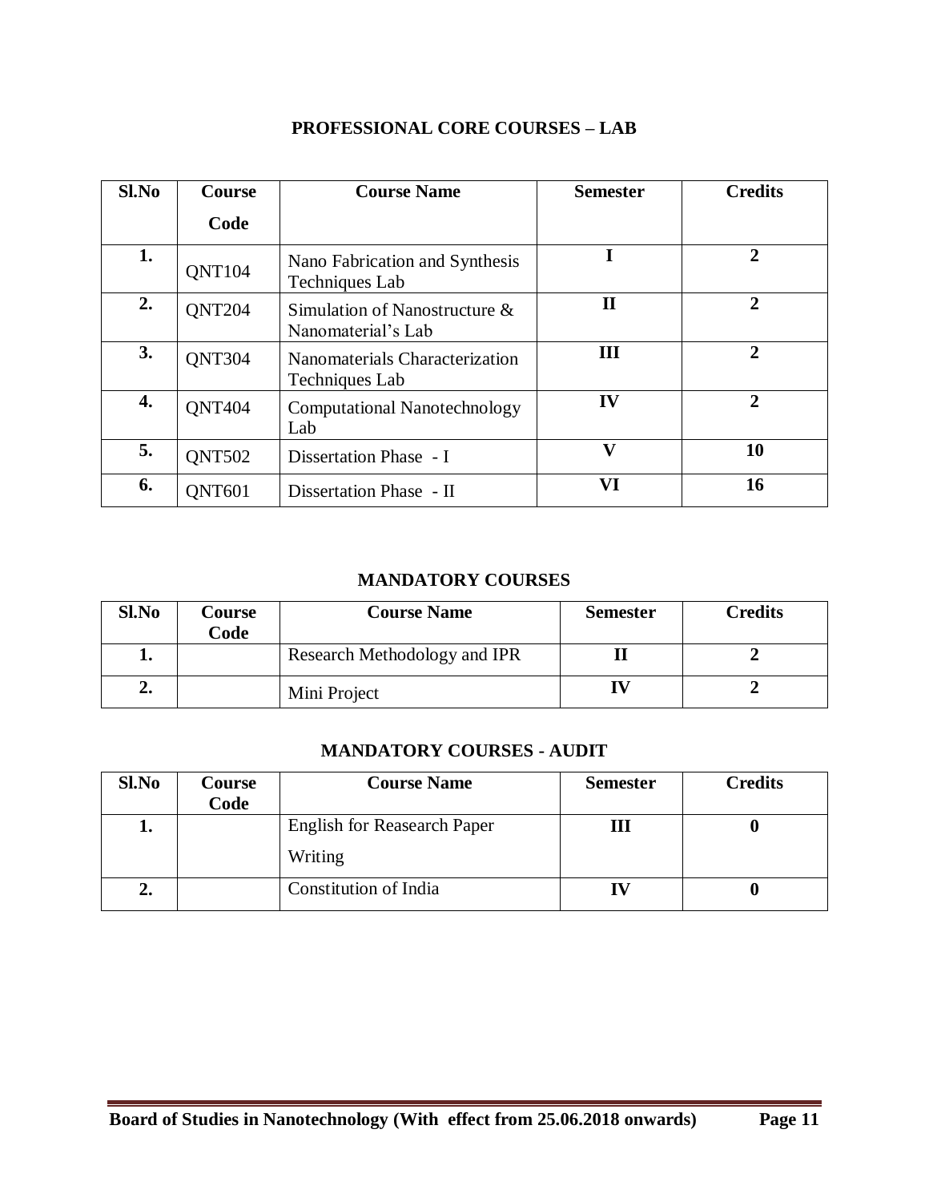## PROFESSIONAL CORE COURSES – LAB

| Sl.No | Course Code | Course Name | Semester | Credits |
|---|---|---|---|---|
| 1. | QNT104 | Nano Fabrication and Synthesis Techniques Lab | I | 2 |
| 2. | QNT204 | Simulation of Nanostructure & Nanomaterial's Lab | II | 2 |
| 3. | QNT304 | Nanomaterials Characterization Techniques Lab | III | 2 |
| 4. | QNT404 | Computational Nanotechnology Lab | IV | 2 |
| 5. | QNT502 | Dissertation Phase - I | V | 10 |
| 6. | QNT601 | Dissertation Phase - II | VI | 16 |

## MANDATORY COURSES

| Sl.No | Course Code | Course Name | Semester | Credits |
|---|---|---|---|---|
| 1. | | Research Methodology and IPR | II | 2 |
| 2. | | Mini Project | IV | 2 |

## MANDATORY COURSES - AUDIT

| Sl.No | Course Code | Course Name | Semester | Credits |
|---|---|---|---|---|
| 1. | | English for Reasearch Paper Writing | III | 0 |
| 2. | | Constitution of India | IV | 0 |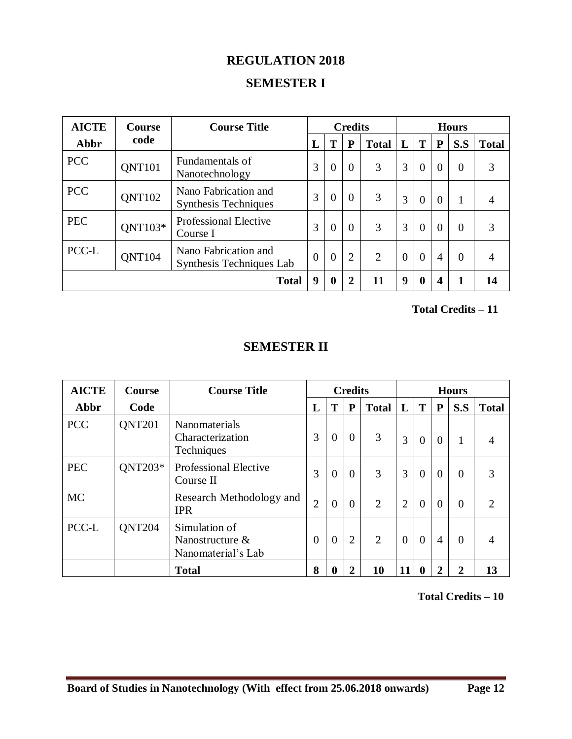## REGULATION 2018

## SEMESTER I

| AICTE Abbr | Course code | Course Title | Credits | | | | Hours | | | | |
|---|---|---|---|---|---|---|---|---|---|---|---|
| | | | L | T | P | Total | L | T | P | S.S | Total |
| PCC | QNT101 | Fundamentals of Nanotechnology | 3 | 0 | 0 | 3 | 3 | 0 | 0 | 0 | 3 |
| PCC | QNT102 | Nano Fabrication and Synthesis Techniques | 3 | 0 | 0 | 3 | 3 | 0 | 0 | 1 | 4 |
| PEC | QNT103* | Professional Elective Course I | 3 | 0 | 0 | 3 | 3 | 0 | 0 | 0 | 3 |
| PCC-L | QNT104 | Nano Fabrication and Synthesis Techniques Lab | 0 | 0 | 2 | 2 | 0 | 0 | 4 | 0 | 4 |
| | | **Total** | **9** | **0** | **2** | **11** | **9** | **0** | **4** | **1** | **14** |

**Total Credits – 11**

## SEMESTER II

| AICTE Abbr | Course Code | Course Title | Credits | | | | Hours | | | | |
|---|---|---|---|---|---|---|---|---|---|---|---|
| | | | L | T | P | Total | L | T | P | S.S | Total |
| PCC | QNT201 | Nanomaterials Characterization Techniques | 3 | 0 | 0 | 3 | 3 | 0 | 0 | 1 | 4 |
| PEC | QNT203* | Professional Elective Course II | 3 | 0 | 0 | 3 | 3 | 0 | 0 | 0 | 3 |
| MC | | Research Methodology and IPR | 2 | 0 | 0 | 2 | 2 | 0 | 0 | 0 | 2 |
| PCC-L | QNT204 | Simulation of Nanostructure & Nanomaterial's Lab | 0 | 0 | 2 | 2 | 0 | 0 | 4 | 0 | 4 |
| | | **Total** | **8** | **0** | **2** | **10** | **11** | **0** | **2** | **2** | **13** |

**Total Credits – 10**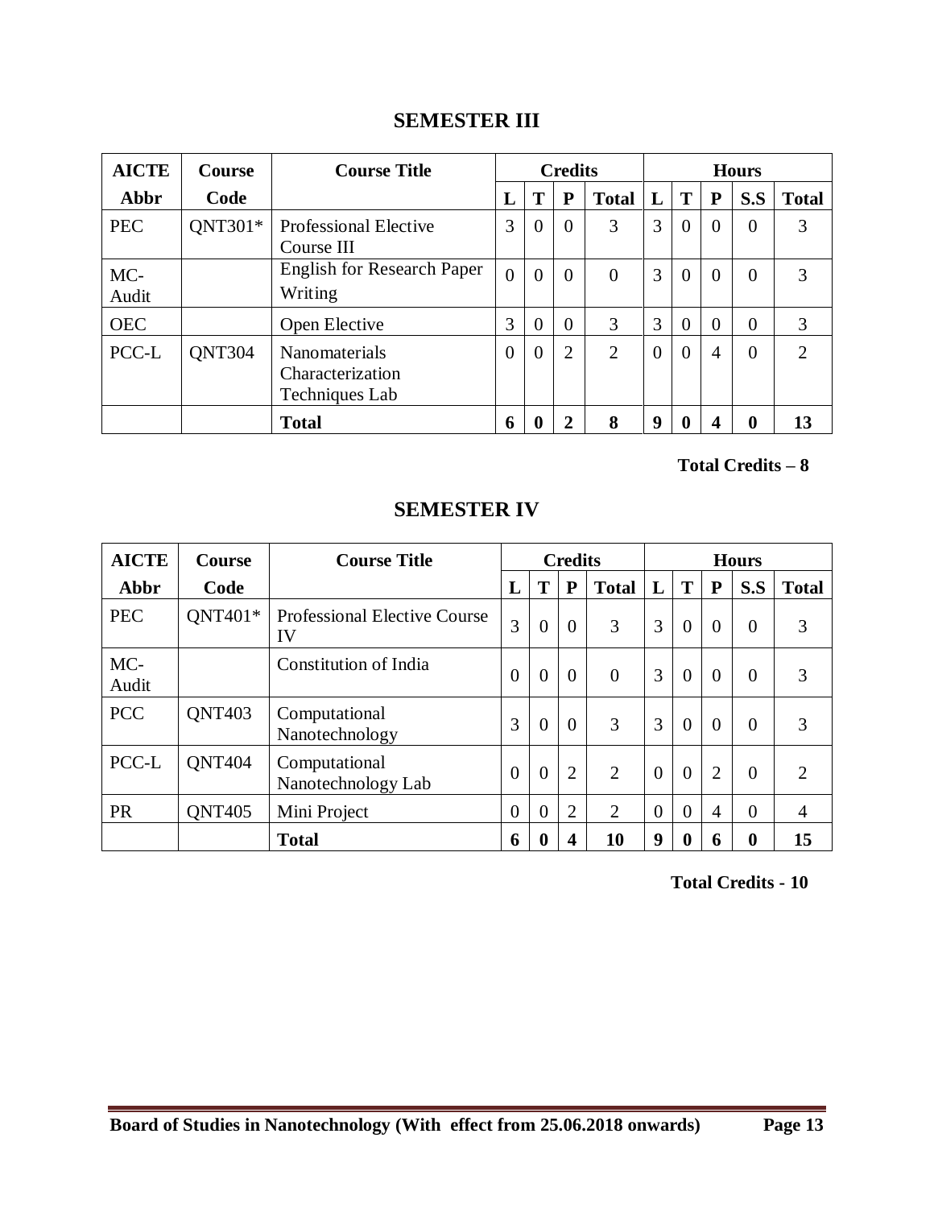## SEMESTER III

| AICTE Abbr | Course Code | Course Title | Credits | | | | Hours | | | | |
|---|---|---|---|---|---|---|---|---|---|---|---|
| | | | L | T | P | Total | L | T | P | S.S | Total |
| PEC | QNT301* | Professional Elective Course III | 3 | 0 | 0 | 3 | 3 | 0 | 0 | 0 | 3 |
| MC-Audit | | English for Research Paper Writing | 0 | 0 | 0 | 0 | 3 | 0 | 0 | 0 | 3 |
| OEC | | Open Elective | 3 | 0 | 0 | 3 | 3 | 0 | 0 | 0 | 3 |
| PCC-L | QNT304 | Nanomaterials Characterization Techniques Lab | 0 | 0 | 2 | 2 | 0 | 0 | 4 | 0 | 2 |
| | | **Total** | **6** | **0** | **2** | **8** | **9** | **0** | **4** | **0** | **13** |

**Total Credits – 8**

## SEMESTER IV

| AICTE Abbr | Course Code | Course Title | Credits | | | | Hours | | | | |
|---|---|---|---|---|---|---|---|---|---|---|---|
| | | | L | T | P | Total | L | T | P | S.S | Total |
| PEC | QNT401* | Professional Elective Course IV | 3 | 0 | 0 | 3 | 3 | 0 | 0 | 0 | 3 |
| MC-Audit | | Constitution of India | 0 | 0 | 0 | 0 | 3 | 0 | 0 | 0 | 3 |
| PCC | QNT403 | Computational Nanotechnology | 3 | 0 | 0 | 3 | 3 | 0 | 0 | 0 | 3 |
| PCC-L | QNT404 | Computational Nanotechnology Lab | 0 | 0 | 2 | 2 | 0 | 0 | 2 | 0 | 2 |
| PR | QNT405 | Mini Project | 0 | 0 | 2 | 2 | 0 | 0 | 4 | 0 | 4 |
| | | **Total** | **6** | **0** | **4** | **10** | **9** | **0** | **6** | **0** | **15** |

**Total Credits - 10**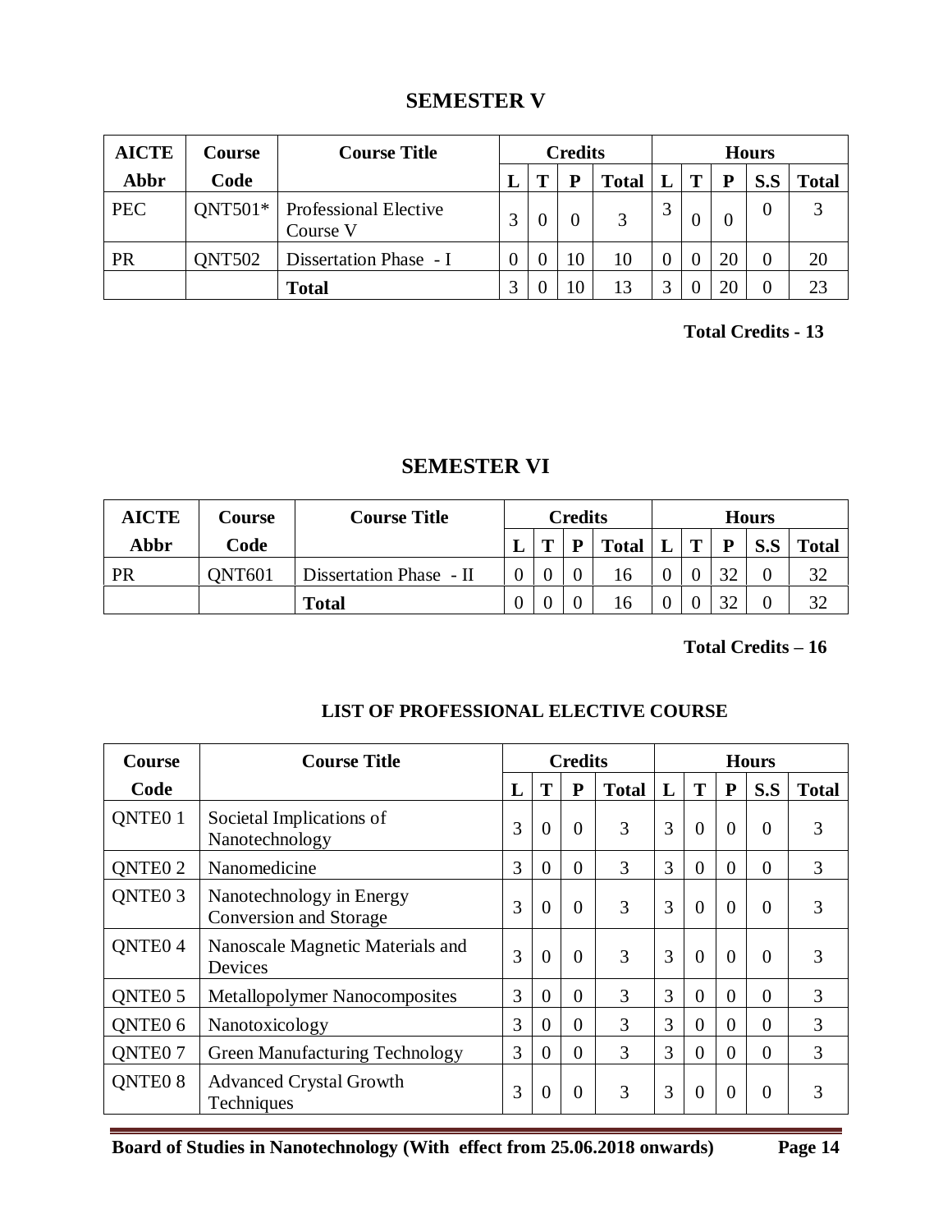## SEMESTER V

| AICTE Abbr | Course Code | Course Title | Credits | | | | Hours | | | | |
|---|---|---|---|---|---|---|---|---|---|---|---|
| | | | L | T | P | Total | L | T | P | S.S | Total |
| PEC | QNT501* | Professional Elective Course V | 3 | 0 | 0 | 3 | 3 | 0 | 0 | 0 | 3 |
| PR | QNT502 | Dissertation Phase - I | 0 | 0 | 10 | 10 | 0 | 0 | 20 | 0 | 20 |
| | | **Total** | 3 | 0 | 10 | 13 | 3 | 0 | 20 | 0 | 23 |

**Total Credits - 13**

## SEMESTER VI

| AICTE Abbr | Course Code | Course Title | Credits | | | | Hours | | | | |
|---|---|---|---|---|---|---|---|---|---|---|---|
| | | | L | T | P | Total | L | T | P | S.S | Total |
| PR | QNT601 | Dissertation Phase - II | 0 | 0 | 0 | 16 | 0 | 0 | 32 | 0 | 32 |
| | | **Total** | 0 | 0 | 0 | 16 | 0 | 0 | 32 | 0 | 32 |

**Total Credits – 16**

### LIST OF PROFESSIONAL ELECTIVE COURSE

| Course Code | Course Title | Credits | | | | Hours | | | | |
|---|---|---|---|---|---|---|---|---|---|---|
| | | L | T | P | Total | L | T | P | S.S | Total |
| QNTE0 1 | Societal Implications of Nanotechnology | 3 | 0 | 0 | 3 | 3 | 0 | 0 | 0 | 3 |
| QNTE0 2 | Nanomedicine | 3 | 0 | 0 | 3 | 3 | 0 | 0 | 0 | 3 |
| QNTE0 3 | Nanotechnology in Energy Conversion and Storage | 3 | 0 | 0 | 3 | 3 | 0 | 0 | 0 | 3 |
| QNTE0 4 | Nanoscale Magnetic Materials and Devices | 3 | 0 | 0 | 3 | 3 | 0 | 0 | 0 | 3 |
| QNTE0 5 | Metallopolymer Nanocomposites | 3 | 0 | 0 | 3 | 3 | 0 | 0 | 0 | 3 |
| QNTE0 6 | Nanotoxicology | 3 | 0 | 0 | 3 | 3 | 0 | 0 | 0 | 3 |
| QNTE0 7 | Green Manufacturing Technology | 3 | 0 | 0 | 3 | 3 | 0 | 0 | 0 | 3 |
| QNTE0 8 | Advanced Crystal Growth Techniques | 3 | 0 | 0 | 3 | 3 | 0 | 0 | 0 | 3 |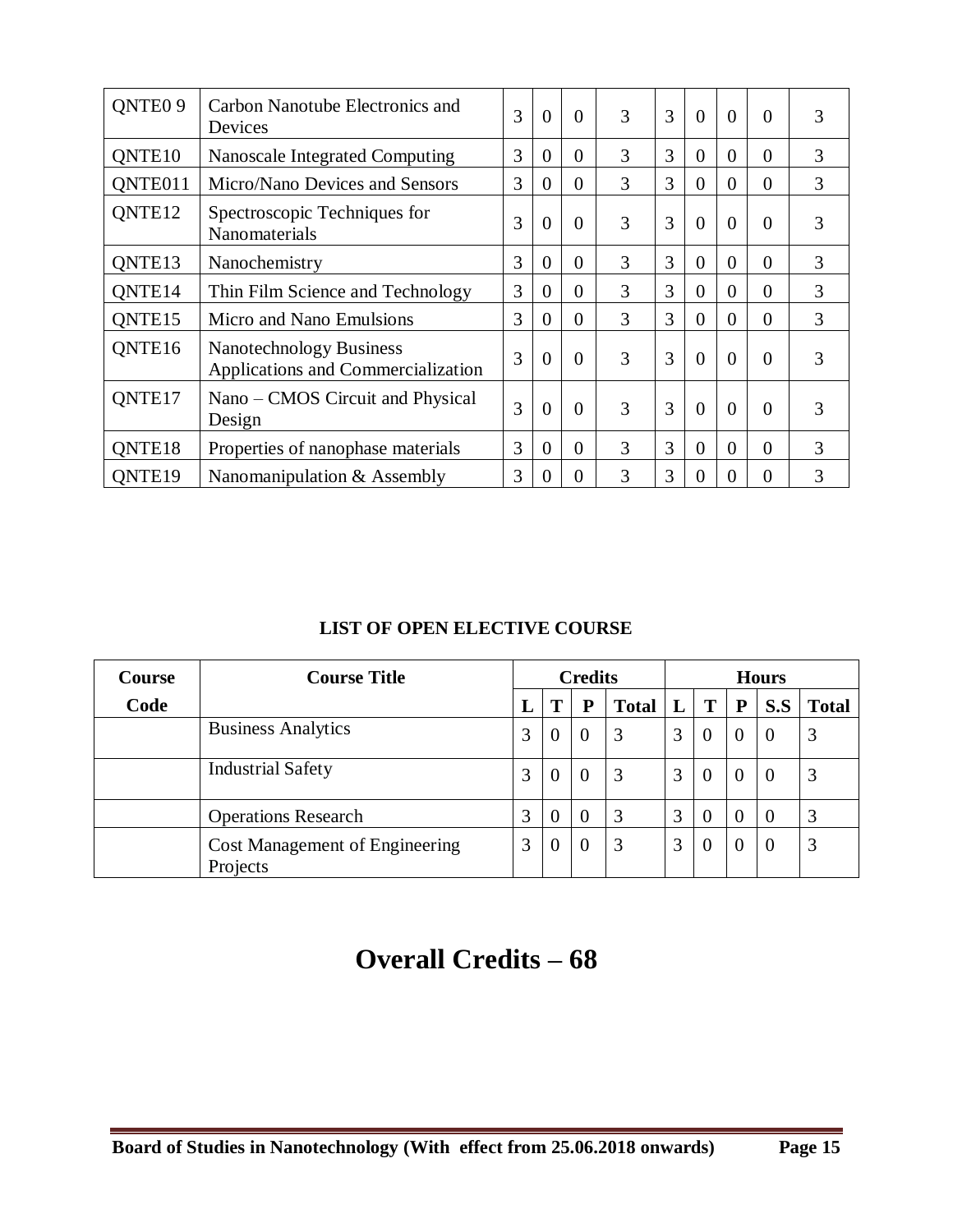| | | | | | | | | | | |
|---|---|---|---|---|---|---|---|---|---|---|
| QNTE0 9 | Carbon Nanotube Electronics and Devices | 3 | 0 | 0 | 3 | 3 | 0 | 0 | 0 | 3 |
| QNTE10 | Nanoscale Integrated Computing | 3 | 0 | 0 | 3 | 3 | 0 | 0 | 0 | 3 |
| QNTE011 | Micro/Nano Devices and Sensors | 3 | 0 | 0 | 3 | 3 | 0 | 0 | 0 | 3 |
| QNTE12 | Spectroscopic Techniques for Nanomaterials | 3 | 0 | 0 | 3 | 3 | 0 | 0 | 0 | 3 |
| QNTE13 | Nanochemistry | 3 | 0 | 0 | 3 | 3 | 0 | 0 | 0 | 3 |
| QNTE14 | Thin Film Science and Technology | 3 | 0 | 0 | 3 | 3 | 0 | 0 | 0 | 3 |
| QNTE15 | Micro and Nano Emulsions | 3 | 0 | 0 | 3 | 3 | 0 | 0 | 0 | 3 |
| QNTE16 | Nanotechnology Business Applications and Commercialization | 3 | 0 | 0 | 3 | 3 | 0 | 0 | 0 | 3 |
| QNTE17 | Nano – CMOS Circuit and Physical Design | 3 | 0 | 0 | 3 | 3 | 0 | 0 | 0 | 3 |
| QNTE18 | Properties of nanophase materials | 3 | 0 | 0 | 3 | 3 | 0 | 0 | 0 | 3 |
| QNTE19 | Nanomanipulation & Assembly | 3 | 0 | 0 | 3 | 3 | 0 | 0 | 0 | 3 |

**LIST OF OPEN ELECTIVE COURSE**

| Course Code | Course Title | Credits | | | | Hours | | | | |
|---|---|---|---|---|---|---|---|---|---|---|
| | | L | T | P | Total | L | T | P | S.S | Total |
| | Business Analytics | 3 | 0 | 0 | 3 | 3 | 0 | 0 | 0 | 3 |
| | Industrial Safety | 3 | 0 | 0 | 3 | 3 | 0 | 0 | 0 | 3 |
| | Operations Research | 3 | 0 | 0 | 3 | 3 | 0 | 0 | 0 | 3 |
| | Cost Management of Engineering Projects | 3 | 0 | 0 | 3 | 3 | 0 | 0 | 0 | 3 |

# Overall Credits – 68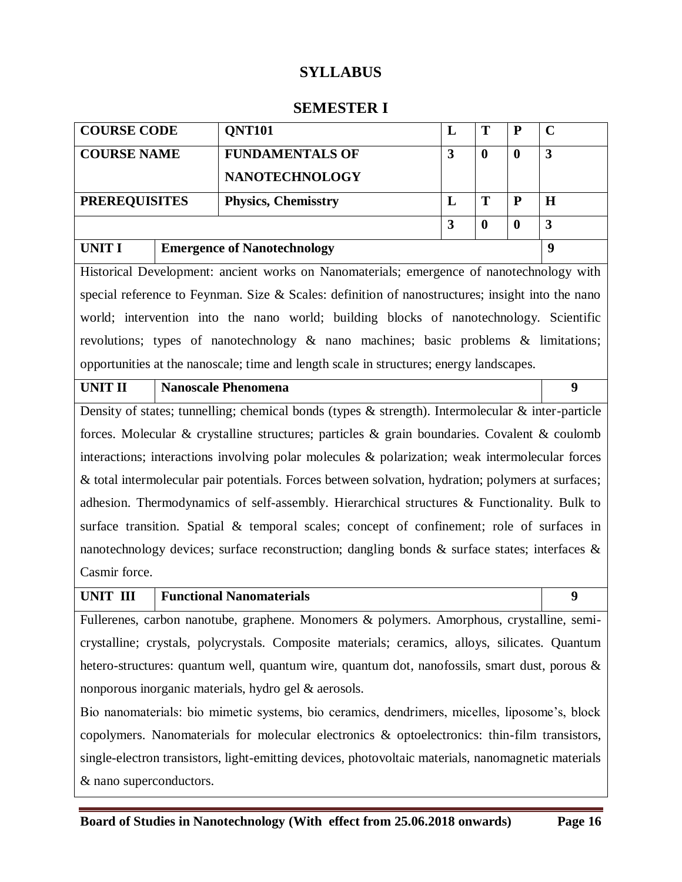# SYLLABUS

## SEMESTER I

| COURSE CODE | QNT101 | L | T | P | C |
|---|---|---|---|---|---|
| COURSE NAME | FUNDAMENTALS OF NANOTECHNOLOGY | 3 | 0 | 0 | 3 |
| PREREQUISITES | Physics, Chemisstry | L | T | P | H |
| | | 3 | 0 | 0 | 3 |

| UNIT I | Emergence of Nanotechnology | 9 |
|---|---|---|

Historical Development: ancient works on Nanomaterials; emergence of nanotechnology with special reference to Feynman. Size & Scales: definition of nanostructures; insight into the nano world; intervention into the nano world; building blocks of nanotechnology. Scientific revolutions; types of nanotechnology & nano machines; basic problems & limitations; opportunities at the nanoscale; time and length scale in structures; energy landscapes.

| UNIT II | Nanoscale Phenomena | 9 |
|---|---|---|

Density of states; tunnelling; chemical bonds (types & strength). Intermolecular & inter-particle forces. Molecular & crystalline structures; particles & grain boundaries. Covalent & coulomb interactions; interactions involving polar molecules & polarization; weak intermolecular forces & total intermolecular pair potentials. Forces between solvation, hydration; polymers at surfaces; adhesion. Thermodynamics of self-assembly. Hierarchical structures & Functionality. Bulk to surface transition. Spatial & temporal scales; concept of confinement; role of surfaces in nanotechnology devices; surface reconstruction; dangling bonds & surface states; interfaces & Casmir force.

| UNIT III | Functional Nanomaterials | 9 |
|---|---|---|

Fullerenes, carbon nanotube, graphene. Monomers & polymers. Amorphous, crystalline, semi-crystalline; crystals, polycrystals. Composite materials; ceramics, alloys, silicates. Quantum hetero-structures: quantum well, quantum wire, quantum dot, nanofossils, smart dust, porous & nonporous inorganic materials, hydro gel & aerosols.

Bio nanomaterials: bio mimetic systems, bio ceramics, dendrimers, micelles, liposome's, block copolymers. Nanomaterials for molecular electronics & optoelectronics: thin-film transistors, single-electron transistors, light-emitting devices, photovoltaic materials, nanomagnetic materials & nano superconductors.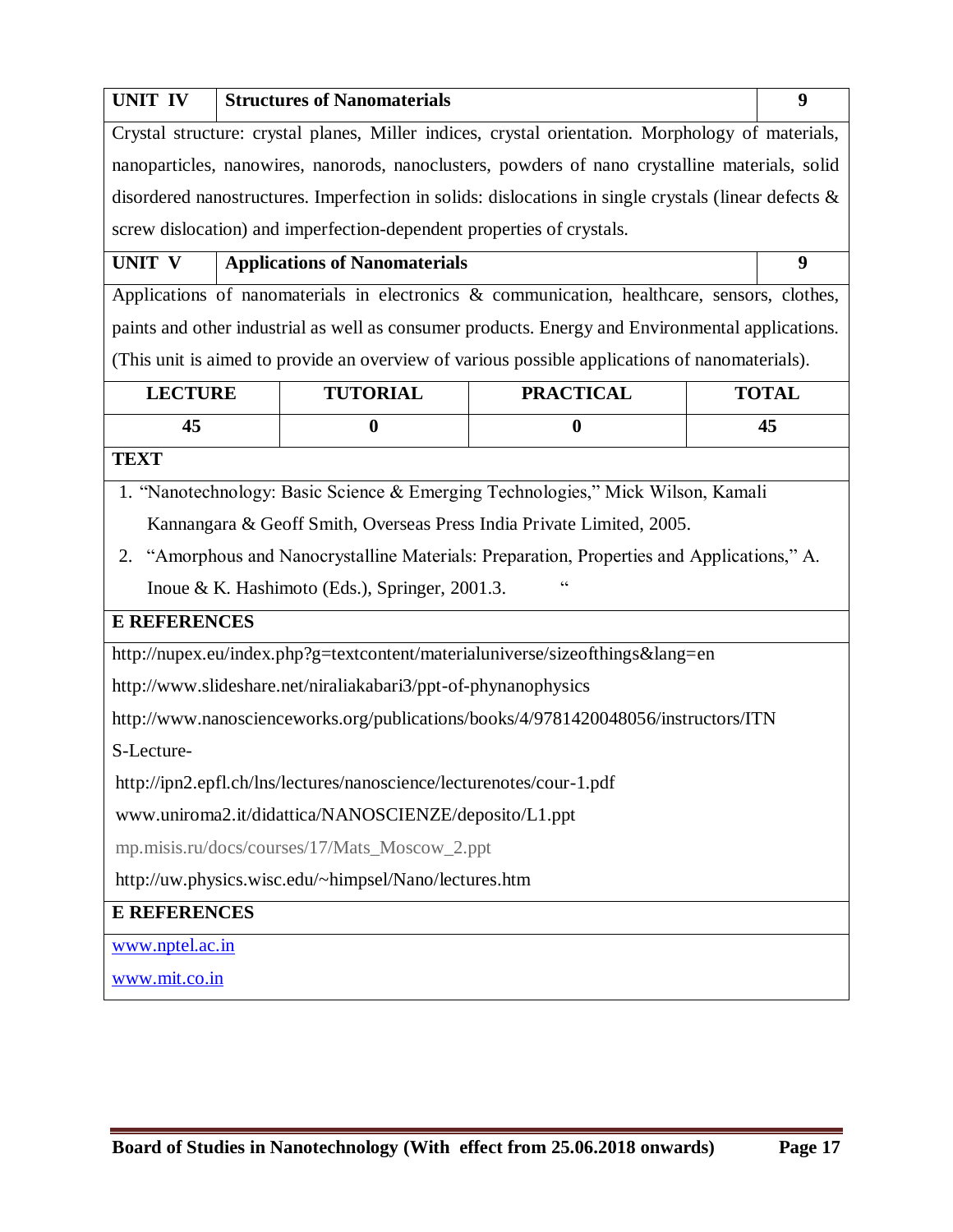| UNIT IV | Structures of Nanomaterials | 9 |
|---|---|---|

Crystal structure: crystal planes, Miller indices, crystal orientation. Morphology of materials, nanoparticles, nanowires, nanorods, nanoclusters, powders of nano crystalline materials, solid disordered nanostructures. Imperfection in solids: dislocations in single crystals (linear defects & screw dislocation) and imperfection-dependent properties of crystals.

| UNIT V | Applications of Nanomaterials | 9 |
|---|---|---|

Applications of nanomaterials in electronics & communication, healthcare, sensors, clothes, paints and other industrial as well as consumer products. Energy and Environmental applications. (This unit is aimed to provide an overview of various possible applications of nanomaterials).

| LECTURE | TUTORIAL | PRACTICAL | TOTAL |
|---|---|---|---|
| 45 | 0 | 0 | 45 |

**TEXT**

1. "Nanotechnology: Basic Science & Emerging Technologies," Mick Wilson, Kamali Kannangara & Geoff Smith, Overseas Press India Private Limited, 2005.
2. "Amorphous and Nanocrystalline Materials: Preparation, Properties and Applications," A. Inoue & K. Hashimoto (Eds.), Springer, 2001.3. "

**E REFERENCES**

http://nupex.eu/index.php?g=textcontent/materialuniverse/sizeofthings&lang=en

http://www.slideshare.net/niraliakabari3/ppt-of-phynanophysics

http://www.nanoscienceworks.org/publications/books/4/9781420048056/instructors/ITN S-Lecture-

http://ipn2.epfl.ch/lns/lectures/nanoscience/lecturenotes/cour-1.pdf

www.uniroma2.it/didattica/NANOSCIENZE/deposito/L1.ppt

mp.misis.ru/docs/courses/17/Mats_Moscow_2.ppt

http://uw.physics.wisc.edu/~himpsel/Nano/lectures.htm

**E REFERENCES**

www.nptel.ac.in

www.mit.co.in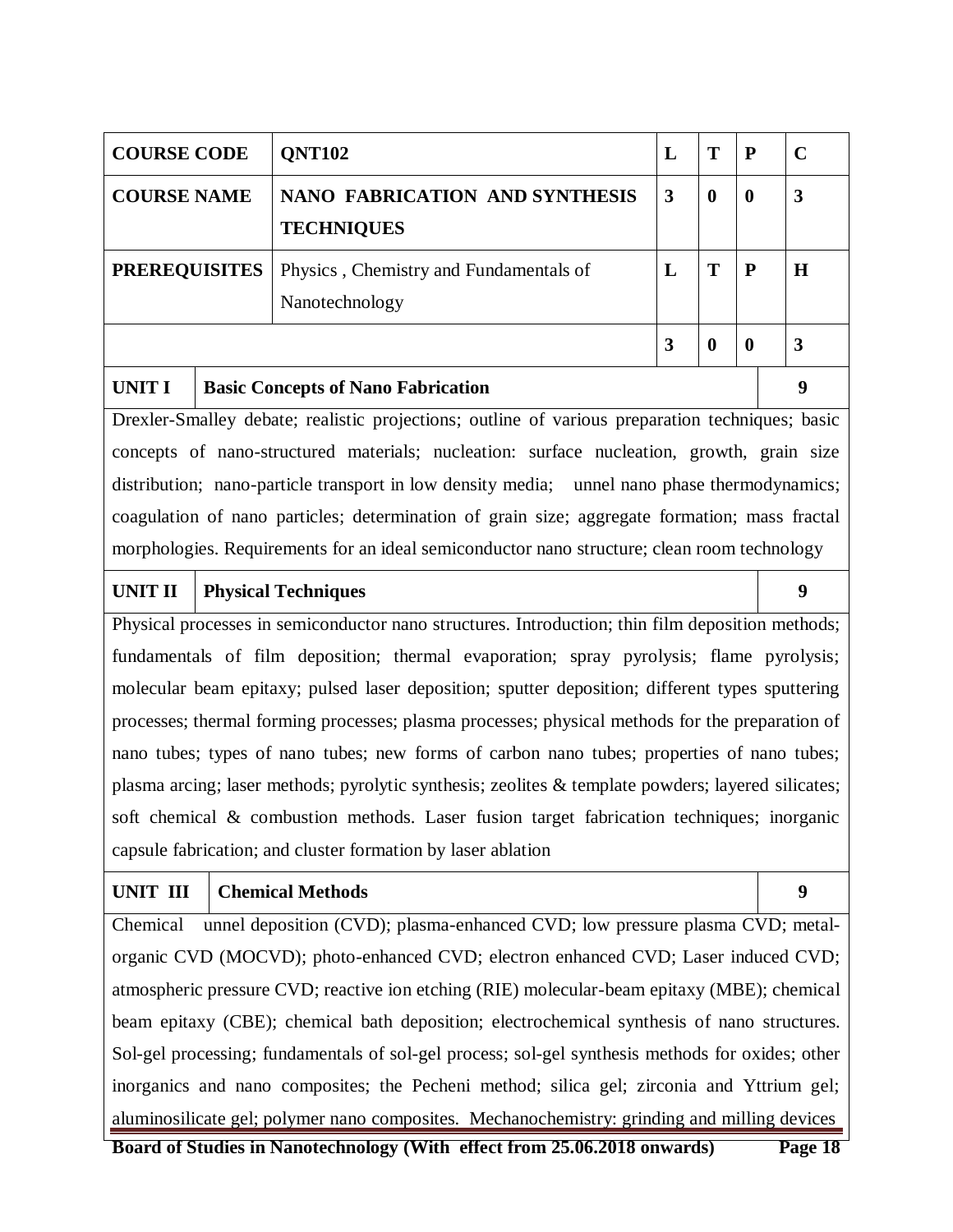| COURSE CODE | QNT102 | L | T | P | C |
|---|---|---|---|---|---|
| COURSE NAME | NANO FABRICATION AND SYNTHESIS TECHNIQUES | 3 | 0 | 0 | 3 |
| PREREQUISITES | Physics , Chemistry and Fundamentals of Nanotechnology | L | T | P | H |
| | | 3 | 0 | 0 | 3 |

| UNIT I | Basic Concepts of Nano Fabrication | 9 |
|---|---|---|

Drexler-Smalley debate; realistic projections; outline of various preparation techniques; basic concepts of nano-structured materials; nucleation: surface nucleation, growth, grain size distribution; nano-particle transport in low density media; unnel nano phase thermodynamics; coagulation of nano particles; determination of grain size; aggregate formation; mass fractal morphologies. Requirements for an ideal semiconductor nano structure; clean room technology

| UNIT II | Physical Techniques | 9 |
|---|---|---|

Physical processes in semiconductor nano structures. Introduction; thin film deposition methods; fundamentals of film deposition; thermal evaporation; spray pyrolysis; flame pyrolysis; molecular beam epitaxy; pulsed laser deposition; sputter deposition; different types sputtering processes; thermal forming processes; plasma processes; physical methods for the preparation of nano tubes; types of nano tubes; new forms of carbon nano tubes; properties of nano tubes; plasma arcing; laser methods; pyrolytic synthesis; zeolites & template powders; layered silicates; soft chemical & combustion methods. Laser fusion target fabrication techniques; inorganic capsule fabrication; and cluster formation by laser ablation

| UNIT III | Chemical Methods | 9 |
|---|---|---|

Chemical unnel deposition (CVD); plasma-enhanced CVD; low pressure plasma CVD; metal-organic CVD (MOCVD); photo-enhanced CVD; electron enhanced CVD; Laser induced CVD; atmospheric pressure CVD; reactive ion etching (RIE) molecular-beam epitaxy (MBE); chemical beam epitaxy (CBE); chemical bath deposition; electrochemical synthesis of nano structures. Sol-gel processing; fundamentals of sol-gel process; sol-gel synthesis methods for oxides; other inorganics and nano composites; the Pecheni method; silica gel; zirconia and Yttrium gel; aluminosilicate gel; polymer nano composites. Mechanochemistry: grinding and milling devices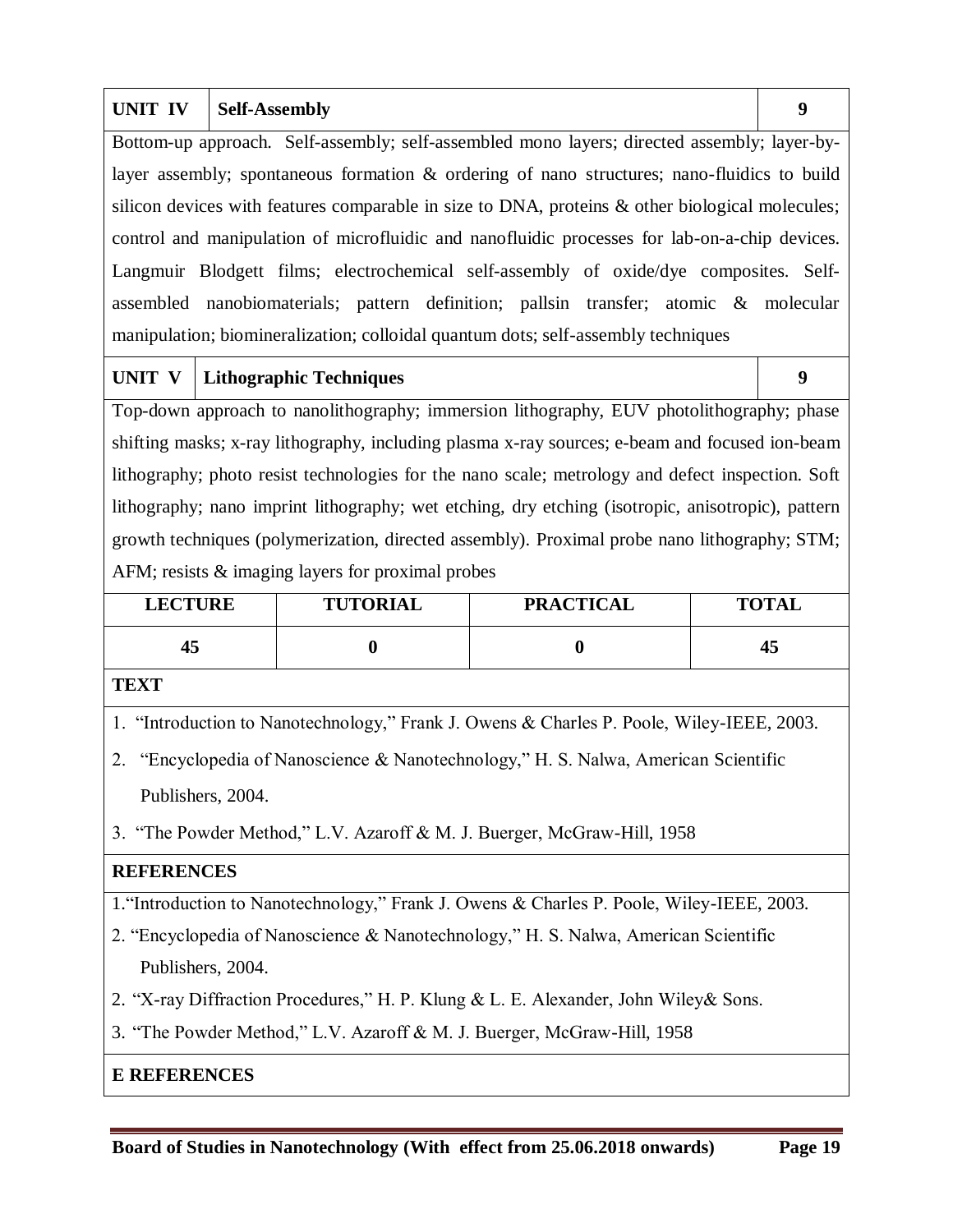| UNIT IV | Self-Assembly | 9 |
|---|---|---|

Bottom-up approach. Self-assembly; self-assembled mono layers; directed assembly; layer-by-layer assembly; spontaneous formation & ordering of nano structures; nano-fluidics to build silicon devices with features comparable in size to DNA, proteins & other biological molecules; control and manipulation of microfluidic and nanofluidic processes for lab-on-a-chip devices. Langmuir Blodgett films; electrochemical self-assembly of oxide/dye composites. Self-assembled nanobiomaterials; pattern definition; pallsin transfer; atomic & molecular manipulation; biomineralization; colloidal quantum dots; self-assembly techniques

| UNIT V | Lithographic Techniques | 9 |
|---|---|---|

Top-down approach to nanolithography; immersion lithography, EUV photolithography; phase shifting masks; x-ray lithography, including plasma x-ray sources; e-beam and focused ion-beam lithography; photo resist technologies for the nano scale; metrology and defect inspection. Soft lithography; nano imprint lithography; wet etching, dry etching (isotropic, anisotropic), pattern growth techniques (polymerization, directed assembly). Proximal probe nano lithography; STM; AFM; resists & imaging layers for proximal probes

| LECTURE | TUTORIAL | PRACTICAL | TOTAL |
|---|---|---|---|
| 45 | 0 | 0 | 45 |

**TEXT**

1. "Introduction to Nanotechnology," Frank J. Owens & Charles P. Poole, Wiley-IEEE, 2003.
2. "Encyclopedia of Nanoscience & Nanotechnology," H. S. Nalwa, American Scientific Publishers, 2004.
3. "The Powder Method," L.V. Azaroff & M. J. Buerger, McGraw-Hill, 1958

**REFERENCES**

1. "Introduction to Nanotechnology," Frank J. Owens & Charles P. Poole, Wiley-IEEE, 2003.
2. "Encyclopedia of Nanoscience & Nanotechnology," H. S. Nalwa, American Scientific Publishers, 2004.
2. "X-ray Diffraction Procedures," H. P. Klung & L. E. Alexander, John Wiley& Sons.
3. "The Powder Method," L.V. Azaroff & M. J. Buerger, McGraw-Hill, 1958

**E REFERENCES**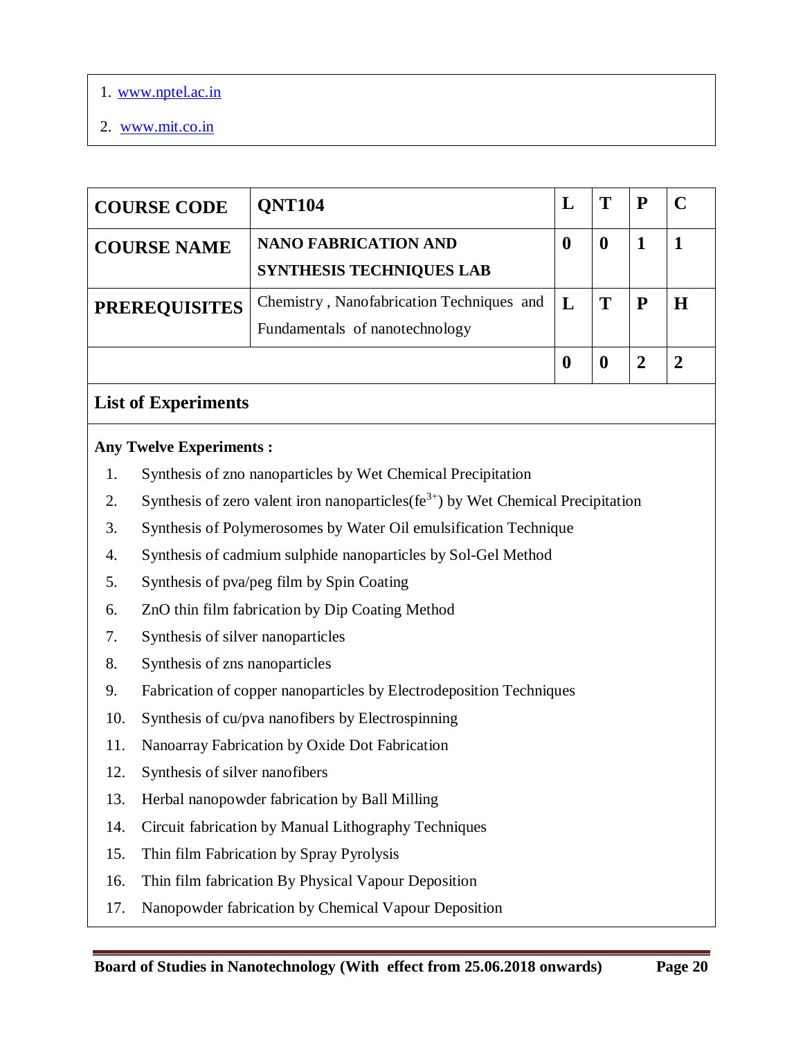1. [www.nptel.ac.in](http://www.nptel.ac.in)
2. [www.mit.co.in](http://www.mit.co.in)

| COURSE CODE | QNT104 | L | T | P | C |
|---|---|---|---|---|---|
| COURSE NAME | NANO FABRICATION AND SYNTHESIS TECHNIQUES LAB | 0 | 0 | 1 | 1 |
| PREREQUISITES | Chemistry , Nanofabrication Techniques and Fundamentals of nanotechnology | L | T | P | H |
| | | 0 | 0 | 2 | 2 |

## List of Experiments

**Any Twelve Experiments :**

1. Synthesis of zno nanoparticles by Wet Chemical Precipitation
2. Synthesis of zero valent iron nanoparticles($fe^{3+}$) by Wet Chemical Precipitation
3. Synthesis of Polymerosomes by Water Oil emulsification Technique
4. Synthesis of cadmium sulphide nanoparticles by Sol-Gel Method
5. Synthesis of pva/peg film by Spin Coating
6. ZnO thin film fabrication by Dip Coating Method
7. Synthesis of silver nanoparticles
8. Synthesis of zns nanoparticles
9. Fabrication of copper nanoparticles by Electrodeposition Techniques
10. Synthesis of cu/pva nanofibers by Electrospinning
11. Nanoarray Fabrication by Oxide Dot Fabrication
12. Synthesis of silver nanofibers
13. Herbal nanopowder fabrication by Ball Milling
14. Circuit fabrication by Manual Lithography Techniques
15. Thin film Fabrication by Spray Pyrolysis
16. Thin film fabrication By Physical Vapour Deposition
17. Nanopowder fabrication by Chemical Vapour Deposition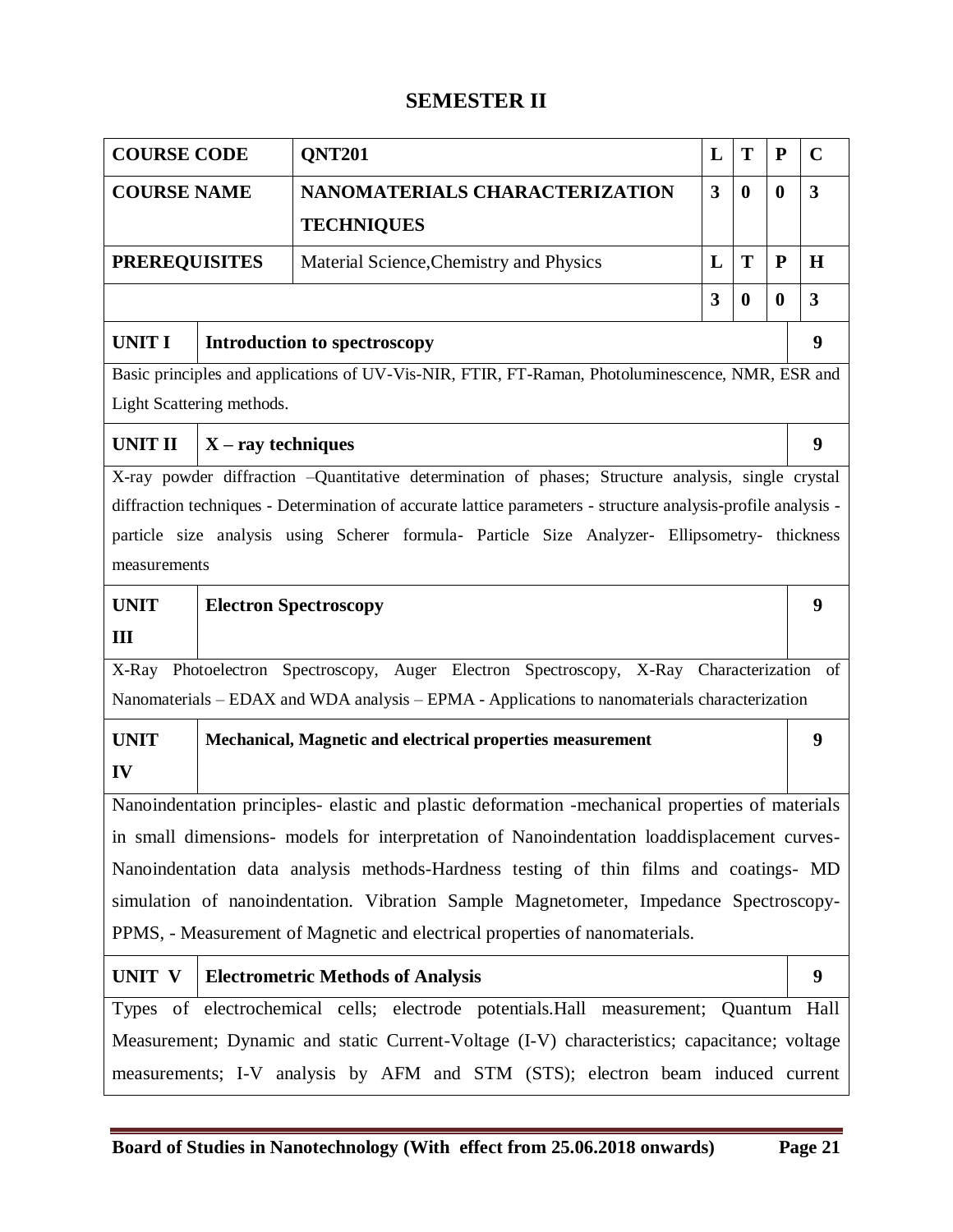## SEMESTER II

| COURSE CODE | QNT201 | L | T | P | C |
|---|---|---|---|---|---|
| COURSE NAME | NANOMATERIALS CHARACTERIZATION TECHNIQUES | 3 | 0 | 0 | 3 |
| PREREQUISITES | Material Science,Chemistry and Physics | L | T | P | H |
| | | 3 | 0 | 0 | 3 |

| UNIT I | Introduction to spectroscopy | 9 |
|---|---|---|

Basic principles and applications of UV-Vis-NIR, FTIR, FT-Raman, Photoluminescence, NMR, ESR and Light Scattering methods.

| UNIT II | X – ray techniques | 9 |
|---|---|---|

X-ray powder diffraction –Quantitative determination of phases; Structure analysis, single crystal diffraction techniques - Determination of accurate lattice parameters - structure analysis-profile analysis - particle size analysis using Scherer formula- Particle Size Analyzer- Ellipsometry- thickness measurements

| UNIT III | Electron Spectroscopy | 9 |
|---|---|---|

X-Ray Photoelectron Spectroscopy, Auger Electron Spectroscopy, X-Ray Characterization of Nanomaterials – EDAX and WDA analysis – EPMA - Applications to nanomaterials characterization

| UNIT IV | Mechanical, Magnetic and electrical properties measurement | 9 |
|---|---|---|

Nanoindentation principles- elastic and plastic deformation -mechanical properties of materials in small dimensions- models for interpretation of Nanoindentation loaddisplacement curves-Nanoindentation data analysis methods-Hardness testing of thin films and coatings- MD simulation of nanoindentation. Vibration Sample Magnetometer, Impedance Spectroscopy-PPMS, - Measurement of Magnetic and electrical properties of nanomaterials.

| UNIT V | Electrometric Methods of Analysis | 9 |
|---|---|---|

Types of electrochemical cells; electrode potentials.Hall measurement; Quantum Hall Measurement; Dynamic and static Current-Voltage (I-V) characteristics; capacitance; voltage measurements; I-V analysis by AFM and STM (STS); electron beam induced current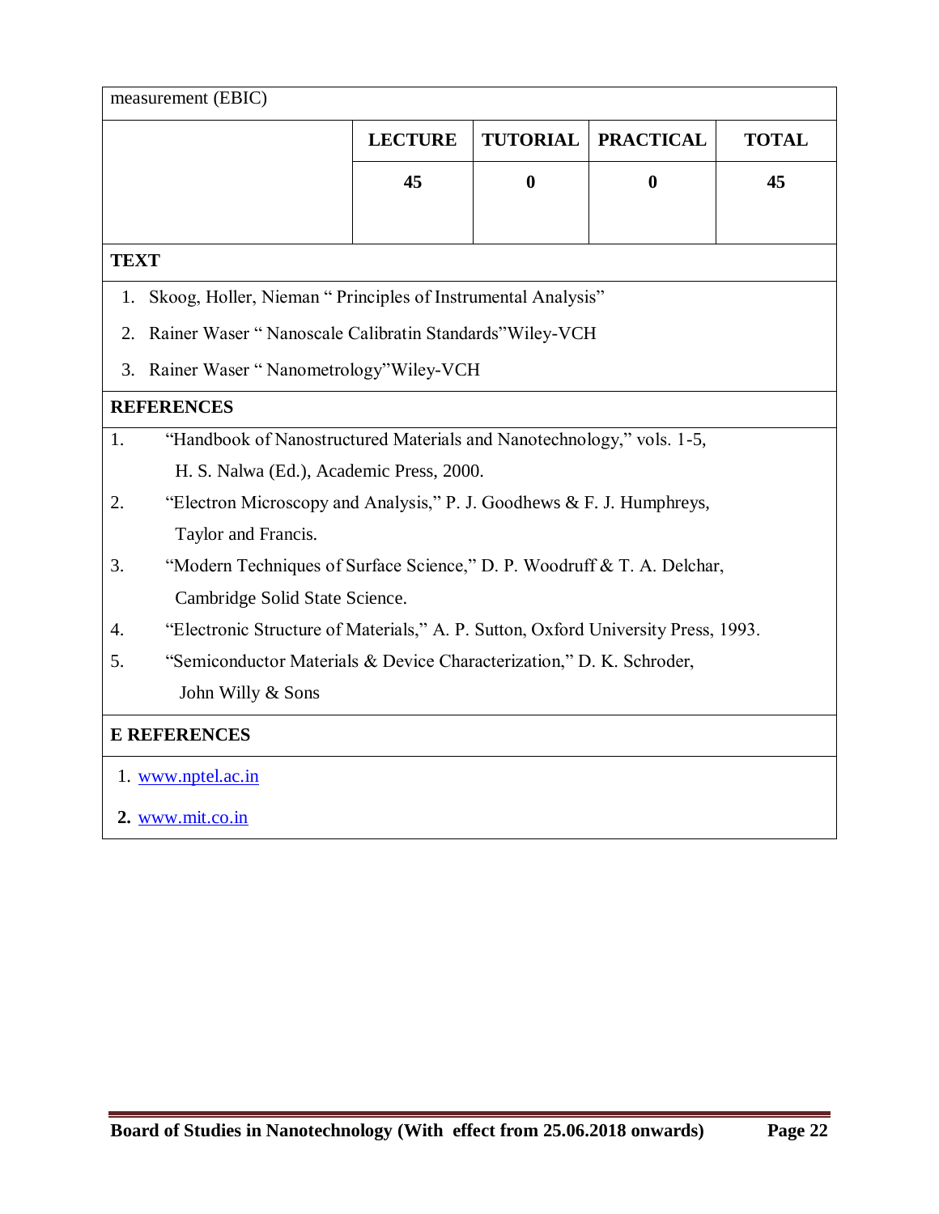measurement (EBIC)

| | LECTURE | TUTORIAL | PRACTICAL | TOTAL |
|---|---|---|---|---|
| | 45 | 0 | 0 | 45 |

**TEXT**

1. Skoog, Holler, Nieman " Principles of Instrumental Analysis"
2. Rainer Waser " Nanoscale Calibratin Standards"Wiley-VCH
3. Rainer Waser " Nanometrology"Wiley-VCH

**REFERENCES**

1. "Handbook of Nanostructured Materials and Nanotechnology," vols. 1-5, H. S. Nalwa (Ed.), Academic Press, 2000.
2. "Electron Microscopy and Analysis," P. J. Goodhews & F. J. Humphreys, Taylor and Francis.
3. "Modern Techniques of Surface Science," D. P. Woodruff & T. A. Delchar, Cambridge Solid State Science.
4. "Electronic Structure of Materials," A. P. Sutton, Oxford University Press, 1993.
5. "Semiconductor Materials & Device Characterization," D. K. Schroder, John Willy & Sons

**E REFERENCES**

1. www.nptel.ac.in
2. www.mit.co.in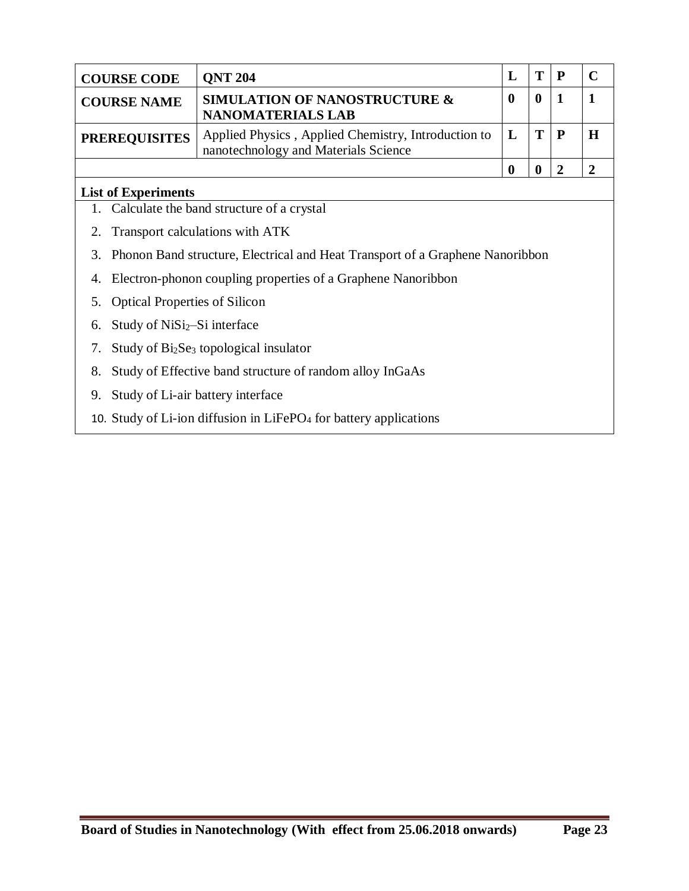| COURSE CODE | QNT 204 | L | T | P | C |
|---|---|---|---|---|---|
| COURSE NAME | **SIMULATION OF NANOSTRUCTURE & NANOMATERIALS LAB** | 0 | 0 | 1 | 1 |
| PREREQUISITES | Applied Physics , Applied Chemistry, Introduction to nanotechnology and Materials Science | L | T | P | H |
| | | 0 | 0 | 2 | 2 |

**List of Experiments**

1. Calculate the band structure of a crystal
2. Transport calculations with ATK
3. Phonon Band structure, Electrical and Heat Transport of a Graphene Nanoribbon
4. Electron-phonon coupling properties of a Graphene Nanoribbon
5. Optical Properties of Silicon
6. Study of $NiSi_2$–Si interface
7. Study of $Bi_2Se_3$ topological insulator
8. Study of Effective band structure of random alloy InGaAs
9. Study of Li-air battery interface
10. Study of Li-ion diffusion in $LiFePO_4$ for battery applications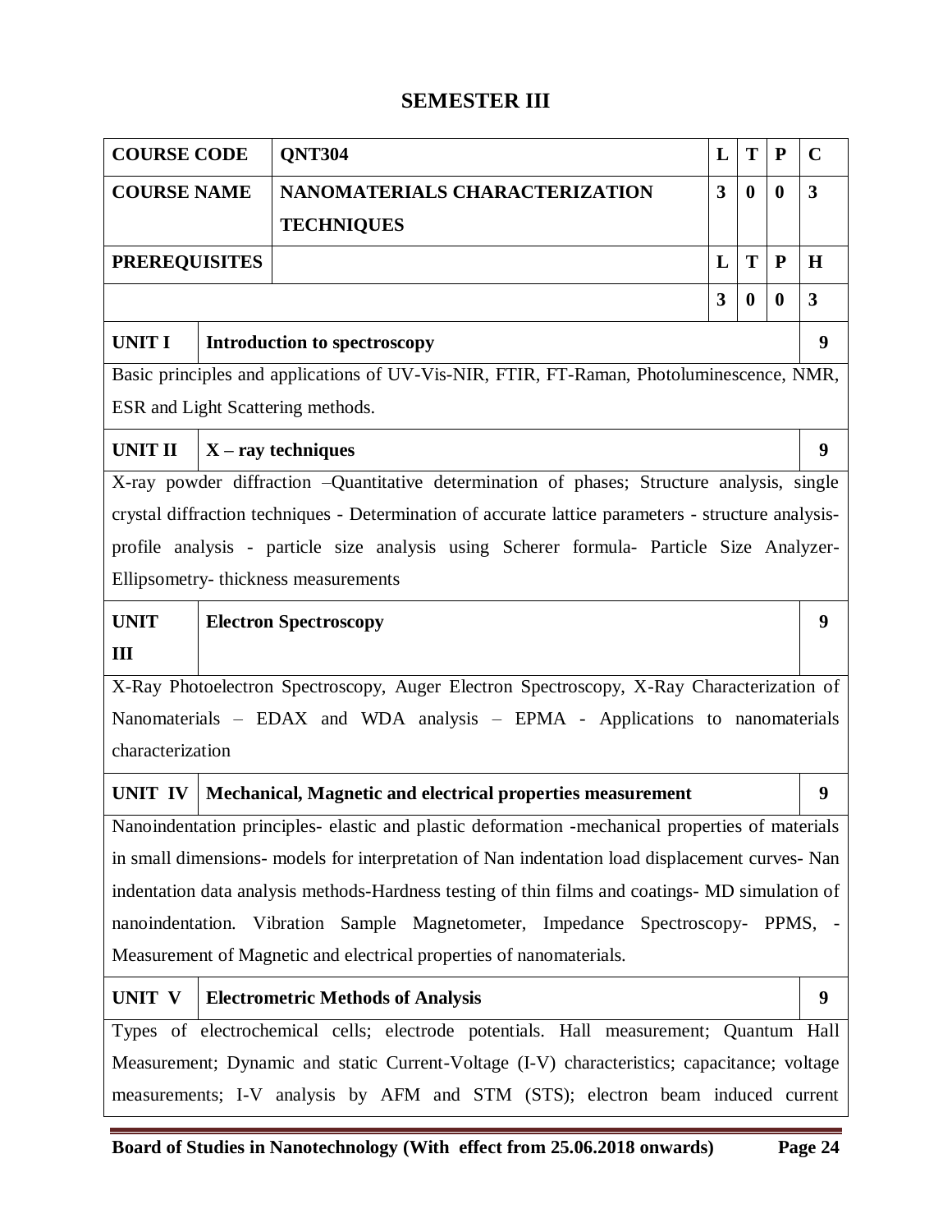## SEMESTER III

| COURSE CODE | QNT304 | L | T | P | C |
|---|---|---|---|---|---|
| COURSE NAME | NANOMATERIALS CHARACTERIZATION TECHNIQUES | 3 | 0 | 0 | 3 |
| PREREQUISITES | | L | T | P | H |
| | | 3 | 0 | 0 | 3 |

| UNIT I | Introduction to spectroscopy | 9 |
|---|---|---|

Basic principles and applications of UV-Vis-NIR, FTIR, FT-Raman, Photoluminescence, NMR, ESR and Light Scattering methods.

| UNIT II | X – ray techniques | 9 |
|---|---|---|

X-ray powder diffraction –Quantitative determination of phases; Structure analysis, single crystal diffraction techniques - Determination of accurate lattice parameters - structure analysis-profile analysis - particle size analysis using Scherer formula- Particle Size Analyzer-Ellipsometry- thickness measurements

| UNIT III | Electron Spectroscopy | 9 |
|---|---|---|

X-Ray Photoelectron Spectroscopy, Auger Electron Spectroscopy, X-Ray Characterization of Nanomaterials – EDAX and WDA analysis – EPMA - Applications to nanomaterials characterization

| UNIT IV | Mechanical, Magnetic and electrical properties measurement | 9 |
|---|---|---|

Nanoindentation principles- elastic and plastic deformation -mechanical properties of materials in small dimensions- models for interpretation of Nan indentation load displacement curves- Nan indentation data analysis methods-Hardness testing of thin films and coatings- MD simulation of nanoindentation. Vibration Sample Magnetometer, Impedance Spectroscopy- PPMS, -Measurement of Magnetic and electrical properties of nanomaterials.

| UNIT V | Electrometric Methods of Analysis | 9 |
|---|---|---|

Types of electrochemical cells; electrode potentials. Hall measurement; Quantum Hall Measurement; Dynamic and static Current-Voltage (I-V) characteristics; capacitance; voltage measurements; I-V analysis by AFM and STM (STS); electron beam induced current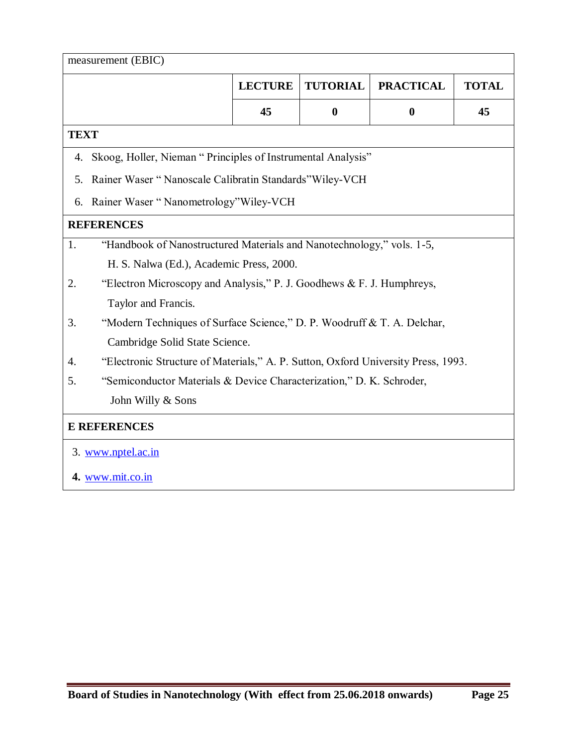measurement (EBIC)

| | LECTURE | TUTORIAL | PRACTICAL | TOTAL |
|---|---|---|---|---|
| | 45 | 0 | 0 | 45 |

**TEXT**

4. Skoog, Holler, Nieman “ Principles of Instrumental Analysis”
5. Rainer Waser “ Nanoscale Calibratin Standards”Wiley-VCH
6. Rainer Waser “ Nanometrology”Wiley-VCH

**REFERENCES**

1. “Handbook of Nanostructured Materials and Nanotechnology,” vols. 1-5, H. S. Nalwa (Ed.), Academic Press, 2000.
2. “Electron Microscopy and Analysis,” P. J. Goodhews & F. J. Humphreys, Taylor and Francis.
3. “Modern Techniques of Surface Science,” D. P. Woodruff & T. A. Delchar, Cambridge Solid State Science.
4. “Electronic Structure of Materials,” A. P. Sutton, Oxford University Press, 1993.
5. “Semiconductor Materials & Device Characterization,” D. K. Schroder, John Willy & Sons

**E REFERENCES**

3. www.nptel.ac.in
4. **www.mit.co.in**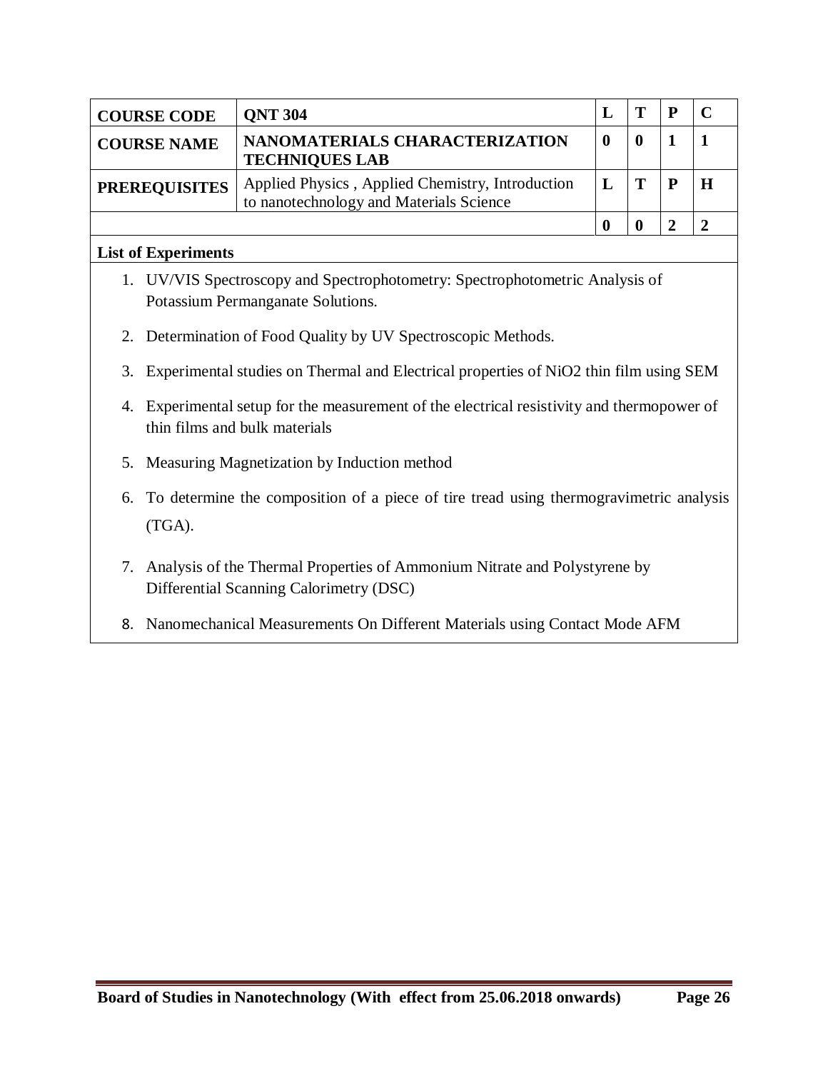| COURSE CODE | QNT 304 | L | T | P | C |
|---|---|---|---|---|---|
| COURSE NAME | NANOMATERIALS CHARACTERIZATION TECHNIQUES LAB | 0 | 0 | 1 | 1 |
| PREREQUISITES | Applied Physics , Applied Chemistry, Introduction to nanotechnology and Materials Science | L | T | P | H |
| | | 0 | 0 | 2 | 2 |

**List of Experiments**

1. UV/VIS Spectroscopy and Spectrophotometry: Spectrophotometric Analysis of Potassium Permanganate Solutions.
2. Determination of Food Quality by UV Spectroscopic Methods.
3. Experimental studies on Thermal and Electrical properties of NiO2 thin film using SEM
4. Experimental setup for the measurement of the electrical resistivity and thermopower of thin films and bulk materials
5. Measuring Magnetization by Induction method
6. To determine the composition of a piece of tire tread using thermogravimetric analysis (TGA).
7. Analysis of the Thermal Properties of Ammonium Nitrate and Polystyrene by Differential Scanning Calorimetry (DSC)
8. Nanomechanical Measurements On Different Materials using Contact Mode AFM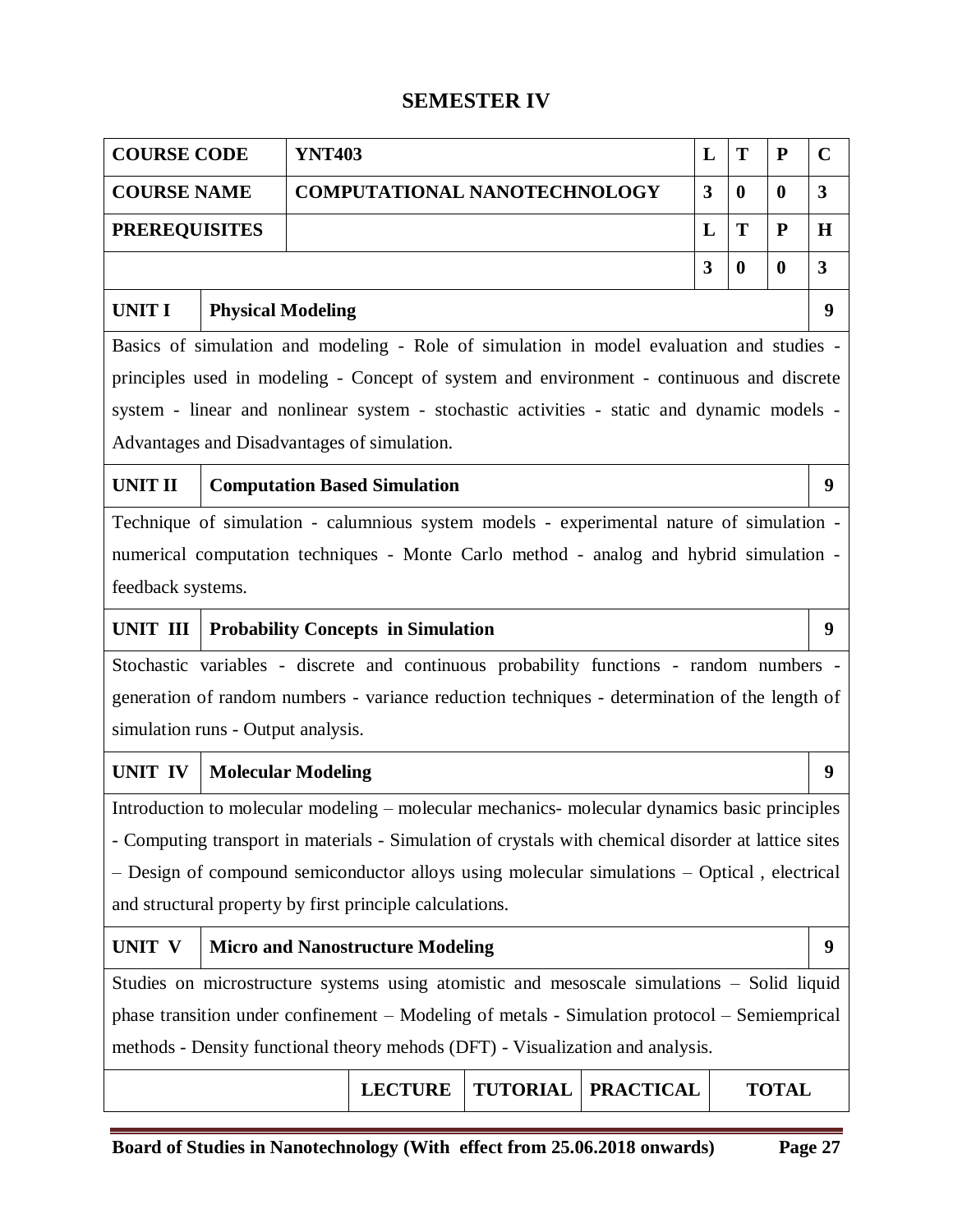## SEMESTER IV

| COURSE CODE | YNT403 | L | T | P | C |
|---|---|---|---|---|---|
| COURSE NAME | COMPUTATIONAL NANOTECHNOLOGY | 3 | 0 | 0 | 3 |
| PREREQUISITES | | L | T | P | H |
| | | 3 | 0 | 0 | 3 |

| UNIT I | Physical Modeling | 9 |
|---|---|---|

Basics of simulation and modeling - Role of simulation in model evaluation and studies - principles used in modeling - Concept of system and environment - continuous and discrete system - linear and nonlinear system - stochastic activities - static and dynamic models - Advantages and Disadvantages of simulation.

| UNIT II | Computation Based Simulation | 9 |
|---|---|---|

Technique of simulation - calumnious system models - experimental nature of simulation - numerical computation techniques - Monte Carlo method - analog and hybrid simulation - feedback systems.

| UNIT III | Probability Concepts in Simulation | 9 |
|---|---|---|

Stochastic variables - discrete and continuous probability functions - random numbers - generation of random numbers - variance reduction techniques - determination of the length of simulation runs - Output analysis.

| UNIT IV | Molecular Modeling | 9 |
|---|---|---|

Introduction to molecular modeling – molecular mechanics- molecular dynamics basic principles - Computing transport in materials - Simulation of crystals with chemical disorder at lattice sites – Design of compound semiconductor alloys using molecular simulations – Optical , electrical and structural property by first principle calculations.

| UNIT V | Micro and Nanostructure Modeling | 9 |
|---|---|---|

Studies on microstructure systems using atomistic and mesoscale simulations – Solid liquid phase transition under confinement – Modeling of metals - Simulation protocol – Semiemprical methods - Density functional theory mehods (DFT) - Visualization and analysis.

| | LECTURE | TUTORIAL | PRACTICAL | TOTAL |
|---|---|---|---|---|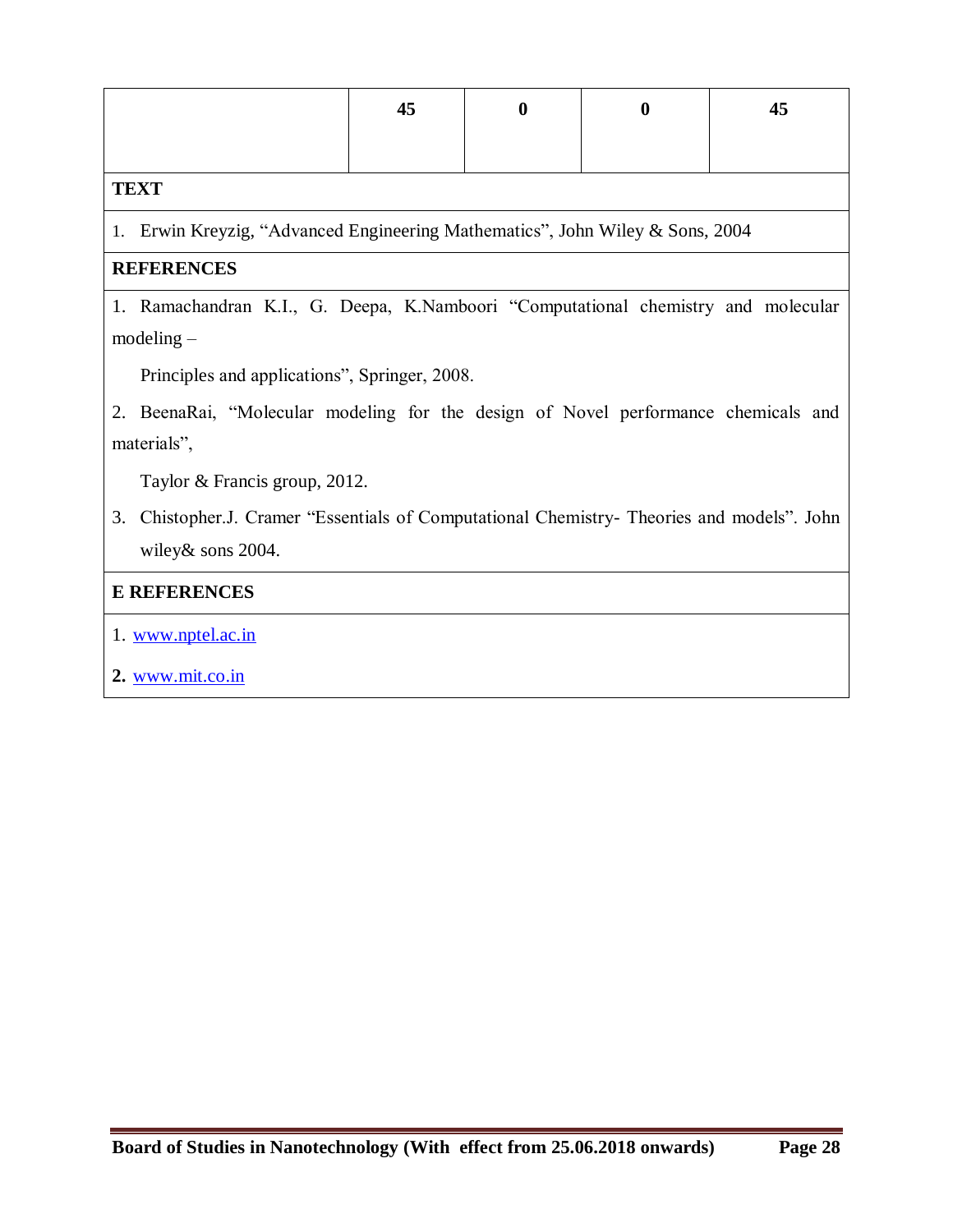|  | 45 | 0 | 0 | 45 |
|---|---|---|---|---|

**TEXT**

1. Erwin Kreyzig, “Advanced Engineering Mathematics”, John Wiley & Sons, 2004

**REFERENCES**

1. Ramachandran K.I., G. Deepa, K.Namboori “Computational chemistry and molecular modeling – Principles and applications”, Springer, 2008.
2. BeenaRai, “Molecular modeling for the design of Novel performance chemicals and materials”, Taylor & Francis group, 2012.
3. Chistopher.J. Cramer “Essentials of Computational Chemistry- Theories and models”. John wiley& sons 2004.

**E REFERENCES**

1. www.nptel.ac.in
2. www.mit.co.in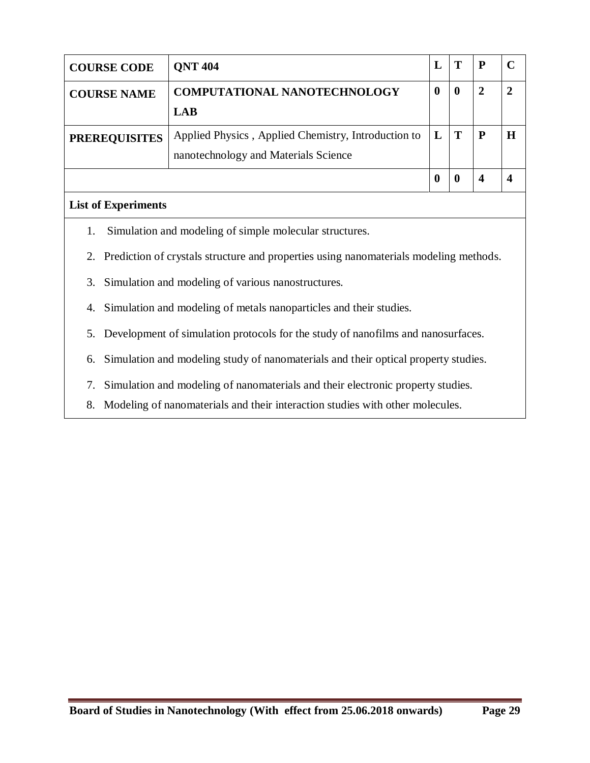| COURSE CODE | QNT 404 | L | T | P | C |
|---|---|---|---|---|---|
| **COURSE NAME** | **COMPUTATIONAL NANOTECHNOLOGY LAB** | **0** | **0** | **2** | **2** |
| **PREREQUISITES** | Applied Physics , Applied Chemistry, Introduction to nanotechnology and Materials Science | **L** | **T** | **P** | **H** |
| | | **0** | **0** | **4** | **4** |

**List of Experiments**

1. Simulation and modeling of simple molecular structures.
2. Prediction of crystals structure and properties using nanomaterials modeling methods.
3. Simulation and modeling of various nanostructures.
4. Simulation and modeling of metals nanoparticles and their studies.
5. Development of simulation protocols for the study of nanofilms and nanosurfaces.
6. Simulation and modeling study of nanomaterials and their optical property studies.
7. Simulation and modeling of nanomaterials and their electronic property studies.
8. Modeling of nanomaterials and their interaction studies with other molecules.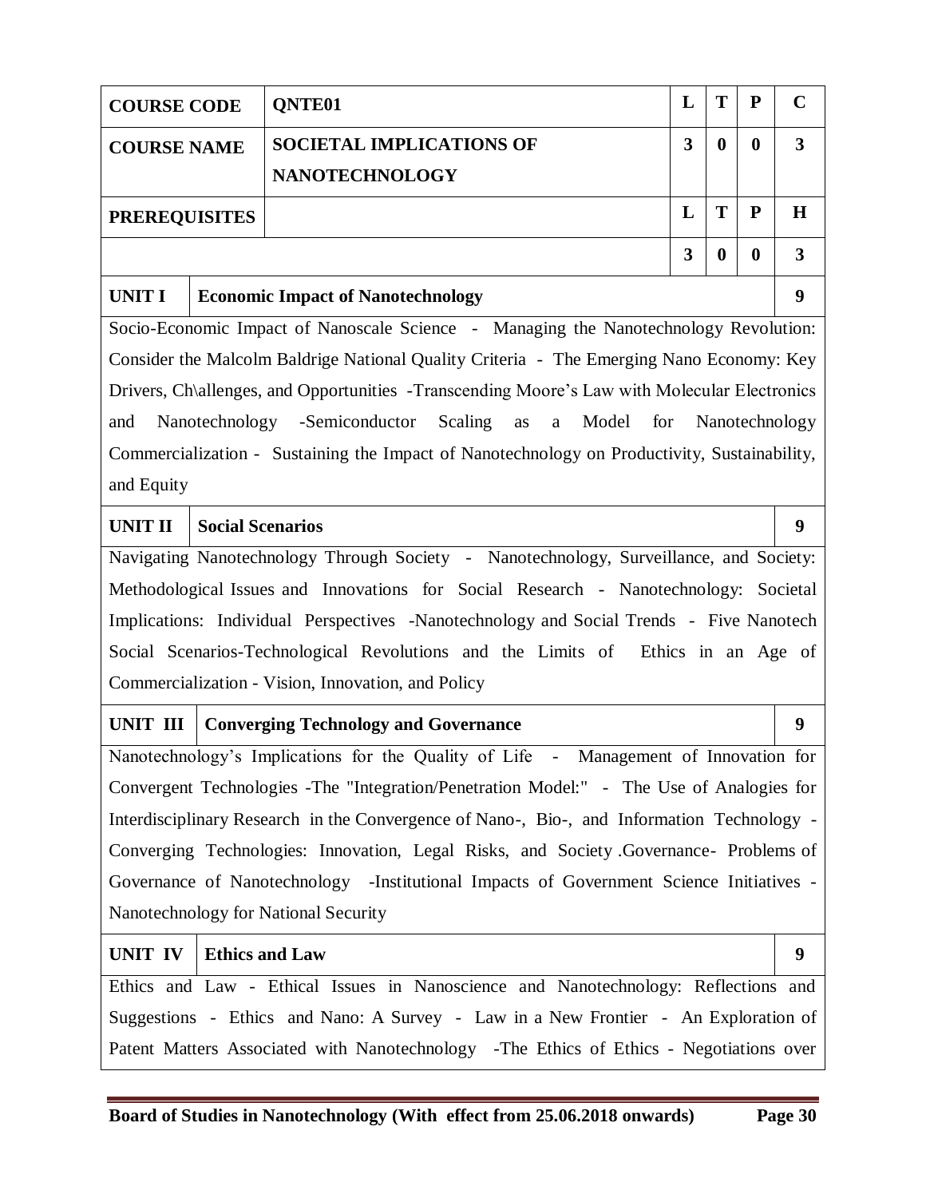| COURSE CODE | QNTE01 | L | T | P | C |
|---|---|---|---|---|---|
| COURSE NAME | SOCIETAL IMPLICATIONS OF NANOTECHNOLOGY | 3 | 0 | 0 | 3 |
| PREREQUISITES | | L | T | P | H |
| | | 3 | 0 | 0 | 3 |

| UNIT I | Economic Impact of Nanotechnology | 9 |
|---|---|---|

Socio-Economic Impact of Nanoscale Science - Managing the Nanotechnology Revolution: Consider the Malcolm Baldrige National Quality Criteria - The Emerging Nano Economy: Key Drivers, Ch\allenges, and Opportunities -Transcending Moore's Law with Molecular Electronics and Nanotechnology -Semiconductor Scaling as a Model for Nanotechnology Commercialization - Sustaining the Impact of Nanotechnology on Productivity, Sustainability, and Equity

| UNIT II | Social Scenarios | 9 |
|---|---|---|

Navigating Nanotechnology Through Society - Nanotechnology, Surveillance, and Society: Methodological Issues and Innovations for Social Research - Nanotechnology: Societal Implications: Individual Perspectives -Nanotechnology and Social Trends - Five Nanotech Social Scenarios-Technological Revolutions and the Limits of Ethics in an Age of Commercialization - Vision, Innovation, and Policy

| UNIT III | Converging Technology and Governance | 9 |
|---|---|---|

Nanotechnology's Implications for the Quality of Life - Management of Innovation for Convergent Technologies -The "Integration/Penetration Model:" - The Use of Analogies for Interdisciplinary Research in the Convergence of Nano-, Bio-, and Information Technology - Converging Technologies: Innovation, Legal Risks, and Society .Governance- Problems of Governance of Nanotechnology -Institutional Impacts of Government Science Initiatives - Nanotechnology for National Security

| UNIT IV | Ethics and Law | 9 |
|---|---|---|

Ethics and Law - Ethical Issues in Nanoscience and Nanotechnology: Reflections and Suggestions - Ethics and Nano: A Survey - Law in a New Frontier - An Exploration of Patent Matters Associated with Nanotechnology -The Ethics of Ethics - Negotiations over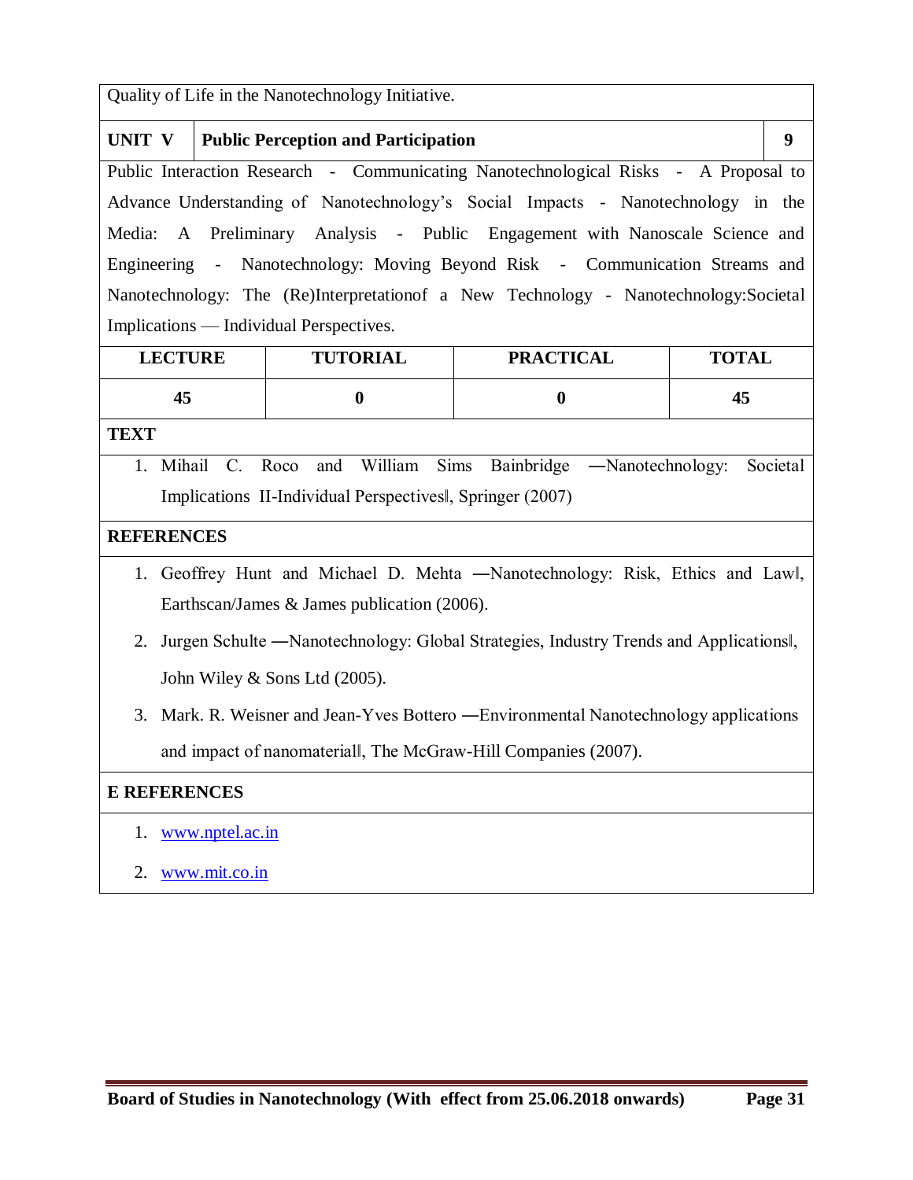Quality of Life in the Nanotechnology Initiative.

| UNIT V | Public Perception and Participation | 9 |
|---|---|---|

Public Interaction Research - Communicating Nanotechnological Risks - A Proposal to Advance Understanding of Nanotechnology's Social Impacts - Nanotechnology in the Media: A Preliminary Analysis - Public Engagement with Nanoscale Science and Engineering - Nanotechnology: Moving Beyond Risk - Communication Streams and Nanotechnology: The (Re)Interpretationof a New Technology - Nanotechnology:Societal Implications — Individual Perspectives.

| LECTURE | TUTORIAL | PRACTICAL | TOTAL |
|---|---|---|---|
| 45 | 0 | 0 | 45 |

**TEXT**

1. Mihail C. Roco and William Sims Bainbridge ―Nanotechnology: Societal Implications II-Individual Perspectives‖, Springer (2007)

**REFERENCES**

1. Geoffrey Hunt and Michael D. Mehta ―Nanotechnology: Risk, Ethics and Law‖, Earthscan/James & James publication (2006).
2. Jurgen Schulte ―Nanotechnology: Global Strategies, Industry Trends and Applications‖, John Wiley & Sons Ltd (2005).
3. Mark. R. Weisner and Jean-Yves Bottero ―Environmental Nanotechnology applications and impact of nanomaterial‖, The McGraw-Hill Companies (2007).

**E REFERENCES**

1. www.nptel.ac.in
2. www.mit.co.in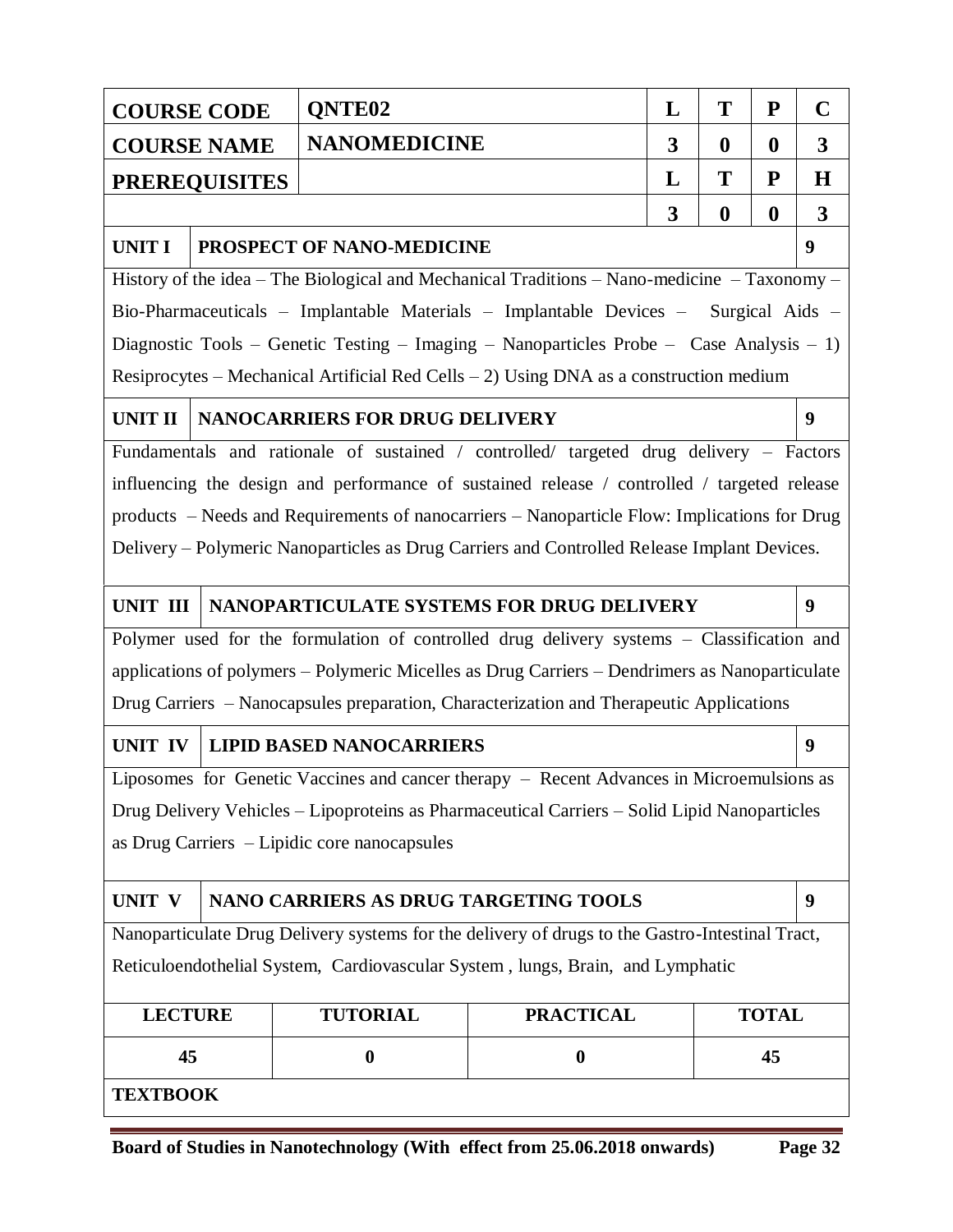| COURSE CODE | QNTE02 | L | T | P | C |
|---|---|---|---|---|---|
| COURSE NAME | NANOMEDICINE | 3 | 0 | 0 | 3 |
| PREREQUISITES | | L | T | P | H |
| | | 3 | 0 | 0 | 3 |

| UNIT I | PROSPECT OF NANO-MEDICINE | 9 |
|---|---|---|

History of the idea – The Biological and Mechanical Traditions – Nano-medicine – Taxonomy – Bio-Pharmaceuticals – Implantable Materials – Implantable Devices – Surgical Aids – Diagnostic Tools – Genetic Testing – Imaging – Nanoparticles Probe – Case Analysis – 1) Resiprocytes – Mechanical Artificial Red Cells – 2) Using DNA as a construction medium

| UNIT II | NANOCARRIERS FOR DRUG DELIVERY | 9 |
|---|---|---|

Fundamentals and rationale of sustained / controlled/ targeted drug delivery – Factors influencing the design and performance of sustained release / controlled / targeted release products – Needs and Requirements of nanocarriers – Nanoparticle Flow: Implications for Drug Delivery – Polymeric Nanoparticles as Drug Carriers and Controlled Release Implant Devices.

| UNIT III | NANOPARTICULATE SYSTEMS FOR DRUG DELIVERY | 9 |
|---|---|---|

Polymer used for the formulation of controlled drug delivery systems – Classification and applications of polymers – Polymeric Micelles as Drug Carriers – Dendrimers as Nanoparticulate Drug Carriers – Nanocapsules preparation, Characterization and Therapeutic Applications

| UNIT IV | LIPID BASED NANOCARRIERS | 9 |
|---|---|---|

Liposomes for Genetic Vaccines and cancer therapy – Recent Advances in Microemulsions as Drug Delivery Vehicles – Lipoproteins as Pharmaceutical Carriers – Solid Lipid Nanoparticles as Drug Carriers – Lipidic core nanocapsules

| UNIT V | NANO CARRIERS AS DRUG TARGETING TOOLS | 9 |
|---|---|---|

Nanoparticulate Drug Delivery systems for the delivery of drugs to the Gastro-Intestinal Tract, Reticuloendothelial System, Cardiovascular System , lungs, Brain, and Lymphatic

| LECTURE | TUTORIAL | PRACTICAL | TOTAL |
|---|---|---|---|
| 45 | 0 | 0 | 45 |

**TEXTBOOK**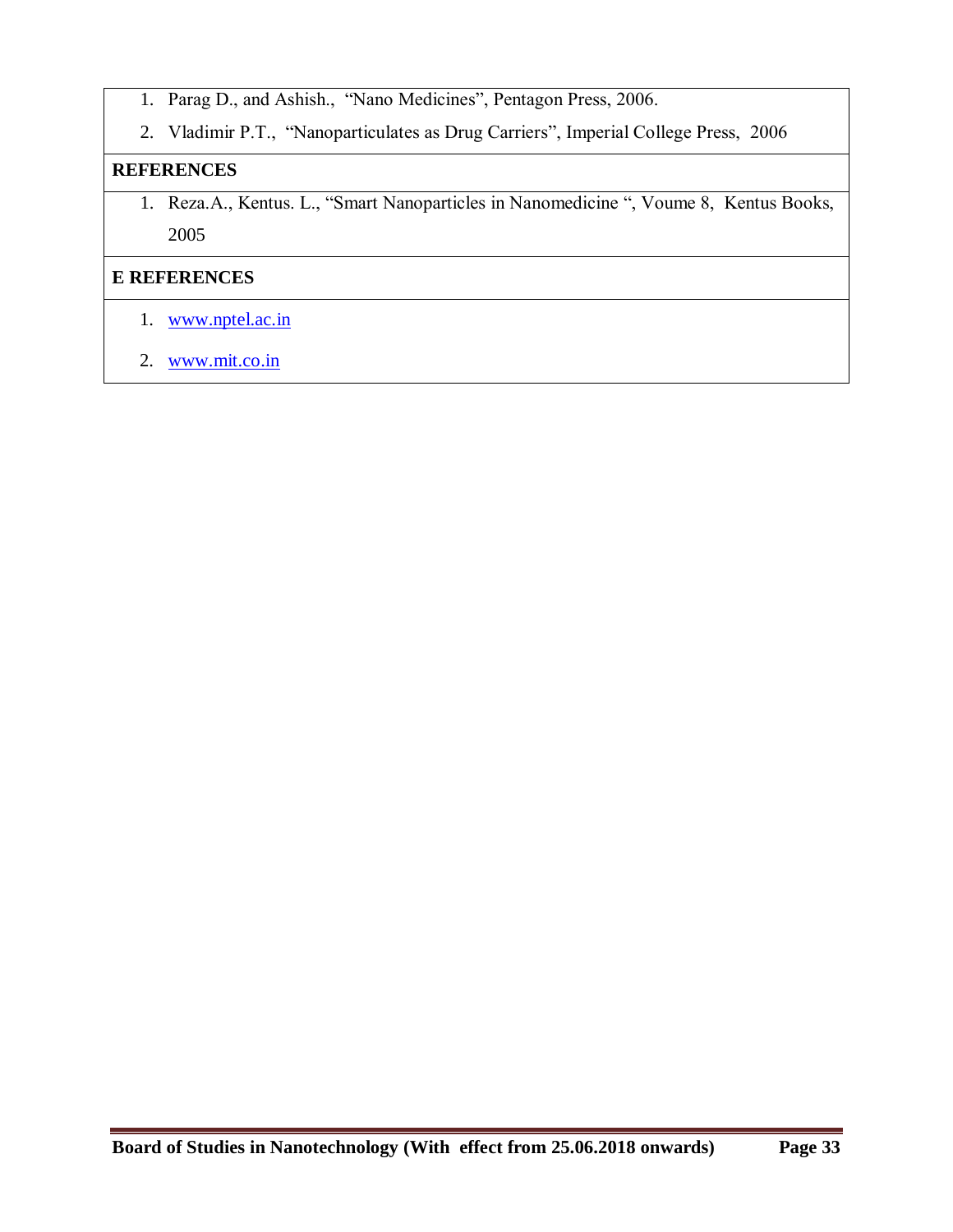1. Parag D., and Ashish., "Nano Medicines", Pentagon Press, 2006.
2. Vladimir P.T., "Nanoparticulates as Drug Carriers", Imperial College Press, 2006

**REFERENCES**

1. Reza.A., Kentus. L., "Smart Nanoparticles in Nanomedicine ", Voume 8, Kentus Books, 2005

**E REFERENCES**

1. www.nptel.ac.in
2. www.mit.co.in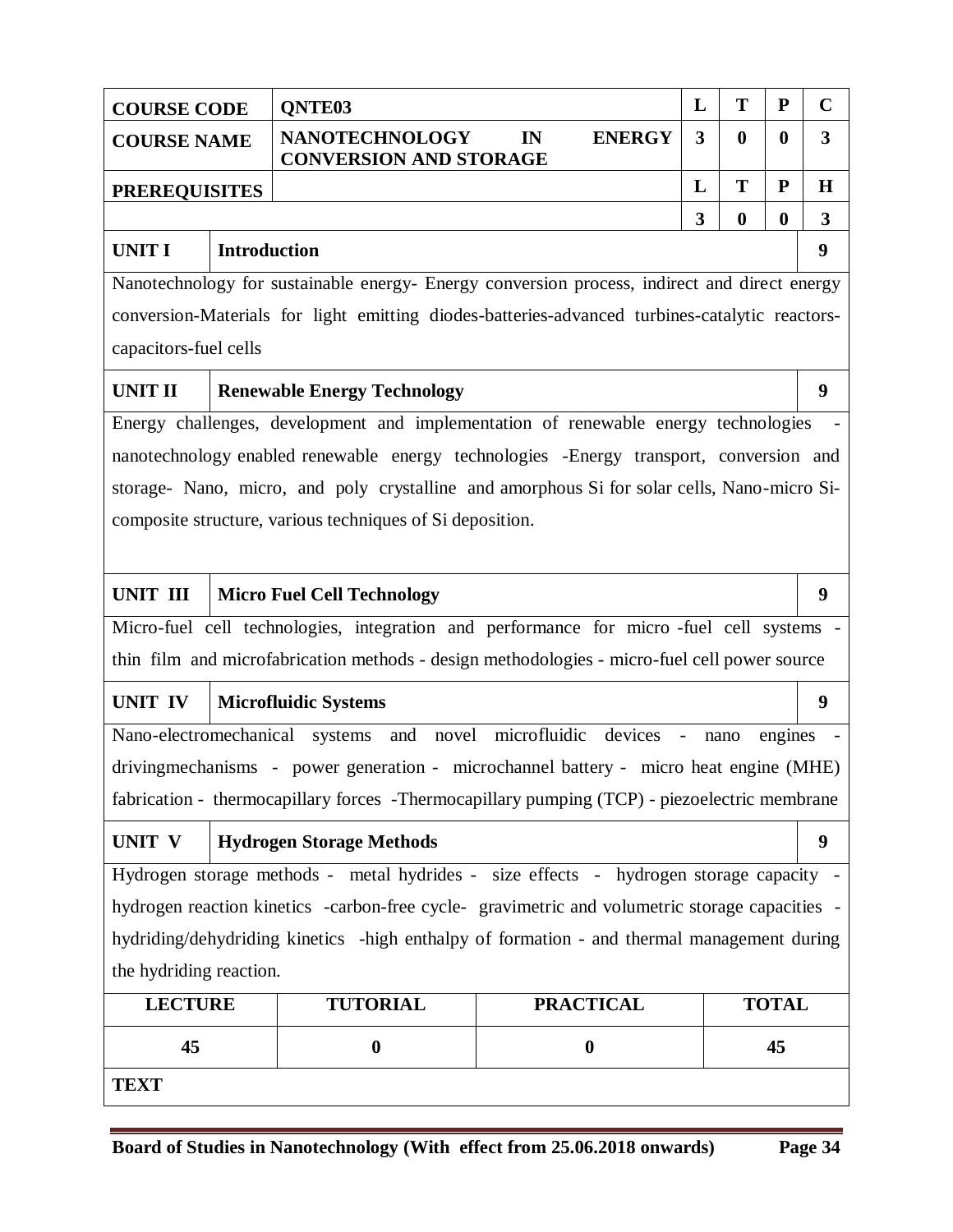| COURSE CODE | QNTE03 | L | T | P | C |
|---|---|---|---|---|---|
| COURSE NAME | NANOTECHNOLOGY IN ENERGY CONVERSION AND STORAGE | 3 | 0 | 0 | 3 |
| PREREQUISITES | | L | T | P | H |
| | | 3 | 0 | 0 | 3 |

| UNIT I | Introduction | 9 |
|---|---|---|

Nanotechnology for sustainable energy- Energy conversion process, indirect and direct energy conversion-Materials for light emitting diodes-batteries-advanced turbines-catalytic reactors-capacitors-fuel cells

| UNIT II | Renewable Energy Technology | 9 |
|---|---|---|

Energy challenges, development and implementation of renewable energy technologies - nanotechnology enabled renewable energy technologies -Energy transport, conversion and storage- Nano, micro, and poly crystalline and amorphous Si for solar cells, Nano-micro Si-composite structure, various techniques of Si deposition.

| UNIT III | Micro Fuel Cell Technology | 9 |
|---|---|---|

Micro-fuel cell technologies, integration and performance for micro -fuel cell systems - thin film and microfabrication methods - design methodologies - micro-fuel cell power source

| UNIT IV | Microfluidic Systems | 9 |
|---|---|---|

Nano-electromechanical systems and novel microfluidic devices - nano engines - drivingmechanisms - power generation - microchannel battery - micro heat engine (MHE) fabrication - thermocapillary forces -Thermocapillary pumping (TCP) - piezoelectric membrane

| UNIT V | Hydrogen Storage Methods | 9 |
|---|---|---|

Hydrogen storage methods - metal hydrides - size effects - hydrogen storage capacity - hydrogen reaction kinetics -carbon-free cycle- gravimetric and volumetric storage capacities - hydriding/dehydriding kinetics -high enthalpy of formation - and thermal management during the hydriding reaction.

| LECTURE | TUTORIAL | PRACTICAL | TOTAL |
|---|---|---|---|
| 45 | 0 | 0 | 45 |

**TEXT**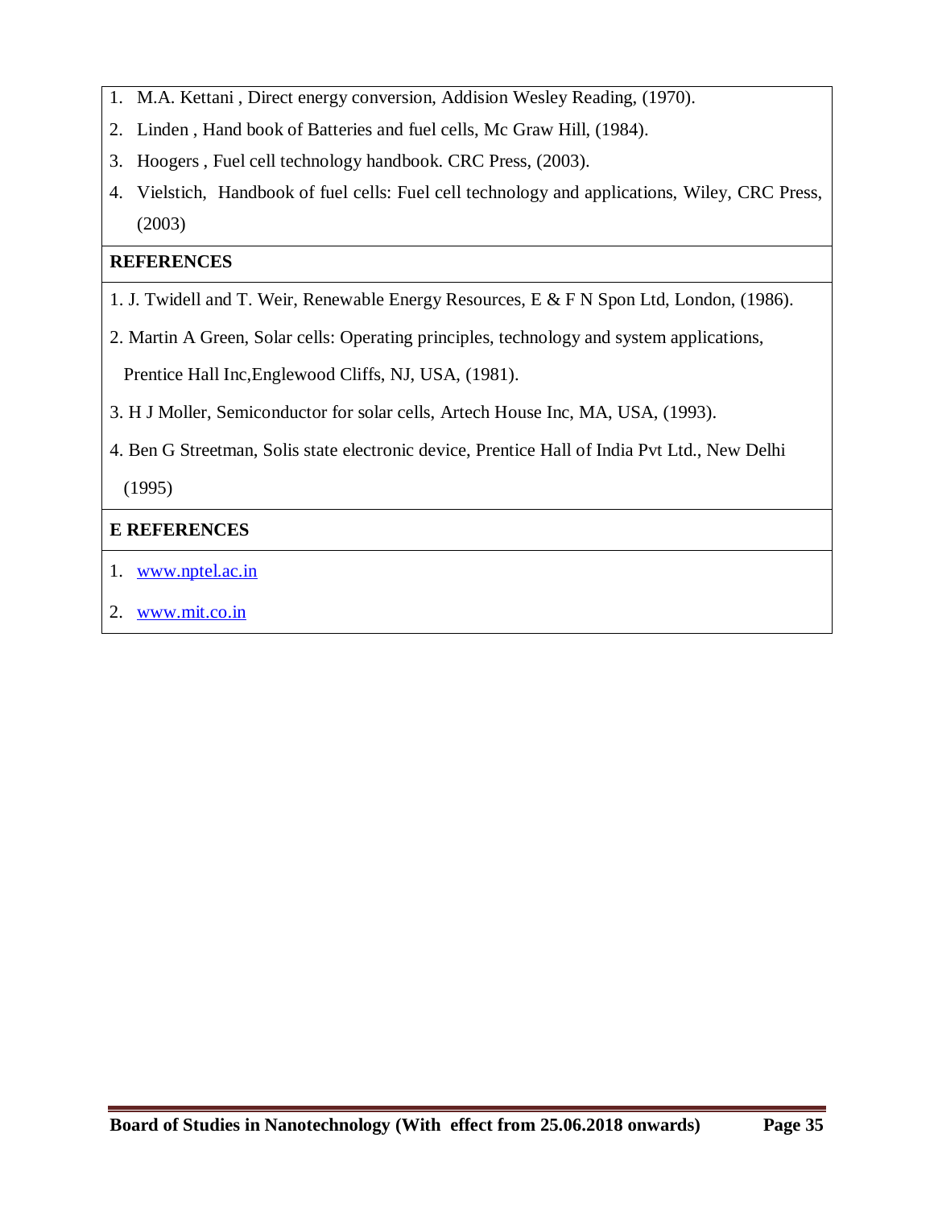1. M.A. Kettani , Direct energy conversion, Addision Wesley Reading, (1970).
2. Linden , Hand book of Batteries and fuel cells, Mc Graw Hill, (1984).
3. Hoogers , Fuel cell technology handbook. CRC Press, (2003).
4. Vielstich, Handbook of fuel cells: Fuel cell technology and applications, Wiley, CRC Press, (2003)

**REFERENCES**

1. J. Twidell and T. Weir, Renewable Energy Resources, E & F N Spon Ltd, London, (1986).
2. Martin A Green, Solar cells: Operating principles, technology and system applications, Prentice Hall Inc,Englewood Cliffs, NJ, USA, (1981).
3. H J Moller, Semiconductor for solar cells, Artech House Inc, MA, USA, (1993).
4. Ben G Streetman, Solis state electronic device, Prentice Hall of India Pvt Ltd., New Delhi (1995)

**E REFERENCES**

1. www.nptel.ac.in
2. www.mit.co.in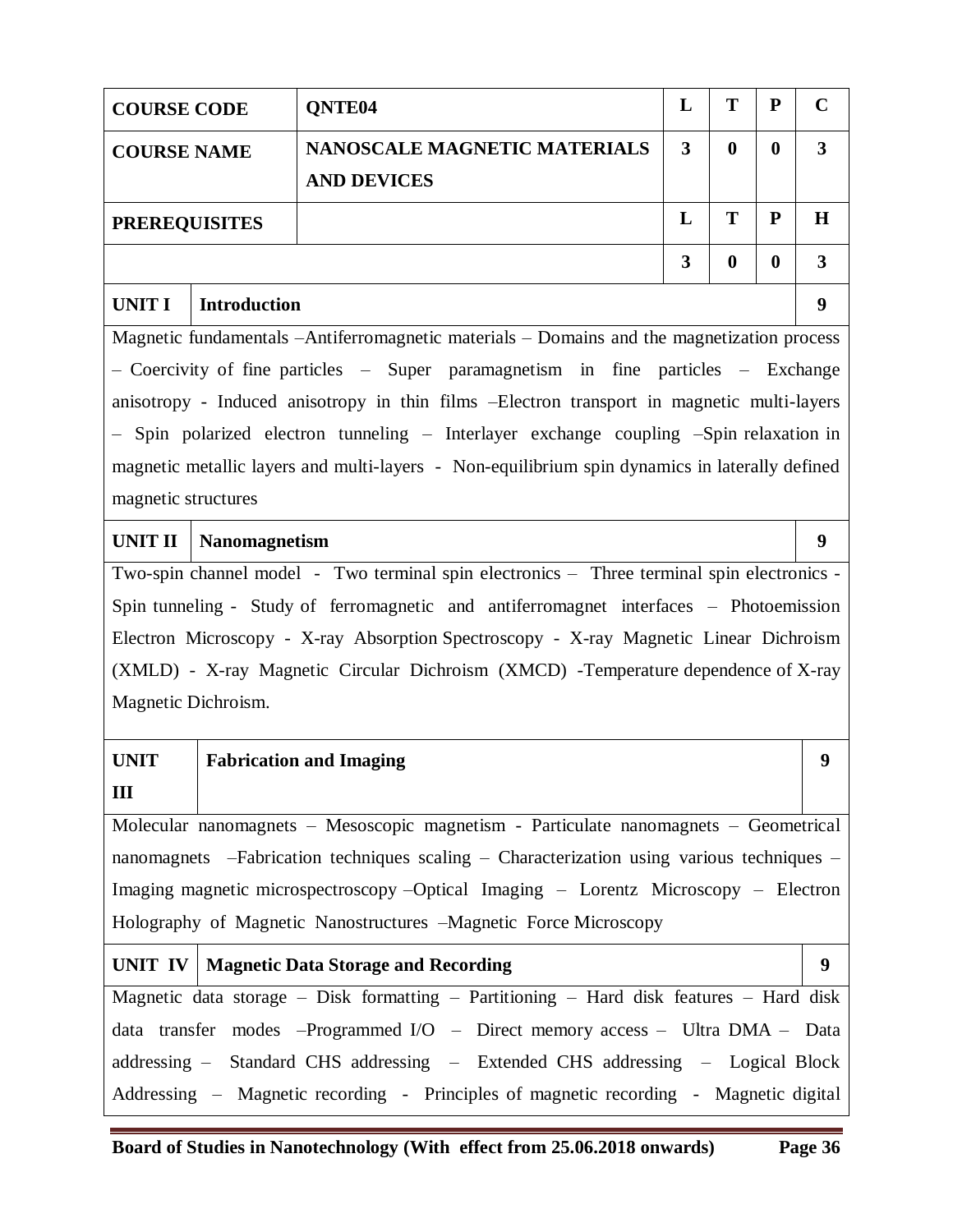| COURSE CODE | QNTE04 | L | T | P | C |
|---|---|---|---|---|---|
| COURSE NAME | NANOSCALE MAGNETIC MATERIALS AND DEVICES | 3 | 0 | 0 | 3 |
| PREREQUISITES | | L | T | P | H |
| | | 3 | 0 | 0 | 3 |

| UNIT I | Introduction | 9 |
|---|---|---|

Magnetic fundamentals –Antiferromagnetic materials – Domains and the magnetization process – Coercivity of fine particles – Super paramagnetism in fine particles – Exchange anisotropy - Induced anisotropy in thin films –Electron transport in magnetic multi-layers – Spin polarized electron tunneling – Interlayer exchange coupling –Spin relaxation in magnetic metallic layers and multi-layers - Non-equilibrium spin dynamics in laterally defined magnetic structures

| UNIT II | Nanomagnetism | 9 |
|---|---|---|

Two-spin channel model - Two terminal spin electronics – Three terminal spin electronics - Spin tunneling - Study of ferromagnetic and antiferromagnet interfaces – Photoemission Electron Microscopy - X-ray Absorption Spectroscopy - X-ray Magnetic Linear Dichroism (XMLD) - X-ray Magnetic Circular Dichroism (XMCD) -Temperature dependence of X-ray Magnetic Dichroism.

| UNIT III | Fabrication and Imaging | 9 |
|---|---|---|

Molecular nanomagnets – Mesoscopic magnetism - Particulate nanomagnets – Geometrical nanomagnets –Fabrication techniques scaling – Characterization using various techniques – Imaging magnetic microspectroscopy –Optical Imaging – Lorentz Microscopy – Electron Holography of Magnetic Nanostructures –Magnetic Force Microscopy

| UNIT IV | Magnetic Data Storage and Recording | 9 |
|---|---|---|

Magnetic data storage – Disk formatting – Partitioning – Hard disk features – Hard disk data transfer modes –Programmed I/O – Direct memory access – Ultra DMA – Data addressing – Standard CHS addressing – Extended CHS addressing – Logical Block Addressing – Magnetic recording - Principles of magnetic recording - Magnetic digital

**Board of Studies in Nanotechnology (With effect from 25.06.2018 onwards)**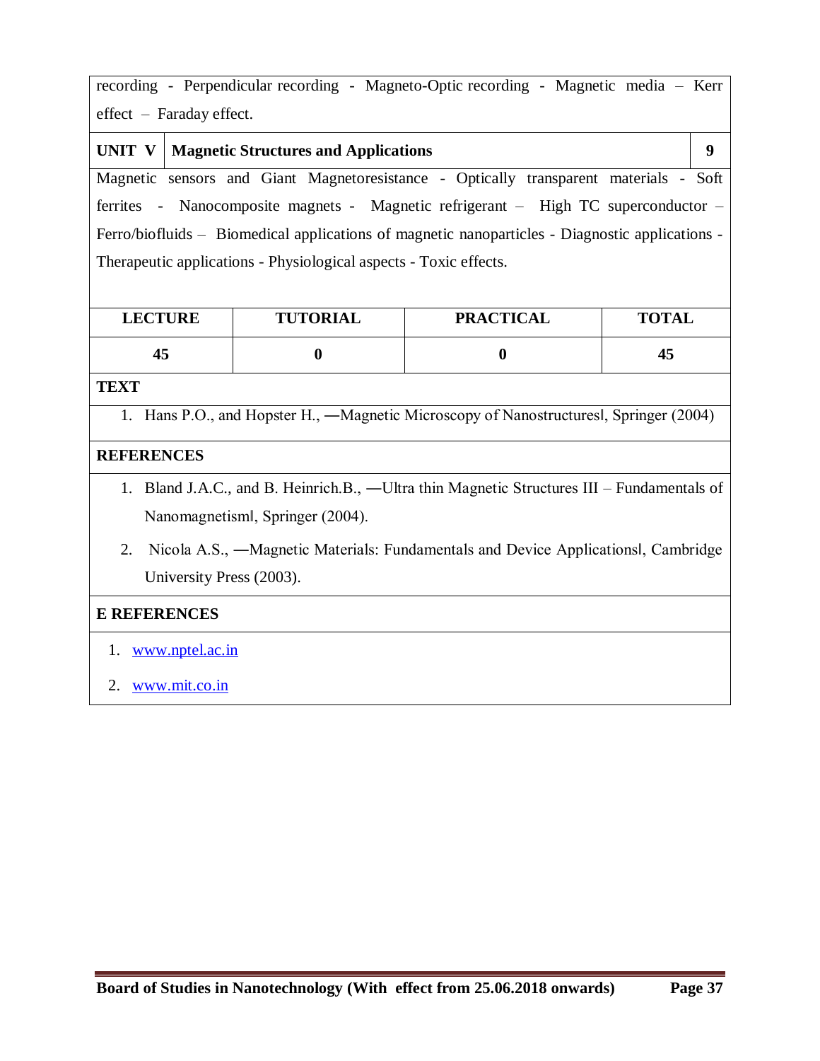recording - Perpendicular recording - Magneto-Optic recording - Magnetic media – Kerr effect – Faraday effect.

| UNIT V | Magnetic Structures and Applications | 9 |
|---|---|---|

Magnetic sensors and Giant Magnetoresistance - Optically transparent materials - Soft ferrites - Nanocomposite magnets - Magnetic refrigerant – High TC superconductor – Ferro/biofluids – Biomedical applications of magnetic nanoparticles - Diagnostic applications - Therapeutic applications - Physiological aspects - Toxic effects.

| LECTURE | TUTORIAL | PRACTICAL | TOTAL |
|---|---|---|---|
| 45 | 0 | 0 | 45 |

**TEXT**

1. Hans P.O., and Hopster H., ―Magnetic Microscopy of Nanostructures‖, Springer (2004)

**REFERENCES**

1. Bland J.A.C., and B. Heinrich.B., ―Ultra thin Magnetic Structures III – Fundamentals of Nanomagnetism‖, Springer (2004).
2. Nicola A.S., ―Magnetic Materials: Fundamentals and Device Applications‖, Cambridge University Press (2003).

**E REFERENCES**

1. www.nptel.ac.in
2. www.mit.co.in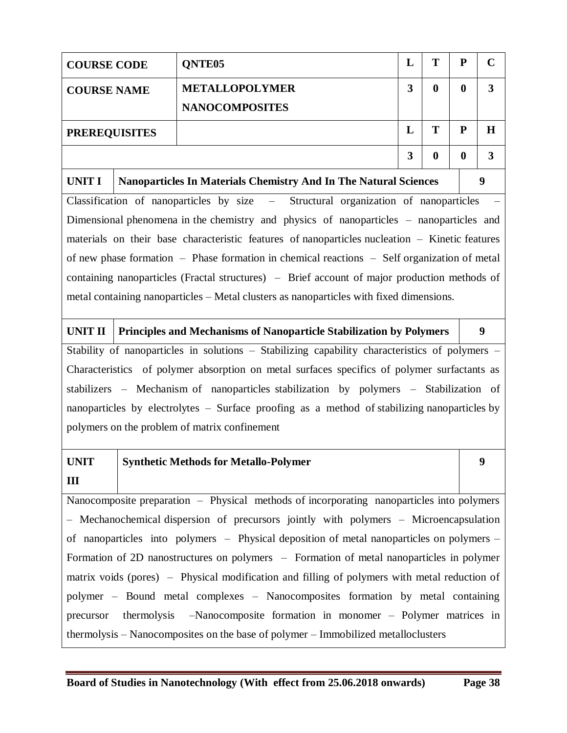| COURSE CODE | QNTE05 | L | T | P | C |
|---|---|---|---|---|---|
| COURSE NAME | METALLOPOLYMER NANOCOMPOSITES | 3 | 0 | 0 | 3 |
| PREREQUISITES | | L | T | P | H |
| | | 3 | 0 | 0 | 3 |

| UNIT I | Nanoparticles In Materials Chemistry And In The Natural Sciences | 9 |
|---|---|---|

Classification of nanoparticles by size – Structural organization of nanoparticles – Dimensional phenomena in the chemistry and physics of nanoparticles – nanoparticles and materials on their base characteristic features of nanoparticles nucleation – Kinetic features of new phase formation – Phase formation in chemical reactions – Self organization of metal containing nanoparticles (Fractal structures) – Brief account of major production methods of metal containing nanoparticles – Metal clusters as nanoparticles with fixed dimensions.

| UNIT II | Principles and Mechanisms of Nanoparticle Stabilization by Polymers | 9 |
|---|---|---|

Stability of nanoparticles in solutions – Stabilizing capability characteristics of polymers – Characteristics of polymer absorption on metal surfaces specifics of polymer surfactants as stabilizers – Mechanism of nanoparticles stabilization by polymers – Stabilization of nanoparticles by electrolytes – Surface proofing as a method of stabilizing nanoparticles by polymers on the problem of matrix confinement

| UNIT III | Synthetic Methods for Metallo-Polymer | 9 |
|---|---|---|

Nanocomposite preparation – Physical methods of incorporating nanoparticles into polymers – Mechanochemical dispersion of precursors jointly with polymers – Microencapsulation of nanoparticles into polymers – Physical deposition of metal nanoparticles on polymers – Formation of 2D nanostructures on polymers – Formation of metal nanoparticles in polymer matrix voids (pores) – Physical modification and filling of polymers with metal reduction of polymer – Bound metal complexes – Nanocomposites formation by metal containing precursor thermolysis –Nanocomposite formation in monomer – Polymer matrices in thermolysis – Nanocomposites on the base of polymer – Immobilized metalloclusters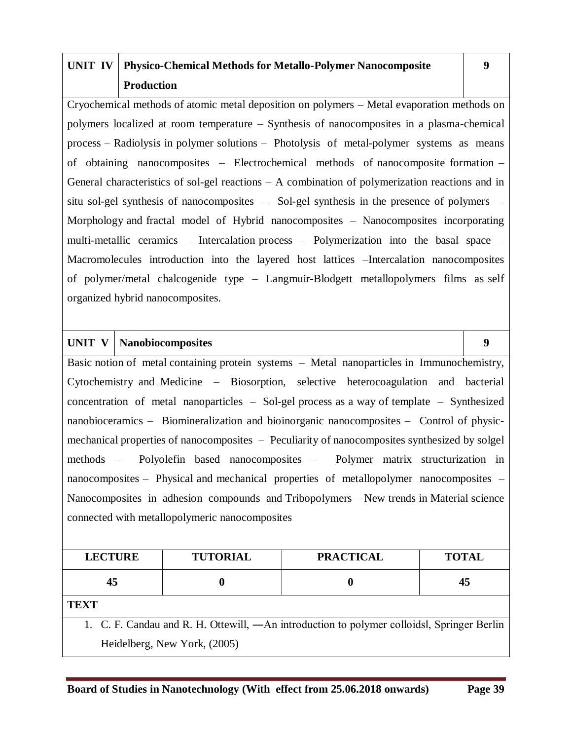| UNIT IV | Physico-Chemical Methods for Metallo-Polymer Nanocomposite Production | 9 |
|---|---|---|

Cryochemical methods of atomic metal deposition on polymers – Metal evaporation methods on polymers localized at room temperature – Synthesis of nanocomposites in a plasma-chemical process – Radiolysis in polymer solutions – Photolysis of metal-polymer systems as means of obtaining nanocomposites – Electrochemical methods of nanocomposite formation – General characteristics of sol-gel reactions – A combination of polymerization reactions and in situ sol-gel synthesis of nanocomposites – Sol-gel synthesis in the presence of polymers – Morphology and fractal model of Hybrid nanocomposites – Nanocomposites incorporating multi-metallic ceramics – Intercalation process – Polymerization into the basal space – Macromolecules introduction into the layered host lattices –Intercalation nanocomposites of polymer/metal chalcogenide type – Langmuir-Blodgett metallopolymers films as self organized hybrid nanocomposites.

| UNIT V | Nanobiocomposites | 9 |
|---|---|---|

Basic notion of metal containing protein systems – Metal nanoparticles in Immunochemistry, Cytochemistry and Medicine – Biosorption, selective heterocoagulation and bacterial concentration of metal nanoparticles – Sol-gel process as a way of template – Synthesized nanobioceramics – Biomineralization and bioinorganic nanocomposites – Control of physic-mechanical properties of nanocomposites – Peculiarity of nanocomposites synthesized by solgel methods – Polyolefin based nanocomposites – Polymer matrix structurization in nanocomposites – Physical and mechanical properties of metallopolymer nanocomposites – Nanocomposites in adhesion compounds and Tribopolymers – New trends in Material science connected with metallopolymeric nanocomposites

| LECTURE | TUTORIAL | PRACTICAL | TOTAL |
|---|---|---|---|
| 45 | 0 | 0 | 45 |

**TEXT**

1. C. F. Candau and R. H. Ottewill, ―An introduction to polymer colloids‖, Springer Berlin Heidelberg, New York, (2005)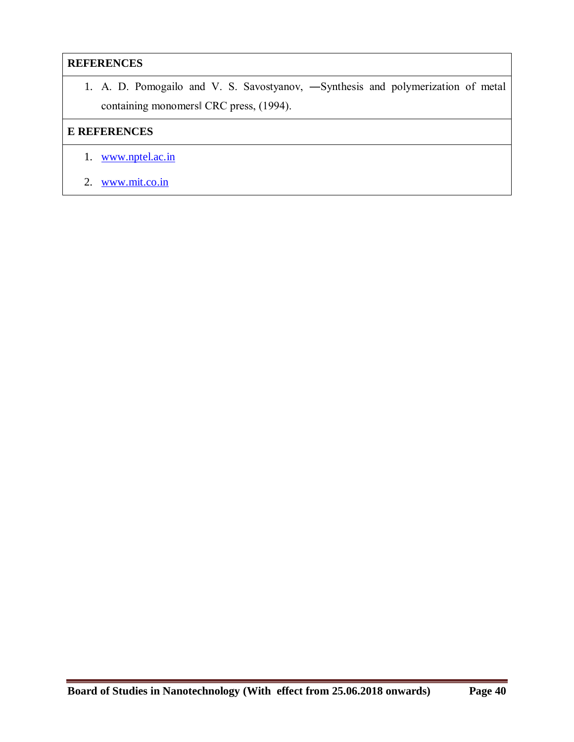**REFERENCES**

1. A. D. Pomogailo and V. S. Savostyanov, ―Synthesis and polymerization of metal containing monomers‖ CRC press, (1994).

**E REFERENCES**

1. www.nptel.ac.in
2. www.mit.co.in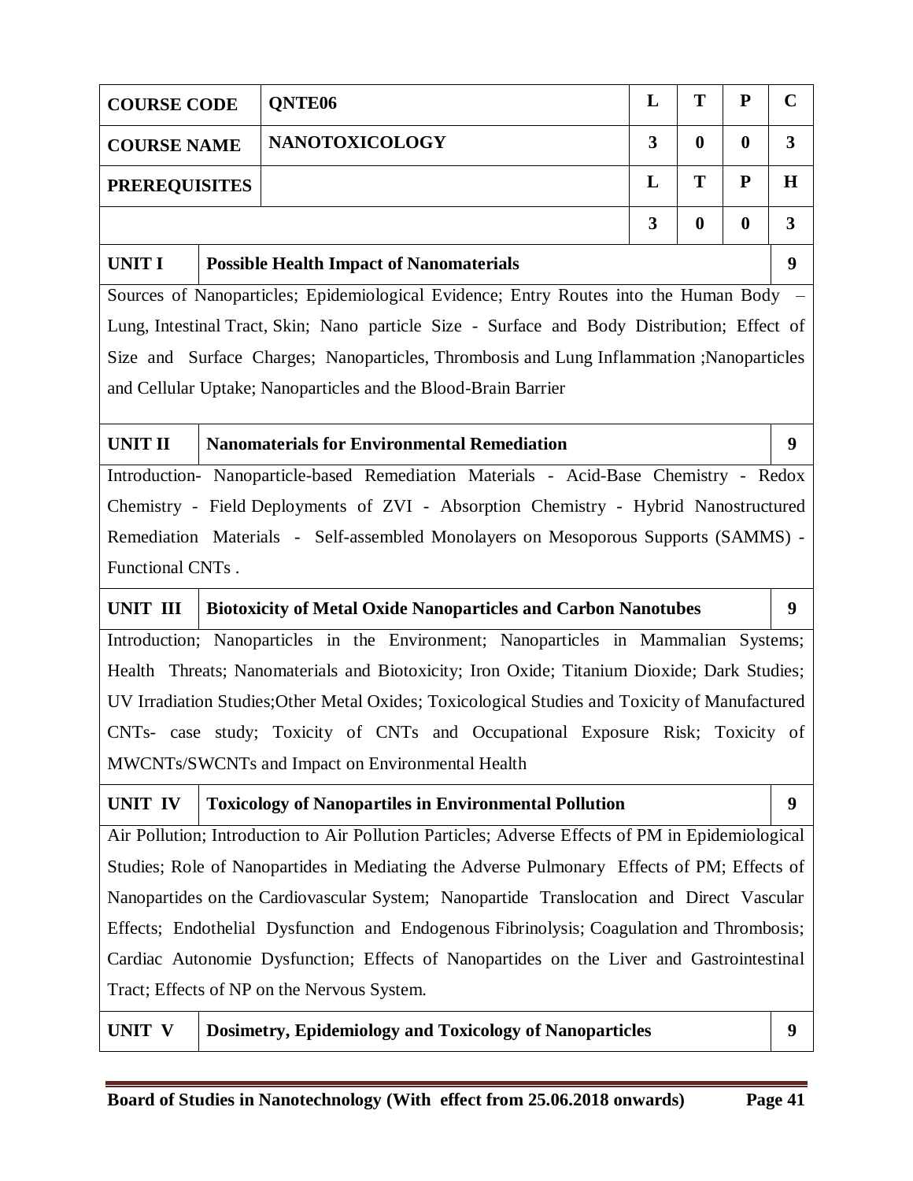| COURSE CODE | QNTE06 | L | T | P | C |
|---|---|---|---|---|---|
| COURSE NAME | NANOTOXICOLOGY | 3 | 0 | 0 | 3 |
| PREREQUISITES | | L | T | P | H |
| | | 3 | 0 | 0 | 3 |

| UNIT I | Possible Health Impact of Nanomaterials | 9 |
|---|---|---|

Sources of Nanoparticles; Epidemiological Evidence; Entry Routes into the Human Body – Lung, Intestinal Tract, Skin; Nano particle Size - Surface and Body Distribution; Effect of Size and Surface Charges; Nanoparticles, Thrombosis and Lung Inflammation ;Nanoparticles and Cellular Uptake; Nanoparticles and the Blood-Brain Barrier

| UNIT II | Nanomaterials for Environmental Remediation | 9 |
|---|---|---|

Introduction- Nanoparticle-based Remediation Materials - Acid-Base Chemistry - Redox Chemistry - Field Deployments of ZVI - Absorption Chemistry - Hybrid Nanostructured Remediation Materials - Self-assembled Monolayers on Mesoporous Supports (SAMMS) - Functional CNTs .

| UNIT III | Biotoxicity of Metal Oxide Nanoparticles and Carbon Nanotubes | 9 |
|---|---|---|

Introduction; Nanoparticles in the Environment; Nanoparticles in Mammalian Systems; Health Threats; Nanomaterials and Biotoxicity; Iron Oxide; Titanium Dioxide; Dark Studies; UV Irradiation Studies;Other Metal Oxides; Toxicological Studies and Toxicity of Manufactured CNTs- case study; Toxicity of CNTs and Occupational Exposure Risk; Toxicity of MWCNTs/SWCNTs and Impact on Environmental Health

| UNIT IV | Toxicology of Nanopartiles in Environmental Pollution | 9 |
|---|---|---|

Air Pollution; Introduction to Air Pollution Particles; Adverse Effects of PM in Epidemiological Studies; Role of Nanopartides in Mediating the Adverse Pulmonary Effects of PM; Effects of Nanopartides on the Cardiovascular System; Nanopartide Translocation and Direct Vascular Effects; Endothelial Dysfunction and Endogenous Fibrinolysis; Coagulation and Thrombosis; Cardiac Autonomie Dysfunction; Effects of Nanopartides on the Liver and Gastrointestinal Tract; Effects of NP on the Nervous System.

| UNIT V | Dosimetry, Epidemiology and Toxicology of Nanoparticles | 9 |
|---|---|---|

**Board of Studies in Nanotechnology (With effect from 25.06.2018 onwards)**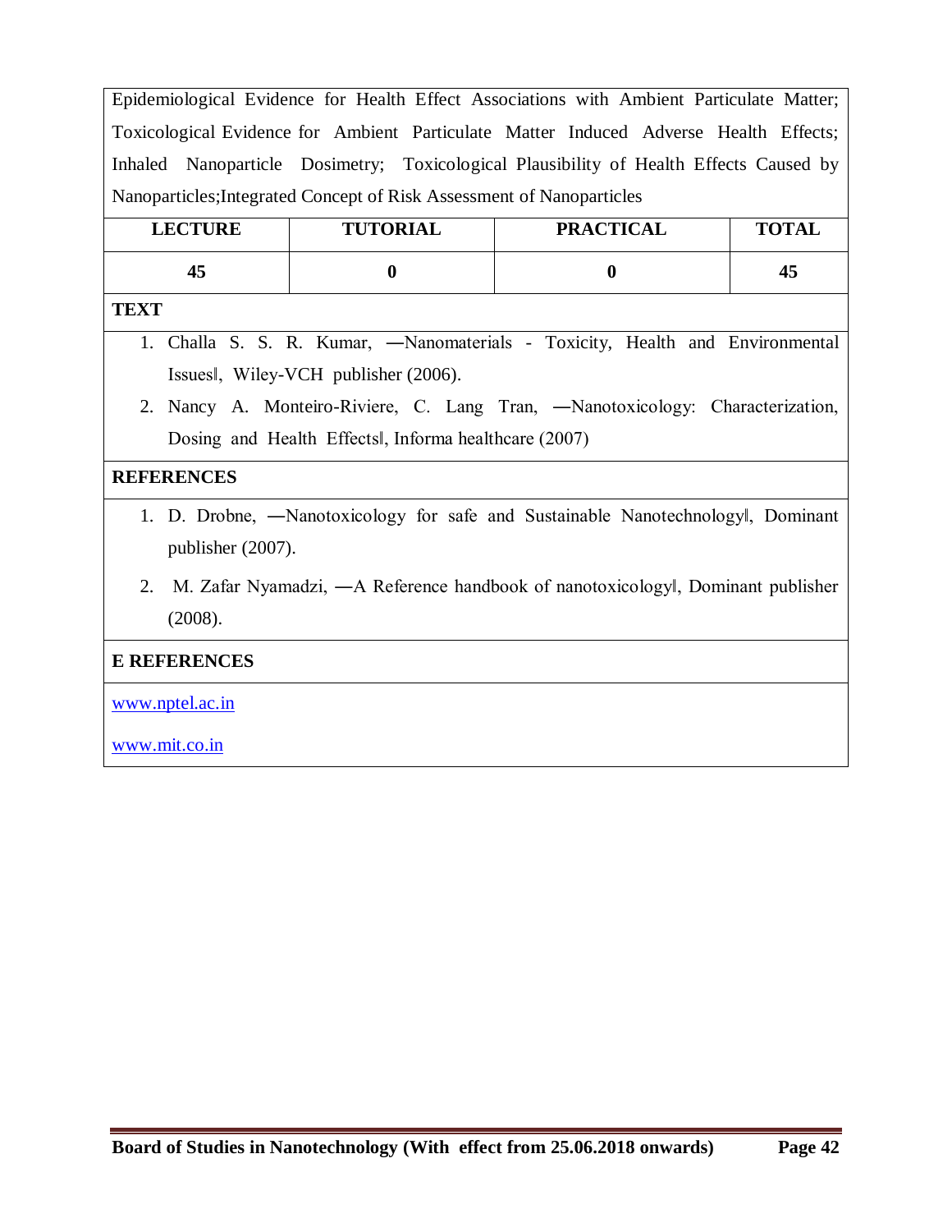Epidemiological Evidence for Health Effect Associations with Ambient Particulate Matter; Toxicological Evidence for Ambient Particulate Matter Induced Adverse Health Effects; Inhaled Nanoparticle Dosimetry; Toxicological Plausibility of Health Effects Caused by Nanoparticles;Integrated Concept of Risk Assessment of Nanoparticles

| LECTURE | TUTORIAL | PRACTICAL | TOTAL |
|---|---|---|---|
| 45 | 0 | 0 | 45 |

**TEXT**

1. Challa S. S. R. Kumar, ―Nanomaterials - Toxicity, Health and Environmental Issues‖, Wiley-VCH publisher (2006).
2. Nancy A. Monteiro-Riviere, C. Lang Tran, ―Nanotoxicology: Characterization, Dosing and Health Effects‖, Informa healthcare (2007)

**REFERENCES**

1. D. Drobne, ―Nanotoxicology for safe and Sustainable Nanotechnology‖, Dominant publisher (2007).
2. M. Zafar Nyamadzi, ―A Reference handbook of nanotoxicology‖, Dominant publisher (2008).

**E REFERENCES**

www.nptel.ac.in

www.mit.co.in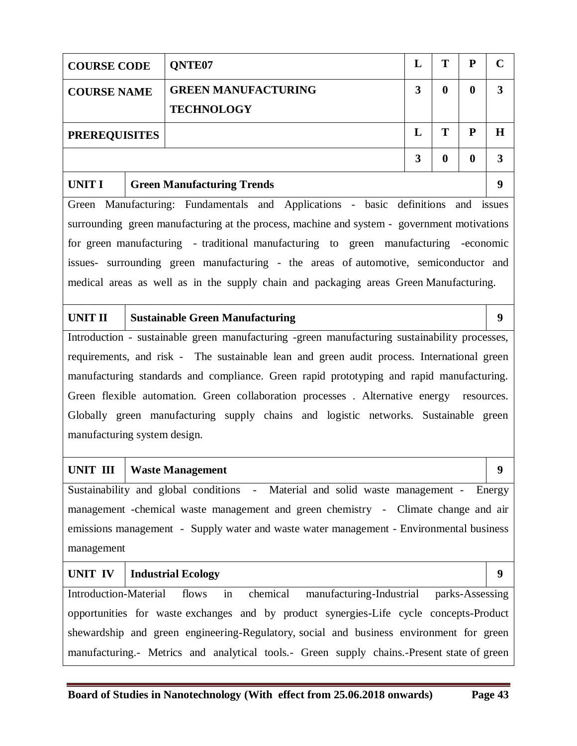| COURSE CODE | QNTE07 | L | T | P | C |
|---|---|---|---|---|---|
| COURSE NAME | GREEN MANUFACTURING TECHNOLOGY | 3 | 0 | 0 | 3 |
| PREREQUISITES | | L | T | P | H |
| | | 3 | 0 | 0 | 3 |

| UNIT I | Green Manufacturing Trends | 9 |
|---|---|---|

Green Manufacturing: Fundamentals and Applications - basic definitions and issues surrounding green manufacturing at the process, machine and system - government motivations for green manufacturing - traditional manufacturing to green manufacturing -economic issues- surrounding green manufacturing - the areas of automotive, semiconductor and medical areas as well as in the supply chain and packaging areas Green Manufacturing.

| UNIT II | Sustainable Green Manufacturing | 9 |
|---|---|---|

Introduction - sustainable green manufacturing -green manufacturing sustainability processes, requirements, and risk - The sustainable lean and green audit process. International green manufacturing standards and compliance. Green rapid prototyping and rapid manufacturing. Green flexible automation. Green collaboration processes . Alternative energy resources. Globally green manufacturing supply chains and logistic networks. Sustainable green manufacturing system design.

| UNIT III | Waste Management | 9 |
|---|---|---|

Sustainability and global conditions - Material and solid waste management - Energy management -chemical waste management and green chemistry - Climate change and air emissions management - Supply water and waste water management - Environmental business management

| UNIT IV | Industrial Ecology | 9 |
|---|---|---|

Introduction-Material flows in chemical manufacturing-Industrial parks-Assessing opportunities for waste exchanges and by product synergies-Life cycle concepts-Product shewardship and green engineering-Regulatory, social and business environment for green manufacturing.- Metrics and analytical tools.- Green supply chains.-Present state of green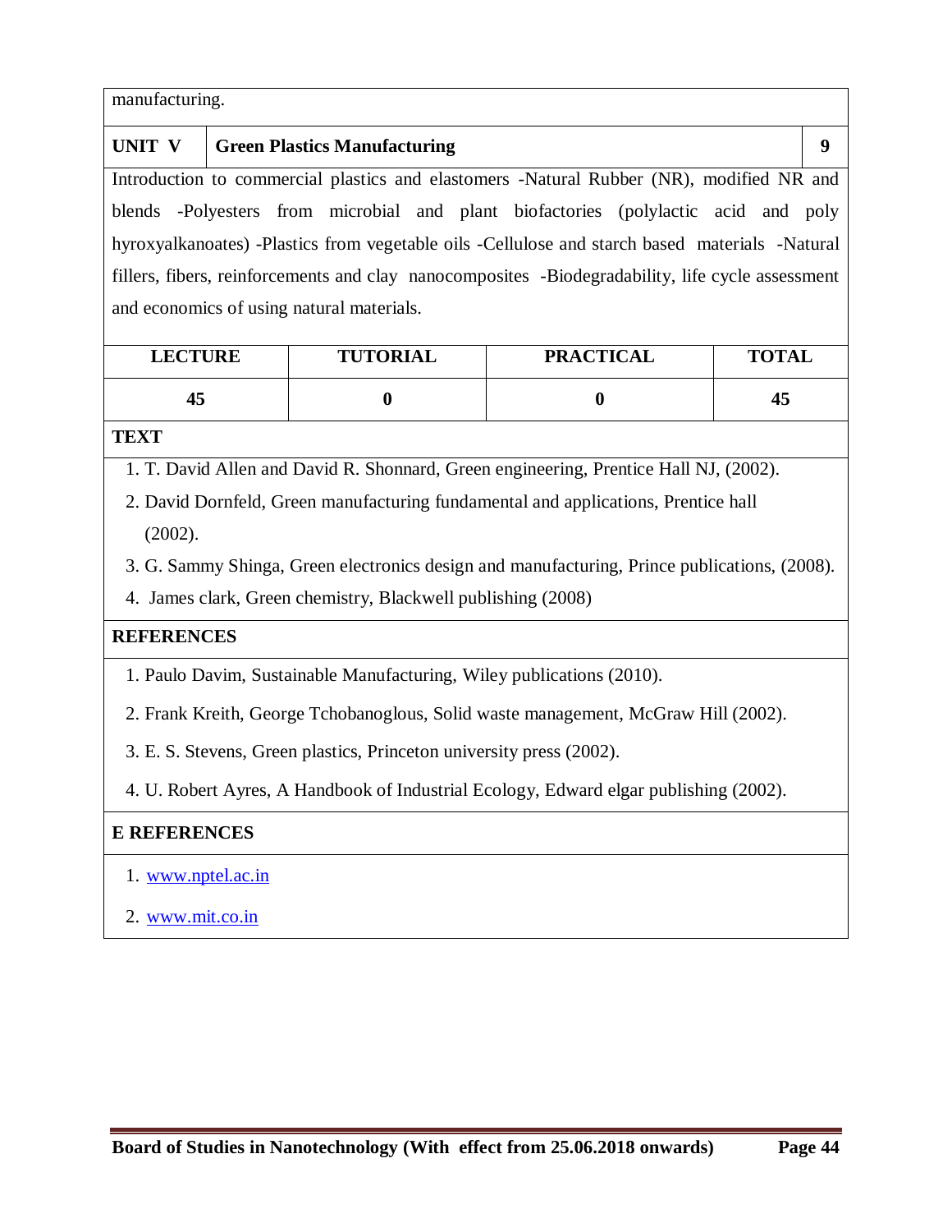manufacturing.

| UNIT V | Green Plastics Manufacturing | 9 |
|---|---|---|

Introduction to commercial plastics and elastomers -Natural Rubber (NR), modified NR and blends -Polyesters from microbial and plant biofactories (polylactic acid and poly hyroxyalkanoates) -Plastics from vegetable oils -Cellulose and starch based materials -Natural fillers, fibers, reinforcements and clay nanocomposites -Biodegradability, life cycle assessment and economics of using natural materials.

| LECTURE | TUTORIAL | PRACTICAL | TOTAL |
|---|---|---|---|
| 45 | 0 | 0 | 45 |

**TEXT**

1. T. David Allen and David R. Shonnard, Green engineering, Prentice Hall NJ, (2002).
2. David Dornfeld, Green manufacturing fundamental and applications, Prentice hall (2002).
3. G. Sammy Shinga, Green electronics design and manufacturing, Prince publications, (2008).
4. James clark, Green chemistry, Blackwell publishing (2008)

**REFERENCES**

1. Paulo Davim, Sustainable Manufacturing, Wiley publications (2010).
2. Frank Kreith, George Tchobanoglous, Solid waste management, McGraw Hill (2002).
3. E. S. Stevens, Green plastics, Princeton university press (2002).
4. U. Robert Ayres, A Handbook of Industrial Ecology, Edward elgar publishing (2002).

**E REFERENCES**

1. www.nptel.ac.in
2. www.mit.co.in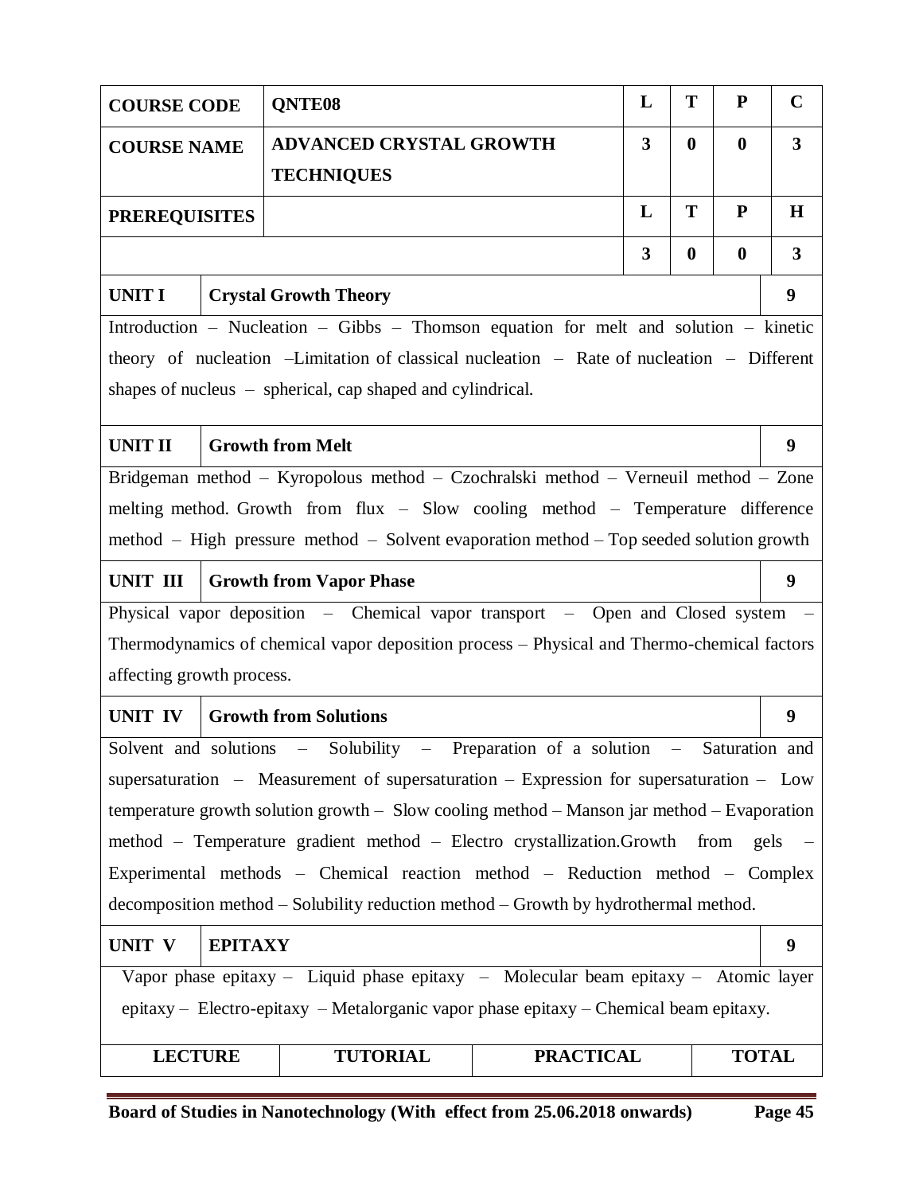| COURSE CODE | QNTE08 | L | T | P | C |
|---|---|---|---|---|---|
| COURSE NAME | ADVANCED CRYSTAL GROWTH TECHNIQUES | 3 | 0 | 0 | 3 |
| PREREQUISITES | | L | T | P | H |
| | | 3 | 0 | 0 | 3 |

| UNIT I | Crystal Growth Theory | 9 |
|---|---|---|

Introduction – Nucleation – Gibbs – Thomson equation for melt and solution – kinetic theory of nucleation –Limitation of classical nucleation – Rate of nucleation – Different shapes of nucleus – spherical, cap shaped and cylindrical.

| UNIT II | Growth from Melt | 9 |
|---|---|---|

Bridgeman method – Kyropolous method – Czochralski method – Verneuil method – Zone melting method. Growth from flux – Slow cooling method – Temperature difference method – High pressure method – Solvent evaporation method – Top seeded solution growth

| UNIT III | Growth from Vapor Phase | 9 |
|---|---|---|

Physical vapor deposition – Chemical vapor transport – Open and Closed system – Thermodynamics of chemical vapor deposition process – Physical and Thermo-chemical factors affecting growth process.

| UNIT IV | Growth from Solutions | 9 |
|---|---|---|

Solvent and solutions – Solubility – Preparation of a solution – Saturation and supersaturation – Measurement of supersaturation – Expression for supersaturation – Low temperature growth solution growth – Slow cooling method – Manson jar method – Evaporation method – Temperature gradient method – Electro crystallization.Growth from gels – Experimental methods – Chemical reaction method – Reduction method – Complex decomposition method – Solubility reduction method – Growth by hydrothermal method.

| UNIT V | EPITAXY | 9 |
|---|---|---|

Vapor phase epitaxy – Liquid phase epitaxy – Molecular beam epitaxy – Atomic layer epitaxy – Electro-epitaxy – Metalorganic vapor phase epitaxy – Chemical beam epitaxy.

| LECTURE | TUTORIAL | PRACTICAL | TOTAL |
|---|---|---|---|

Board of Studies in Nanotechnology (With effect from 25.06.2018 onwards)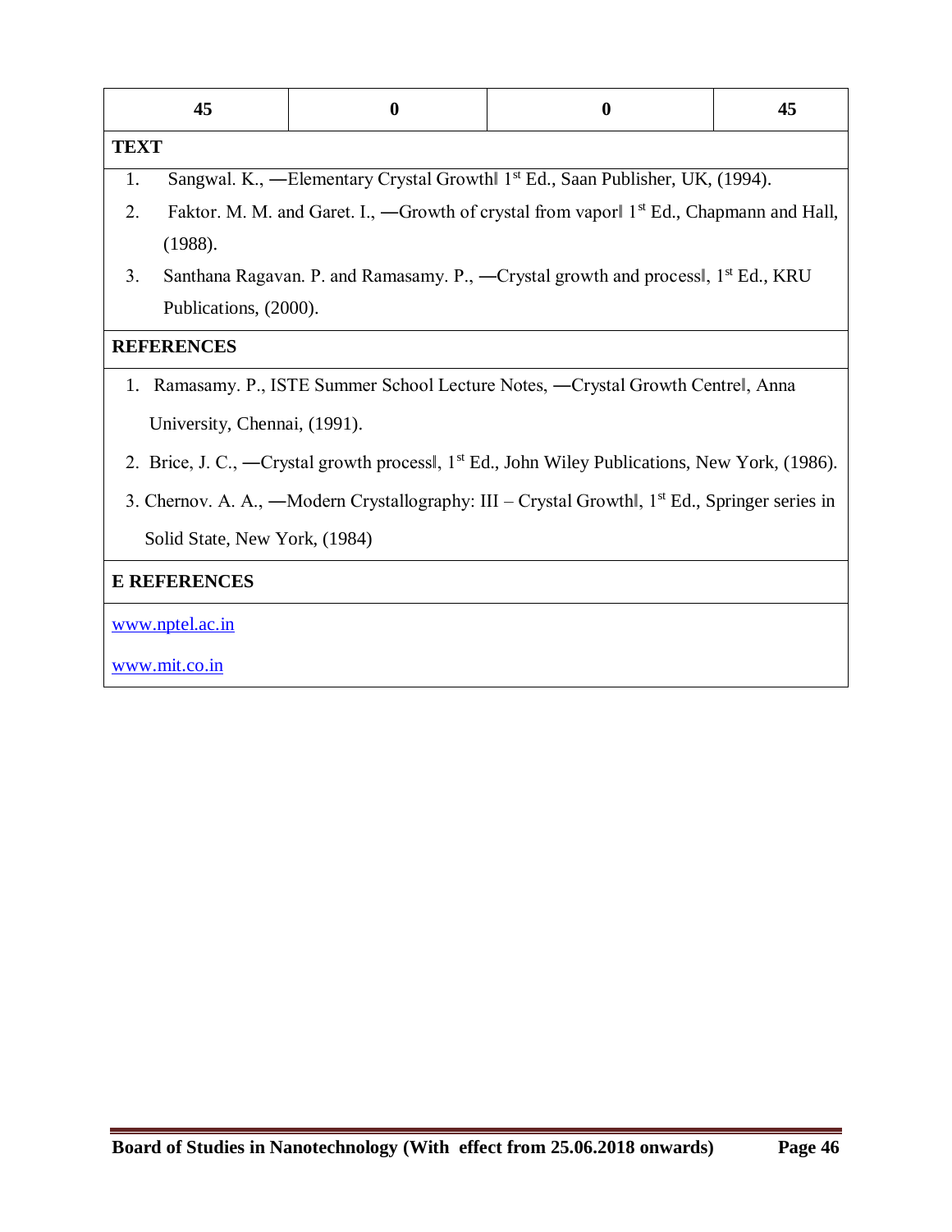| 45 | 0 | 0 | 45 |
|---|---|---|---|

**TEXT**

1. Sangwal. K., ―Elementary Crystal Growth‖ 1st Ed., Saan Publisher, UK, (1994).
2. Faktor. M. M. and Garet. I., ―Growth of crystal from vapor‖ 1st Ed., Chapmann and Hall, (1988).
3. Santhana Ragavan. P. and Ramasamy. P., ―Crystal growth and process‖, 1st Ed., KRU Publications, (2000).

**REFERENCES**

1. Ramasamy. P., ISTE Summer School Lecture Notes, ―Crystal Growth Centre‖, Anna University, Chennai, (1991).
2. Brice, J. C., ―Crystal growth process‖, 1st Ed., John Wiley Publications, New York, (1986).
3. Chernov. A. A., ―Modern Crystallography: III – Crystal Growth‖, 1st Ed., Springer series in Solid State, New York, (1984)

**E REFERENCES**

www.nptel.ac.in

www.mit.co.in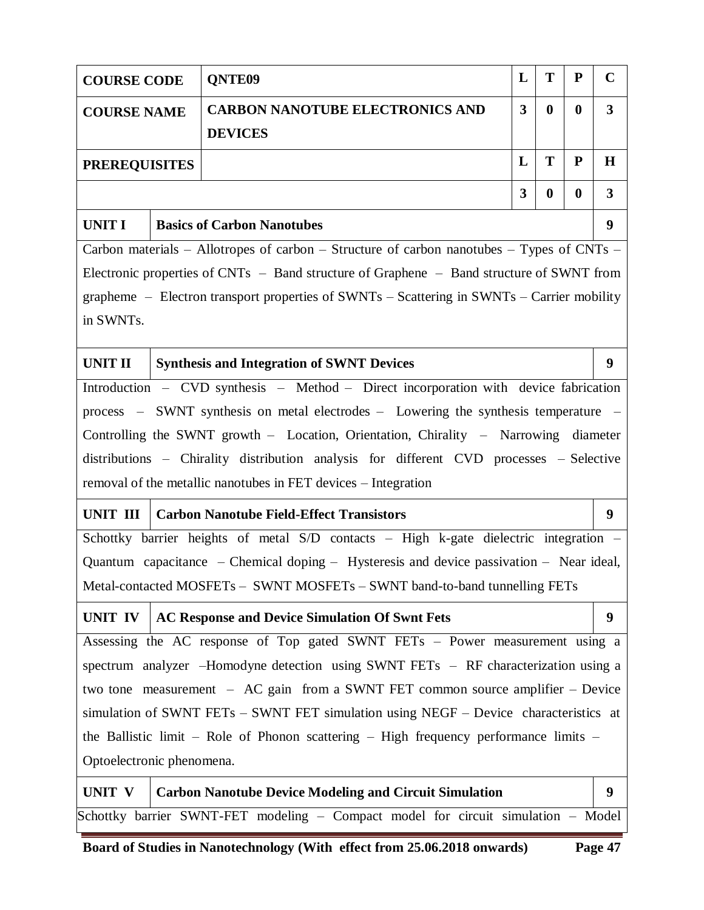| COURSE CODE | QNTE09 | L | T | P | C |
|---|---|---|---|---|---|
| COURSE NAME | CARBON NANOTUBE ELECTRONICS AND DEVICES | 3 | 0 | 0 | 3 |
| PREREQUISITES | | L | T | P | H |
| | | 3 | 0 | 0 | 3 |

| UNIT I | Basics of Carbon Nanotubes | 9 |
|---|---|---|

Carbon materials – Allotropes of carbon – Structure of carbon nanotubes – Types of CNTs – Electronic properties of CNTs – Band structure of Graphene – Band structure of SWNT from grapheme – Electron transport properties of SWNTs – Scattering in SWNTs – Carrier mobility in SWNTs.

| UNIT II | Synthesis and Integration of SWNT Devices | 9 |
|---|---|---|

Introduction – CVD synthesis – Method – Direct incorporation with device fabrication process – SWNT synthesis on metal electrodes – Lowering the synthesis temperature – Controlling the SWNT growth – Location, Orientation, Chirality – Narrowing diameter distributions – Chirality distribution analysis for different CVD processes – Selective removal of the metallic nanotubes in FET devices – Integration

| UNIT III | Carbon Nanotube Field-Effect Transistors | 9 |
|---|---|---|

Schottky barrier heights of metal S/D contacts – High k-gate dielectric integration – Quantum capacitance – Chemical doping – Hysteresis and device passivation – Near ideal, Metal-contacted MOSFETs – SWNT MOSFETs – SWNT band-to-band tunnelling FETs

| UNIT IV | AC Response and Device Simulation Of Swnt Fets | 9 |
|---|---|---|

Assessing the AC response of Top gated SWNT FETs – Power measurement using a spectrum analyzer –Homodyne detection using SWNT FETs – RF characterization using a two tone measurement – AC gain from a SWNT FET common source amplifier – Device simulation of SWNT FETs – SWNT FET simulation using NEGF – Device characteristics at the Ballistic limit – Role of Phonon scattering – High frequency performance limits – Optoelectronic phenomena.

| UNIT V | Carbon Nanotube Device Modeling and Circuit Simulation | 9 |
|---|---|---|

Schottky barrier SWNT-FET modeling – Compact model for circuit simulation – Model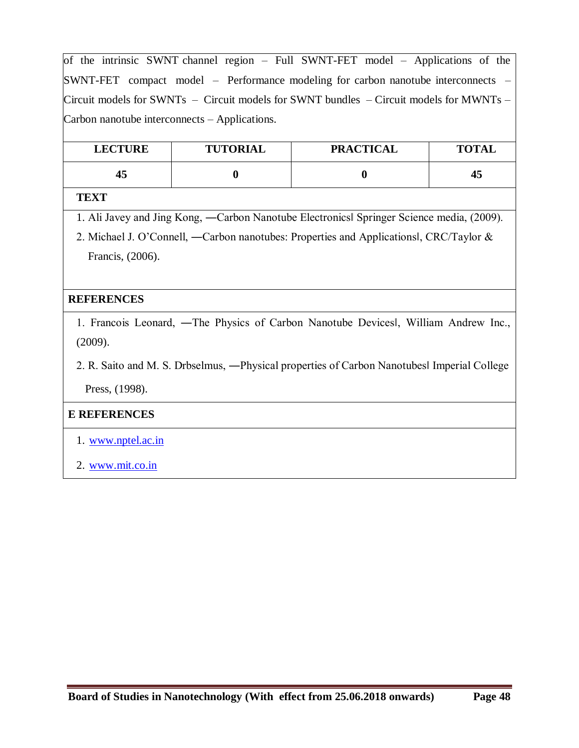of the intrinsic SWNT channel region – Full SWNT-FET model – Applications of the SWNT-FET compact model – Performance modeling for carbon nanotube interconnects – Circuit models for SWNTs – Circuit models for SWNT bundles – Circuit models for MWNTs – Carbon nanotube interconnects – Applications.

| LECTURE | TUTORIAL | PRACTICAL | TOTAL |
|---|---|---|---|
| 45 | 0 | 0 | 45 |

**TEXT**

1. Ali Javey and Jing Kong, ―Carbon Nanotube Electronics‖ Springer Science media, (2009).
2. Michael J. O'Connell, ―Carbon nanotubes: Properties and Applications‖, CRC/Taylor & Francis, (2006).

**REFERENCES**

1. Francois Leonard, ―The Physics of Carbon Nanotube Devices‖, William Andrew Inc., (2009).
2. R. Saito and M. S. Drbselmus, ―Physical properties of Carbon Nanotubes‖ Imperial College Press, (1998).

**E REFERENCES**

1. www.nptel.ac.in
2. www.mit.co.in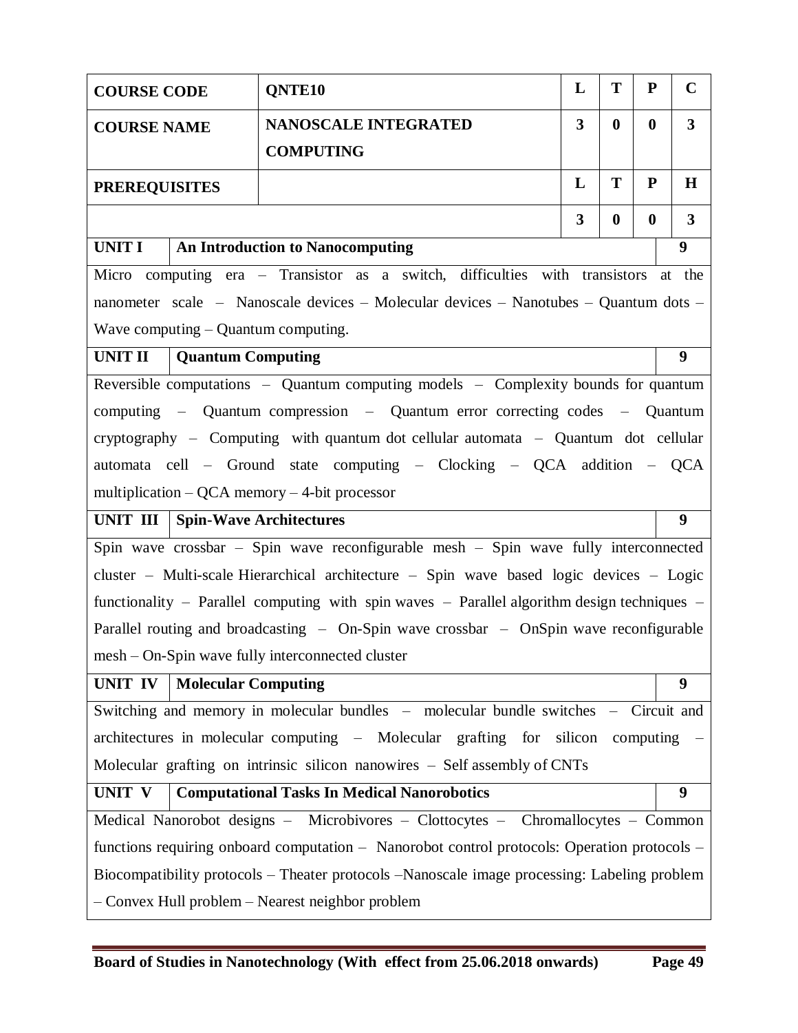| COURSE CODE | QNTE10 | L | T | P | C |
|---|---|---|---|---|---|
| COURSE NAME | NANOSCALE INTEGRATED COMPUTING | 3 | 0 | 0 | 3 |
| PREREQUISITES | | L | T | P | H |
| | | 3 | 0 | 0 | 3 |

| UNIT I | An Introduction to Nanocomputing | 9 |
|---|---|---|

Micro computing era – Transistor as a switch, difficulties with transistors at the nanometer scale – Nanoscale devices – Molecular devices – Nanotubes – Quantum dots – Wave computing – Quantum computing.

| UNIT II | Quantum Computing | 9 |
|---|---|---|

Reversible computations – Quantum computing models – Complexity bounds for quantum computing – Quantum compression – Quantum error correcting codes – Quantum cryptography – Computing with quantum dot cellular automata – Quantum dot cellular automata cell – Ground state computing – Clocking – QCA addition – QCA multiplication – QCA memory – 4-bit processor

| UNIT III | Spin-Wave Architectures | 9 |
|---|---|---|

Spin wave crossbar – Spin wave reconfigurable mesh – Spin wave fully interconnected cluster – Multi-scale Hierarchical architecture – Spin wave based logic devices – Logic functionality – Parallel computing with spin waves – Parallel algorithm design techniques – Parallel routing and broadcasting – On-Spin wave crossbar – OnSpin wave reconfigurable mesh – On-Spin wave fully interconnected cluster

| UNIT IV | Molecular Computing | 9 |
|---|---|---|

Switching and memory in molecular bundles – molecular bundle switches – Circuit and architectures in molecular computing – Molecular grafting for silicon computing – Molecular grafting on intrinsic silicon nanowires – Self assembly of CNTs

| UNIT V | Computational Tasks In Medical Nanorobotics | 9 |
|---|---|---|

Medical Nanorobot designs – Microbivores – Clottocytes – Chromallocytes – Common functions requiring onboard computation – Nanorobot control protocols: Operation protocols – Biocompatibility protocols – Theater protocols –Nanoscale image processing: Labeling problem – Convex Hull problem – Nearest neighbor problem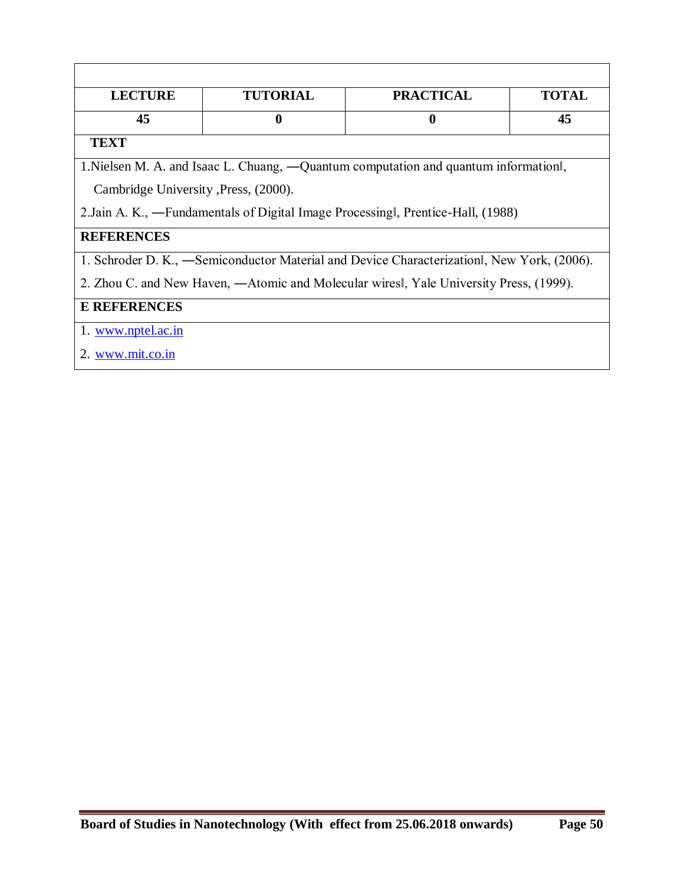| LECTURE | TUTORIAL | PRACTICAL | TOTAL |
|---|---|---|---|
| 45 | 0 | 0 | 45 |

**TEXT**

1.Nielsen M. A. and Isaac L. Chuang, ―Quantum computation and quantum information‖, Cambridge University ,Press, (2000).

2.Jain A. K., ―Fundamentals of Digital Image Processing‖, Prentice-Hall, (1988)

**REFERENCES**

1. Schroder D. K., ―Semiconductor Material and Device Characterization‖, New York, (2006).
2. Zhou C. and New Haven, ―Atomic and Molecular wires‖, Yale University Press, (1999).

**E REFERENCES**

1. www.nptel.ac.in
2. www.mit.co.in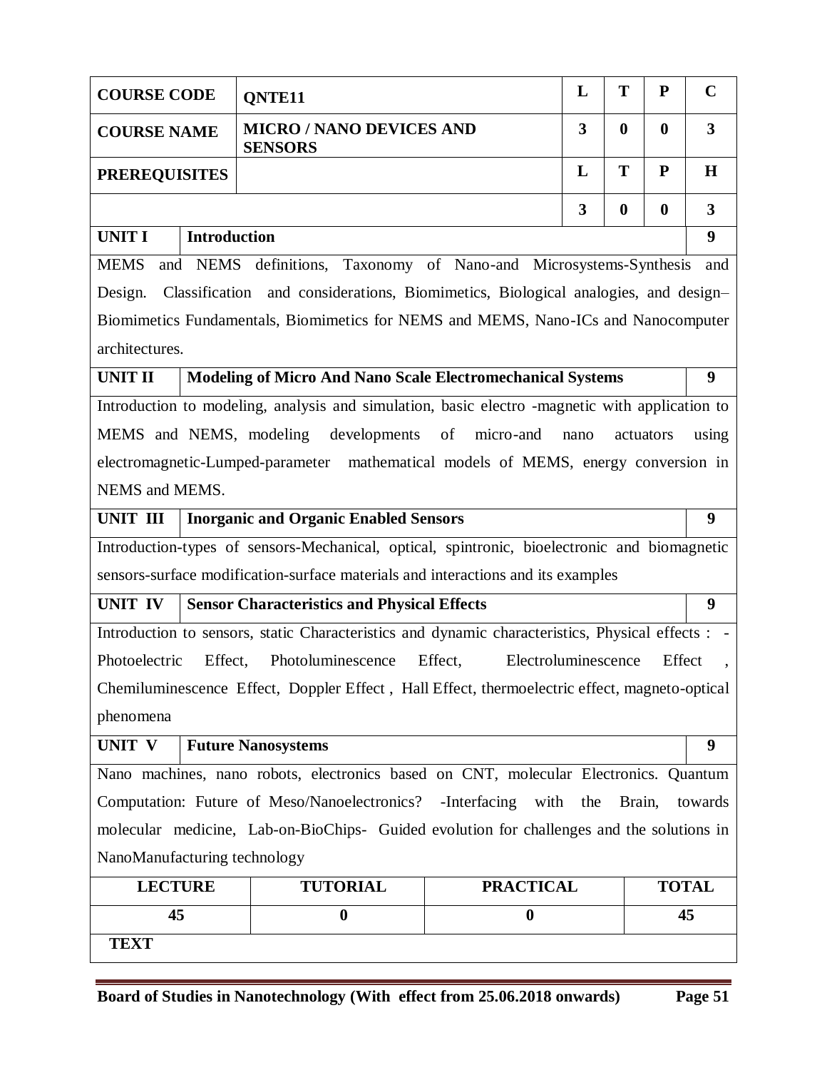| COURSE CODE | QNTE11 | L | T | P | C |
|---|---|---|---|---|---|
| COURSE NAME | MICRO / NANO DEVICES AND SENSORS | 3 | 0 | 0 | 3 |
| PREREQUISITES | | L | T | P | H |
| | | 3 | 0 | 0 | 3 |

| UNIT I | Introduction | 9 |
|---|---|---|

MEMS and NEMS definitions, Taxonomy of Nano-and Microsystems-Synthesis and Design. Classification and considerations, Biomimetics, Biological analogies, and design– Biomimetics Fundamentals, Biomimetics for NEMS and MEMS, Nano-ICs and Nanocomputer architectures.

| UNIT II | Modeling of Micro And Nano Scale Electromechanical Systems | 9 |
|---|---|---|

Introduction to modeling, analysis and simulation, basic electro -magnetic with application to MEMS and NEMS, modeling developments of micro-and nano actuators using electromagnetic-Lumped-parameter mathematical models of MEMS, energy conversion in NEMS and MEMS.

| UNIT III | Inorganic and Organic Enabled Sensors | 9 |
|---|---|---|

Introduction-types of sensors-Mechanical, optical, spintronic, bioelectronic and biomagnetic sensors-surface modification-surface materials and interactions and its examples

| UNIT IV | Sensor Characteristics and Physical Effects | 9 |
|---|---|---|

Introduction to sensors, static Characteristics and dynamic characteristics, Physical effects : - Photoelectric Effect, Photoluminescence Effect, Electroluminescence Effect , Chemiluminescence Effect, Doppler Effect , Hall Effect, thermoelectric effect, magneto-optical phenomena

| UNIT V | Future Nanosystems | 9 |
|---|---|---|

Nano machines, nano robots, electronics based on CNT, molecular Electronics. Quantum Computation: Future of Meso/Nanoelectronics? -Interfacing with the Brain, towards molecular medicine, Lab-on-BioChips- Guided evolution for challenges and the solutions in NanoManufacturing technology

| LECTURE | TUTORIAL | PRACTICAL | TOTAL |
|---|---|---|---|
| 45 | 0 | 0 | 45 |

**TEXT**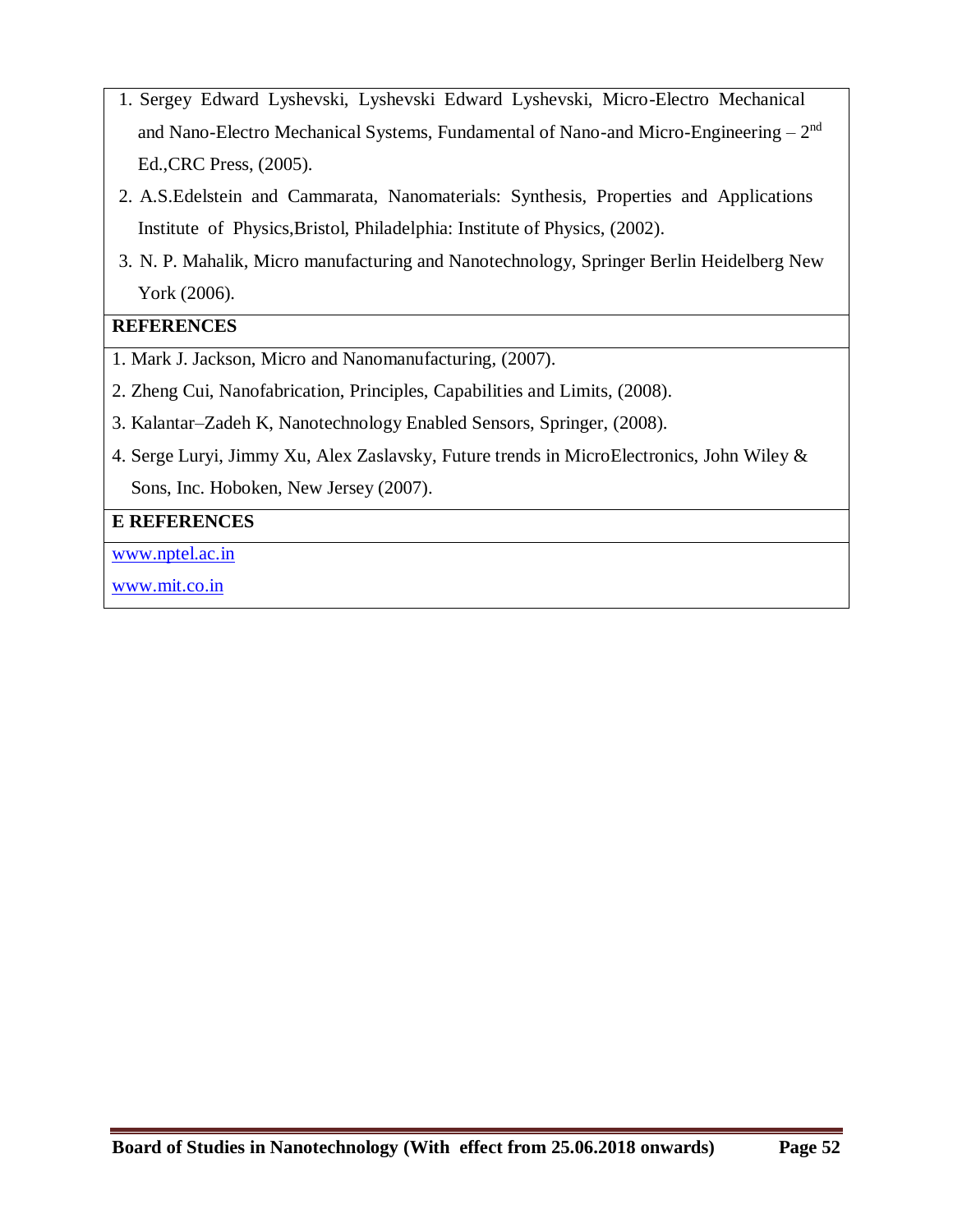1. Sergey Edward Lyshevski, Lyshevski Edward Lyshevski, Micro-Electro Mechanical and Nano-Electro Mechanical Systems, Fundamental of Nano-and Micro-Engineering – 2nd Ed.,CRC Press, (2005).
2. A.S.Edelstein and Cammarata, Nanomaterials: Synthesis, Properties and Applications Institute of Physics,Bristol, Philadelphia: Institute of Physics, (2002).
3. N. P. Mahalik, Micro manufacturing and Nanotechnology, Springer Berlin Heidelberg New York (2006).

**REFERENCES**

1. Mark J. Jackson, Micro and Nanomanufacturing, (2007).
2. Zheng Cui, Nanofabrication, Principles, Capabilities and Limits, (2008).
3. Kalantar–Zadeh K, Nanotechnology Enabled Sensors, Springer, (2008).
4. Serge Luryi, Jimmy Xu, Alex Zaslavsky, Future trends in MicroElectronics, John Wiley & Sons, Inc. Hoboken, New Jersey (2007).

**E REFERENCES**

www.nptel.ac.in

www.mit.co.in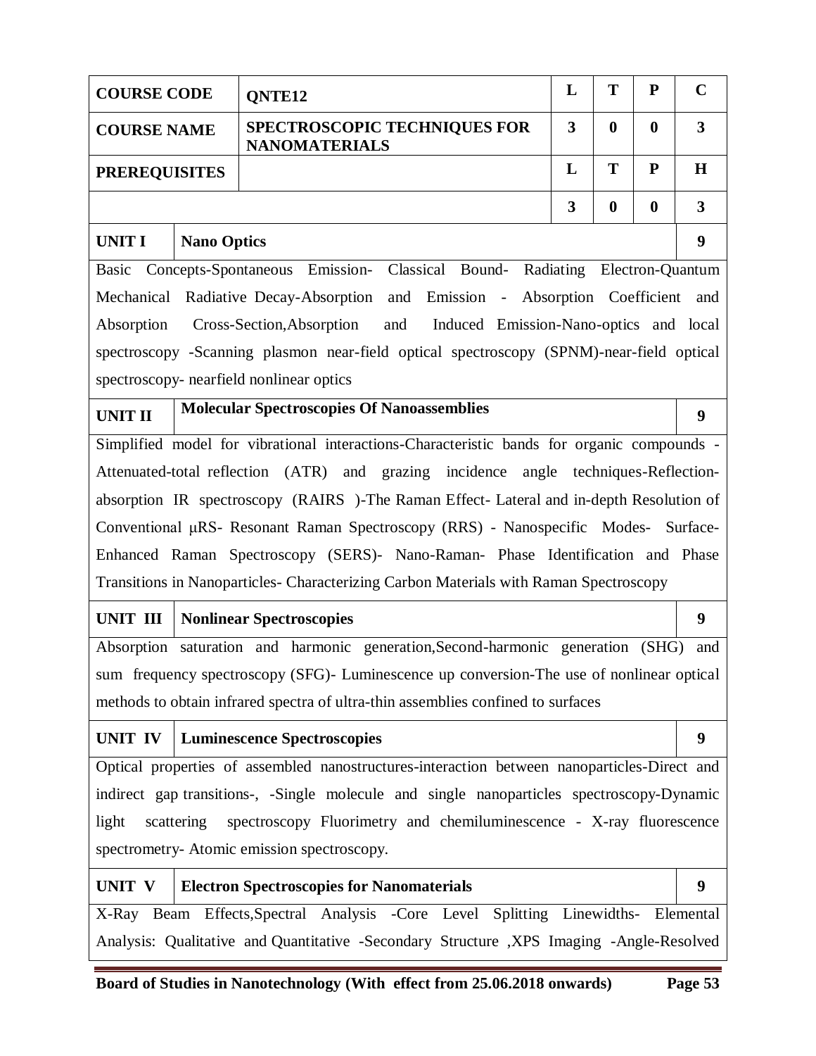| COURSE CODE | QNTE12 | L | T | P | C |
|---|---|---|---|---|---|
| COURSE NAME | SPECTROSCOPIC TECHNIQUES FOR NANOMATERIALS | 3 | 0 | 0 | 3 |
| PREREQUISITES | | L | T | P | H |
| | | 3 | 0 | 0 | 3 |

| UNIT I | Nano Optics | 9 |
|---|---|---|

Basic Concepts-Spontaneous Emission- Classical Bound- Radiating Electron-Quantum Mechanical Radiative Decay-Absorption and Emission - Absorption Coefficient and Absorption Cross-Section,Absorption and Induced Emission-Nano-optics and local spectroscopy -Scanning plasmon near-field optical spectroscopy (SPNM)-near-field optical spectroscopy- nearfield nonlinear optics

| UNIT II | Molecular Spectroscopies Of Nanoassemblies | 9 |
|---|---|---|

Simplified model for vibrational interactions-Characteristic bands for organic compounds - Attenuated-total reflection (ATR) and grazing incidence angle techniques-Reflection-absorption IR spectroscopy (RAIRS )-The Raman Effect- Lateral and in-depth Resolution of Conventional μRS- Resonant Raman Spectroscopy (RRS) - Nanospecific Modes- Surface-Enhanced Raman Spectroscopy (SERS)- Nano-Raman- Phase Identification and Phase Transitions in Nanoparticles- Characterizing Carbon Materials with Raman Spectroscopy

| UNIT III | Nonlinear Spectroscopies | 9 |
|---|---|---|

Absorption saturation and harmonic generation,Second-harmonic generation (SHG) and sum frequency spectroscopy (SFG)- Luminescence up conversion-The use of nonlinear optical methods to obtain infrared spectra of ultra-thin assemblies confined to surfaces

| UNIT IV | Luminescence Spectroscopies | 9 |
|---|---|---|

Optical properties of assembled nanostructures-interaction between nanoparticles-Direct and indirect gap transitions-, -Single molecule and single nanoparticles spectroscopy-Dynamic light scattering spectroscopy Fluorimetry and chemiluminescence - X-ray fluorescence spectrometry- Atomic emission spectroscopy.

| UNIT V | Electron Spectroscopies for Nanomaterials | 9 |
|---|---|---|

X-Ray Beam Effects,Spectral Analysis -Core Level Splitting Linewidths- Elemental Analysis: Qualitative and Quantitative -Secondary Structure ,XPS Imaging -Angle-Resolved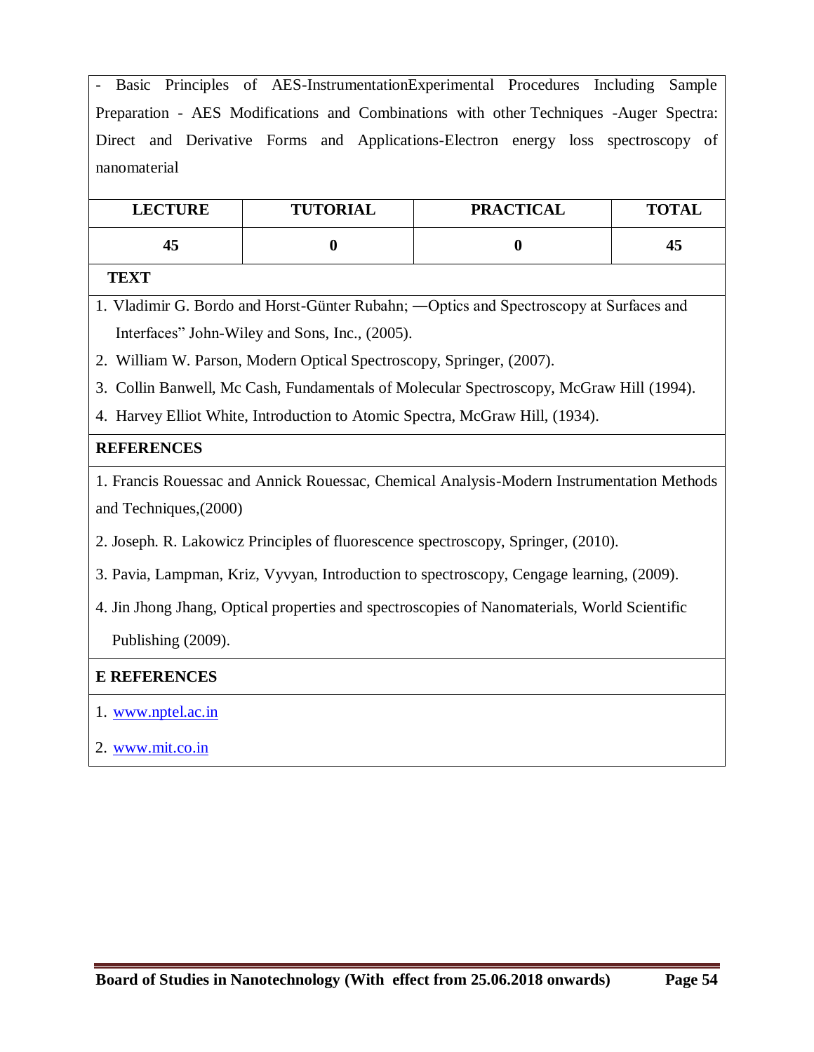- Basic Principles of AES-InstrumentationExperimental Procedures Including Sample Preparation - AES Modifications and Combinations with other Techniques -Auger Spectra: Direct and Derivative Forms and Applications-Electron energy loss spectroscopy of nanomaterial

| LECTURE | TUTORIAL | PRACTICAL | TOTAL |
|---|---|---|---|
| 45 | 0 | 0 | 45 |

**TEXT**

1. Vladimir G. Bordo and Horst-Günter Rubahn; ―Optics and Spectroscopy at Surfaces and Interfaces" John-Wiley and Sons, Inc., (2005).
2. William W. Parson, Modern Optical Spectroscopy, Springer, (2007).
3. Collin Banwell, Mc Cash, Fundamentals of Molecular Spectroscopy, McGraw Hill (1994).
4. Harvey Elliot White, Introduction to Atomic Spectra, McGraw Hill, (1934).

**REFERENCES**

1. Francis Rouessac and Annick Rouessac, Chemical Analysis-Modern Instrumentation Methods and Techniques,(2000)
2. Joseph. R. Lakowicz Principles of fluorescence spectroscopy, Springer, (2010).
3. Pavia, Lampman, Kriz, Vyvyan, Introduction to spectroscopy, Cengage learning, (2009).
4. Jin Jhong Jhang, Optical properties and spectroscopies of Nanomaterials, World Scientific Publishing (2009).

**E REFERENCES**

1. www.nptel.ac.in
2. www.mit.co.in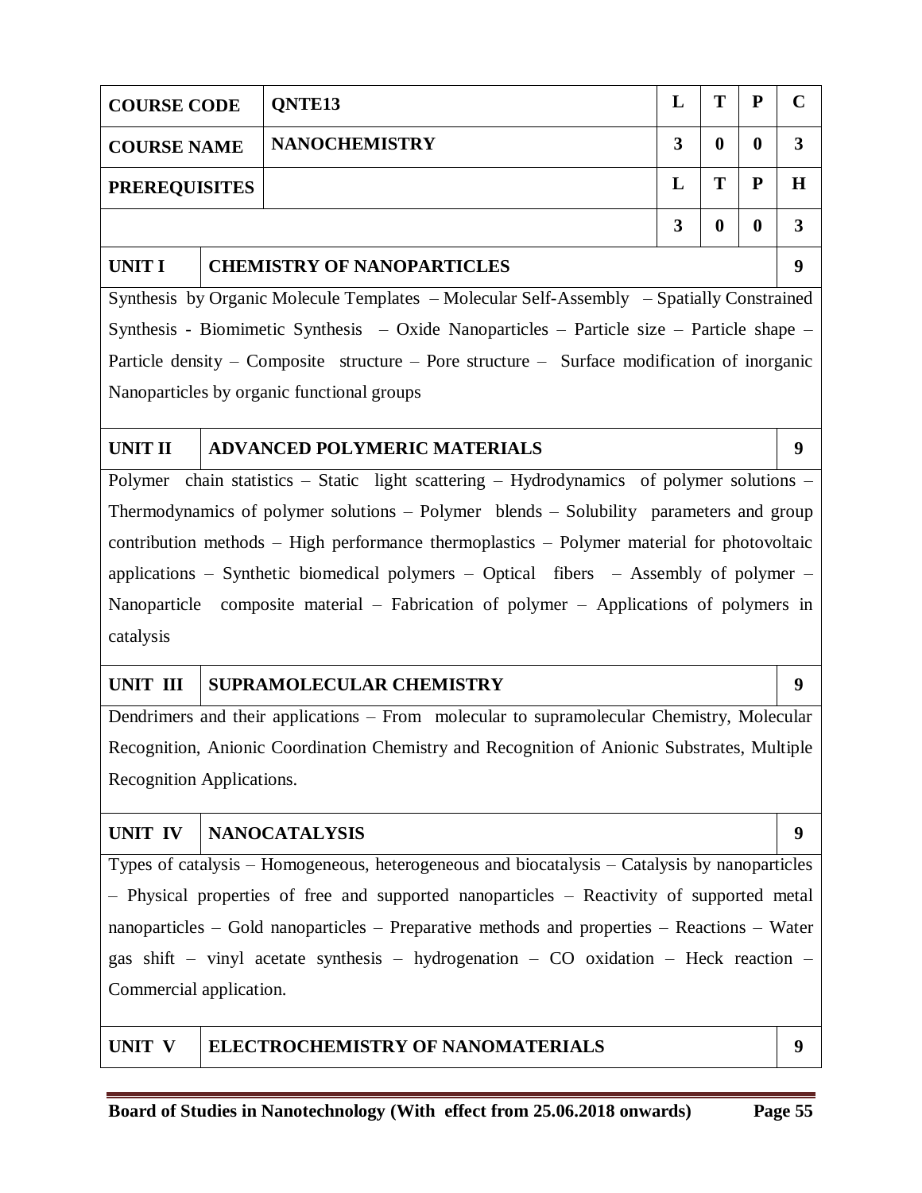| COURSE CODE | QNTE13 | L | T | P | C |
|---|---|---|---|---|---|
| COURSE NAME | NANOCHEMISTRY | 3 | 0 | 0 | 3 |
| PREREQUISITES | | L | T | P | H |
| | | 3 | 0 | 0 | 3 |

| UNIT I | CHEMISTRY OF NANOPARTICLES | 9 |
|---|---|---|

Synthesis by Organic Molecule Templates – Molecular Self-Assembly – Spatially Constrained Synthesis - Biomimetic Synthesis – Oxide Nanoparticles – Particle size – Particle shape – Particle density – Composite structure – Pore structure – Surface modification of inorganic Nanoparticles by organic functional groups

| UNIT II | ADVANCED POLYMERIC MATERIALS | 9 |
|---|---|---|

Polymer chain statistics – Static light scattering – Hydrodynamics of polymer solutions – Thermodynamics of polymer solutions – Polymer blends – Solubility parameters and group contribution methods – High performance thermoplastics – Polymer material for photovoltaic applications – Synthetic biomedical polymers – Optical fibers – Assembly of polymer – Nanoparticle composite material – Fabrication of polymer – Applications of polymers in catalysis

| UNIT III | SUPRAMOLECULAR CHEMISTRY | 9 |
|---|---|---|

Dendrimers and their applications – From molecular to supramolecular Chemistry, Molecular Recognition, Anionic Coordination Chemistry and Recognition of Anionic Substrates, Multiple Recognition Applications.

| UNIT IV | NANOCATALYSIS | 9 |
|---|---|---|

Types of catalysis – Homogeneous, heterogeneous and biocatalysis – Catalysis by nanoparticles – Physical properties of free and supported nanoparticles – Reactivity of supported metal nanoparticles – Gold nanoparticles – Preparative methods and properties – Reactions – Water gas shift – vinyl acetate synthesis – hydrogenation – CO oxidation – Heck reaction – Commercial application.

| UNIT V | ELECTROCHEMISTRY OF NANOMATERIALS | 9 |
|---|---|---|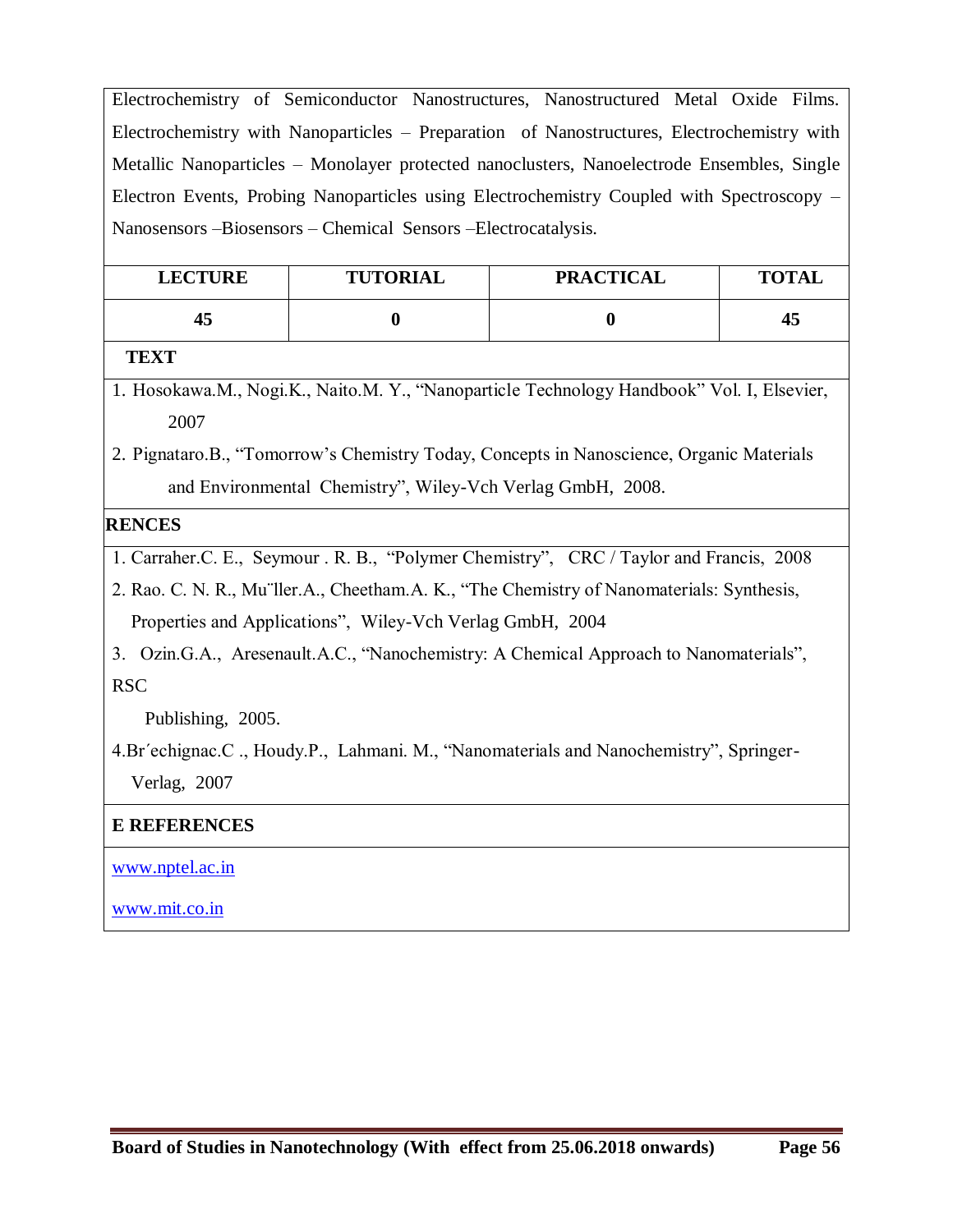Electrochemistry of Semiconductor Nanostructures, Nanostructured Metal Oxide Films. Electrochemistry with Nanoparticles – Preparation of Nanostructures, Electrochemistry with Metallic Nanoparticles – Monolayer protected nanoclusters, Nanoelectrode Ensembles, Single Electron Events, Probing Nanoparticles using Electrochemistry Coupled with Spectroscopy – Nanosensors –Biosensors – Chemical Sensors –Electrocatalysis.

| LECTURE | TUTORIAL | PRACTICAL | TOTAL |
|---|---|---|---|
| 45 | 0 | 0 | 45 |

**TEXT**

1. Hosokawa.M., Nogi.K., Naito.M. Y., "Nanoparticle Technology Handbook" Vol. I, Elsevier, 2007
2. Pignataro.B., "Tomorrow's Chemistry Today, Concepts in Nanoscience, Organic Materials and Environmental Chemistry", Wiley-Vch Verlag GmbH, 2008.

**RENCES**

1. Carraher.C. E., Seymour . R. B., "Polymer Chemistry", CRC / Taylor and Francis, 2008
2. Rao. C. N. R., Mu¨ller.A., Cheetham.A. K., "The Chemistry of Nanomaterials: Synthesis, Properties and Applications", Wiley-Vch Verlag GmbH, 2004
3. Ozin.G.A., Aresenault.A.C., "Nanochemistry: A Chemical Approach to Nanomaterials", RSC Publishing, 2005.
4. Br´echignac.C ., Houdy.P., Lahmani. M., "Nanomaterials and Nanochemistry", Springer-Verlag, 2007

**E REFERENCES**

www.nptel.ac.in

www.mit.co.in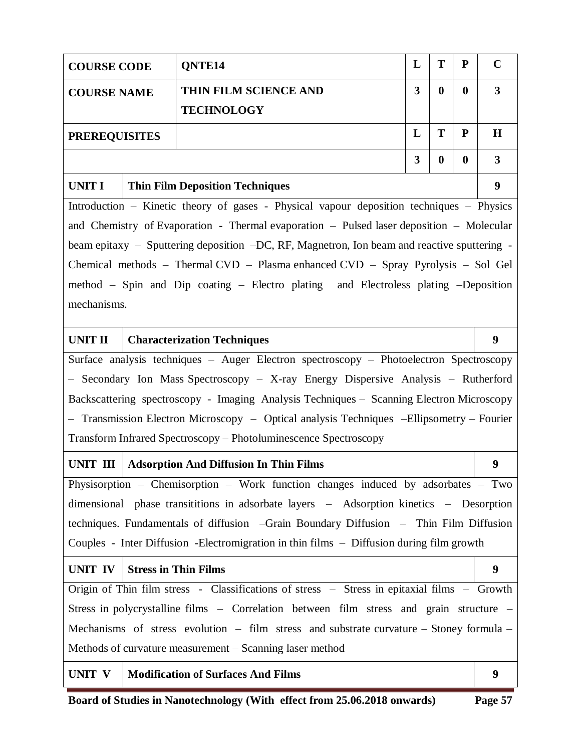| COURSE CODE | QNTE14 | L | T | P | C |
|---|---|---|---|---|---|
| COURSE NAME | THIN FILM SCIENCE AND TECHNOLOGY | 3 | 0 | 0 | 3 |
| PREREQUISITES | | L | T | P | H |
| | | 3 | 0 | 0 | 3 |

| UNIT I | Thin Film Deposition Techniques | 9 |
|---|---|---|

Introduction – Kinetic theory of gases - Physical vapour deposition techniques – Physics and Chemistry of Evaporation - Thermal evaporation – Pulsed laser deposition – Molecular beam epitaxy – Sputtering deposition –DC, RF, Magnetron, Ion beam and reactive sputtering - Chemical methods – Thermal CVD – Plasma enhanced CVD – Spray Pyrolysis – Sol Gel method – Spin and Dip coating – Electro plating and Electroless plating –Deposition mechanisms.

| UNIT II | Characterization Techniques | 9 |
|---|---|---|

Surface analysis techniques – Auger Electron spectroscopy – Photoelectron Spectroscopy – Secondary Ion Mass Spectroscopy – X-ray Energy Dispersive Analysis – Rutherford Backscattering spectroscopy - Imaging Analysis Techniques – Scanning Electron Microscopy – Transmission Electron Microscopy – Optical analysis Techniques –Ellipsometry – Fourier Transform Infrared Spectroscopy – Photoluminescence Spectroscopy

| UNIT III | Adsorption And Diffusion In Thin Films | 9 |
|---|---|---|

Physisorption – Chemisorption – Work function changes induced by adsorbates – Two dimensional phase transititions in adsorbate layers – Adsorption kinetics – Desorption techniques. Fundamentals of diffusion –Grain Boundary Diffusion – Thin Film Diffusion Couples - Inter Diffusion -Electromigration in thin films – Diffusion during film growth

| UNIT IV | Stress in Thin Films | 9 |
|---|---|---|

Origin of Thin film stress - Classifications of stress – Stress in epitaxial films – Growth Stress in polycrystalline films – Correlation between film stress and grain structure – Mechanisms of stress evolution – film stress and substrate curvature – Stoney formula – Methods of curvature measurement – Scanning laser method

| UNIT V | Modification of Surfaces And Films | 9 |
|---|---|---|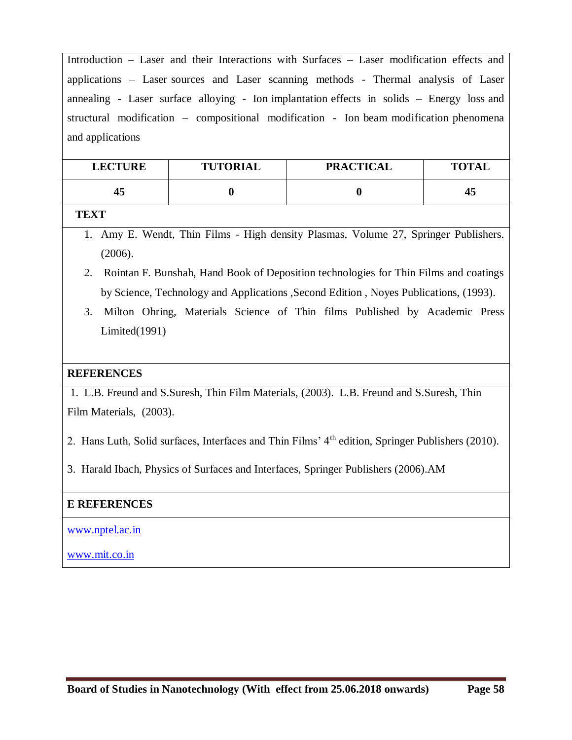Introduction – Laser and their Interactions with Surfaces – Laser modification effects and applications – Laser sources and Laser scanning methods - Thermal analysis of Laser annealing - Laser surface alloying - Ion implantation effects in solids – Energy loss and structural modification – compositional modification - Ion beam modification phenomena and applications

| LECTURE | TUTORIAL | PRACTICAL | TOTAL |
|---|---|---|---|
| **45** | **0** | **0** | **45** |

**TEXT**

1. Amy E. Wendt, Thin Films - High density Plasmas, Volume 27, Springer Publishers. (2006).
2. Rointan F. Bunshah, Hand Book of Deposition technologies for Thin Films and coatings by Science, Technology and Applications ,Second Edition , Noyes Publications, (1993).
3. Milton Ohring, Materials Science of Thin films Published by Academic Press Limited(1991)

**REFERENCES**

1. L.B. Freund and S.Suresh, Thin Film Materials, (2003). L.B. Freund and S.Suresh, Thin Film Materials, (2003).
2. Hans Luth, Solid surfaces, Interfaces and Thin Films' 4th edition, Springer Publishers (2010).
3. Harald Ibach, Physics of Surfaces and Interfaces, Springer Publishers (2006).AM

**E REFERENCES**

www.nptel.ac.in

www.mit.co.in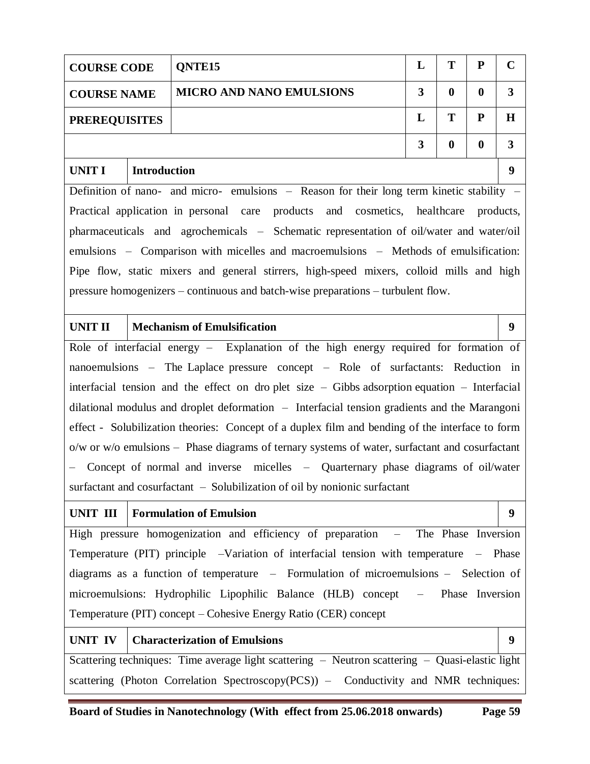| COURSE CODE | QNTE15 | L | T | P | C |
|---|---|---|---|---|---|
| COURSE NAME | MICRO AND NANO EMULSIONS | 3 | 0 | 0 | 3 |
| PREREQUISITES | | L | T | P | H |
| | | 3 | 0 | 0 | 3 |

## UNIT I — Introduction — 9

Definition of nano- and micro- emulsions – Reason for their long term kinetic stability – Practical application in personal care products and cosmetics, healthcare products, pharmaceuticals and agrochemicals – Schematic representation of oil/water and water/oil emulsions – Comparison with micelles and macroemulsions – Methods of emulsification: Pipe flow, static mixers and general stirrers, high-speed mixers, colloid mills and high pressure homogenizers – continuous and batch-wise preparations – turbulent flow.

## UNIT II — Mechanism of Emulsification — 9

Role of interfacial energy – Explanation of the high energy required for formation of nanoemulsions – The Laplace pressure concept – Role of surfactants: Reduction in interfacial tension and the effect on dro plet size – Gibbs adsorption equation – Interfacial dilational modulus and droplet deformation – Interfacial tension gradients and the Marangoni effect - Solubilization theories: Concept of a duplex film and bending of the interface to form o/w or w/o emulsions – Phase diagrams of ternary systems of water, surfactant and cosurfactant – Concept of normal and inverse micelles – Quarternary phase diagrams of oil/water surfactant and cosurfactant – Solubilization of oil by nonionic surfactant

## UNIT III — Formulation of Emulsion — 9

High pressure homogenization and efficiency of preparation – The Phase Inversion Temperature (PIT) principle –Variation of interfacial tension with temperature – Phase diagrams as a function of temperature – Formulation of microemulsions – Selection of microemulsions: Hydrophilic Lipophilic Balance (HLB) concept – Phase Inversion Temperature (PIT) concept – Cohesive Energy Ratio (CER) concept

## UNIT IV — Characterization of Emulsions — 9

Scattering techniques: Time average light scattering – Neutron scattering – Quasi-elastic light scattering (Photon Correlation Spectroscopy(PCS)) – Conductivity and NMR techniques: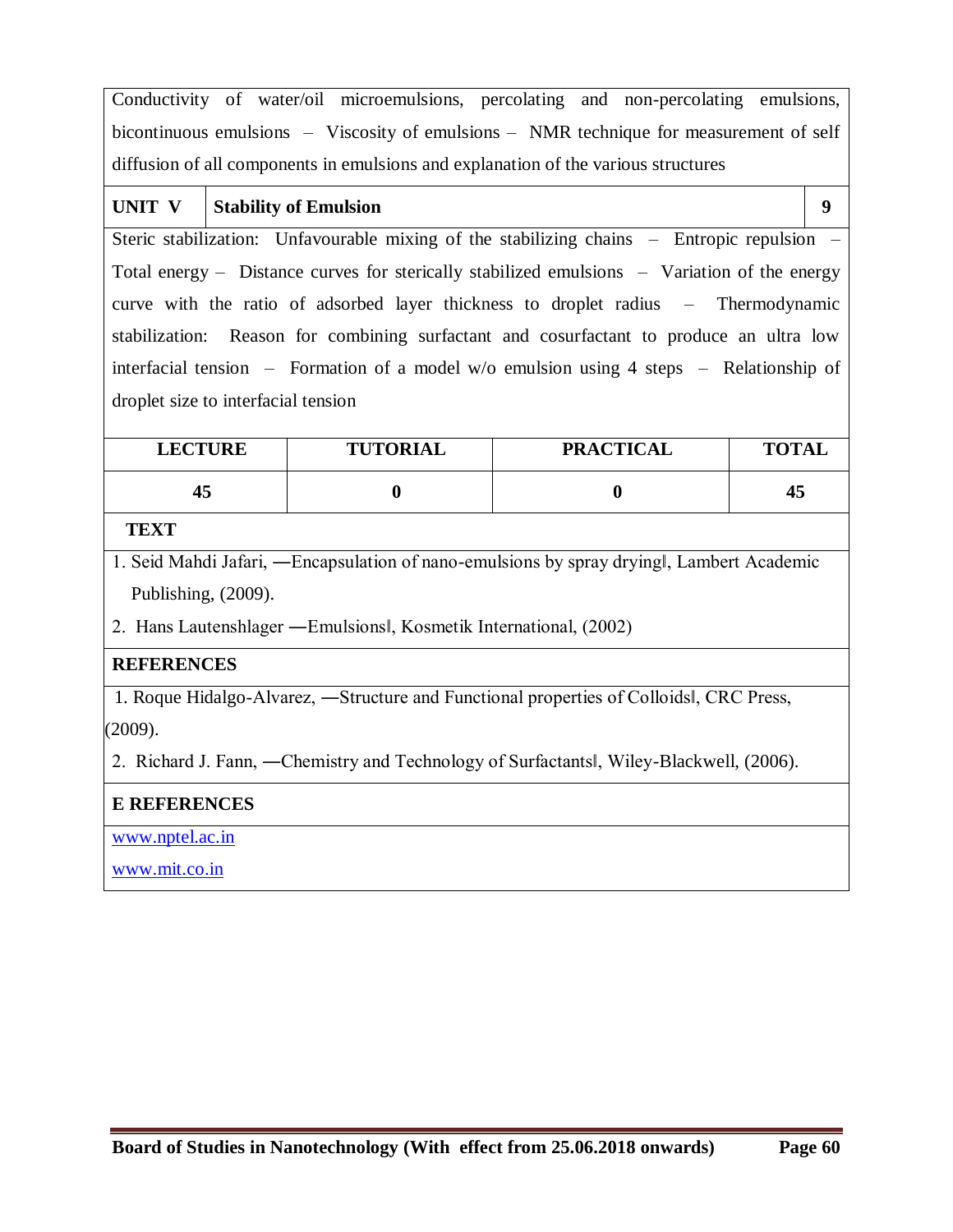Conductivity of water/oil microemulsions, percolating and non-percolating emulsions, bicontinuous emulsions – Viscosity of emulsions – NMR technique for measurement of self diffusion of all components in emulsions and explanation of the various structures

| **UNIT V** | **Stability of Emulsion** | **9** |
|---|---|---|

Steric stabilization: Unfavourable mixing of the stabilizing chains – Entropic repulsion – Total energy – Distance curves for sterically stabilized emulsions – Variation of the energy curve with the ratio of adsorbed layer thickness to droplet radius – Thermodynamic stabilization: Reason for combining surfactant and cosurfactant to produce an ultra low interfacial tension – Formation of a model w/o emulsion using 4 steps – Relationship of droplet size to interfacial tension

| **LECTURE** | **TUTORIAL** | **PRACTICAL** | **TOTAL** |
|---|---|---|---|
| **45** | **0** | **0** | **45** |

**TEXT**

1. Seid Mahdi Jafari, ―Encapsulation of nano-emulsions by spray drying‖, Lambert Academic Publishing, (2009).
2. Hans Lautenshlager ―Emulsions‖, Kosmetik International, (2002)

**REFERENCES**

1. Roque Hidalgo-Alvarez, ―Structure and Functional properties of Colloids‖, CRC Press, (2009).
2. Richard J. Fann, ―Chemistry and Technology of Surfactants‖, Wiley-Blackwell, (2006).

**E REFERENCES**

www.nptel.ac.in

www.mit.co.in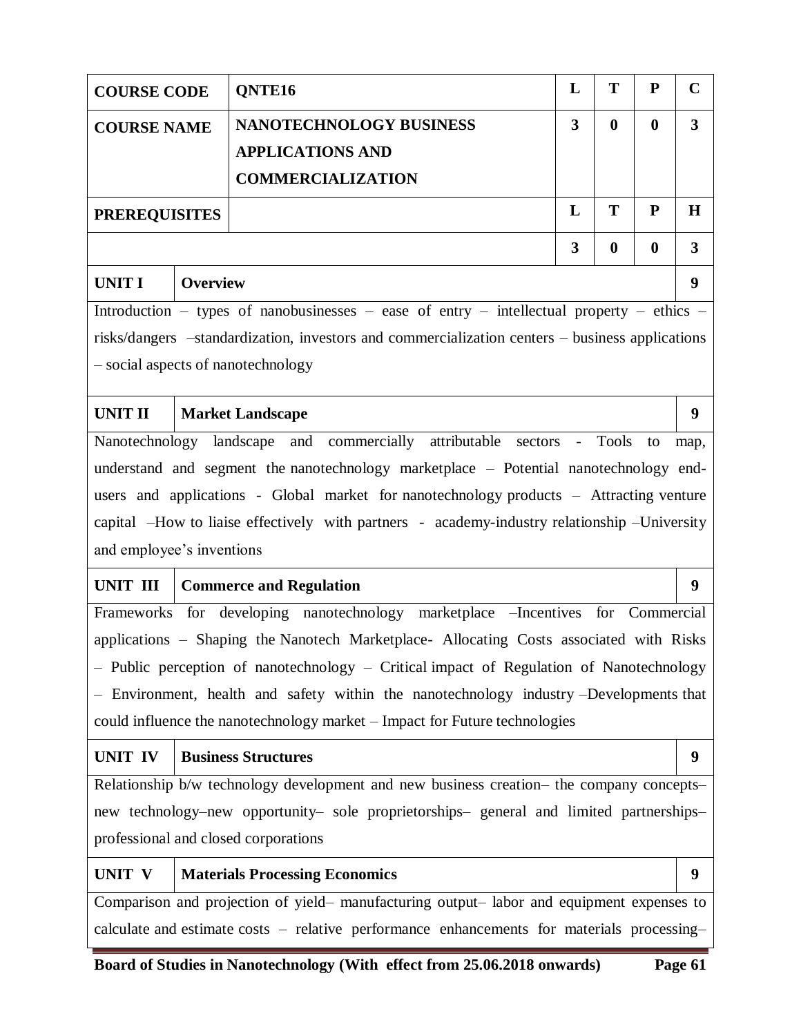| COURSE CODE | QNTE16 | L | T | P | C |
|---|---|---|---|---|---|
| COURSE NAME | NANOTECHNOLOGY BUSINESS APPLICATIONS AND COMMERCIALIZATION | 3 | 0 | 0 | 3 |
| PREREQUISITES | | L | T | P | H |
| | | 3 | 0 | 0 | 3 |

| UNIT I | Overview | 9 |
|---|---|---|

Introduction – types of nanobusinesses – ease of entry – intellectual property – ethics – risks/dangers –standardization, investors and commercialization centers – business applications – social aspects of nanotechnology

| UNIT II | Market Landscape | 9 |
|---|---|---|

Nanotechnology landscape and commercially attributable sectors - Tools to map, understand and segment the nanotechnology marketplace – Potential nanotechnology end-users and applications - Global market for nanotechnology products – Attracting venture capital –How to liaise effectively with partners - academy-industry relationship –University and employee's inventions

| UNIT III | Commerce and Regulation | 9 |
|---|---|---|

Frameworks for developing nanotechnology marketplace –Incentives for Commercial applications – Shaping the Nanotech Marketplace- Allocating Costs associated with Risks – Public perception of nanotechnology – Critical impact of Regulation of Nanotechnology – Environment, health and safety within the nanotechnology industry –Developments that could influence the nanotechnology market – Impact for Future technologies

| UNIT IV | Business Structures | 9 |
|---|---|---|

Relationship b/w technology development and new business creation– the company concepts– new technology–new opportunity– sole proprietorships– general and limited partnerships– professional and closed corporations

| UNIT V | Materials Processing Economics | 9 |
|---|---|---|

Comparison and projection of yield– manufacturing output– labor and equipment expenses to calculate and estimate costs – relative performance enhancements for materials processing–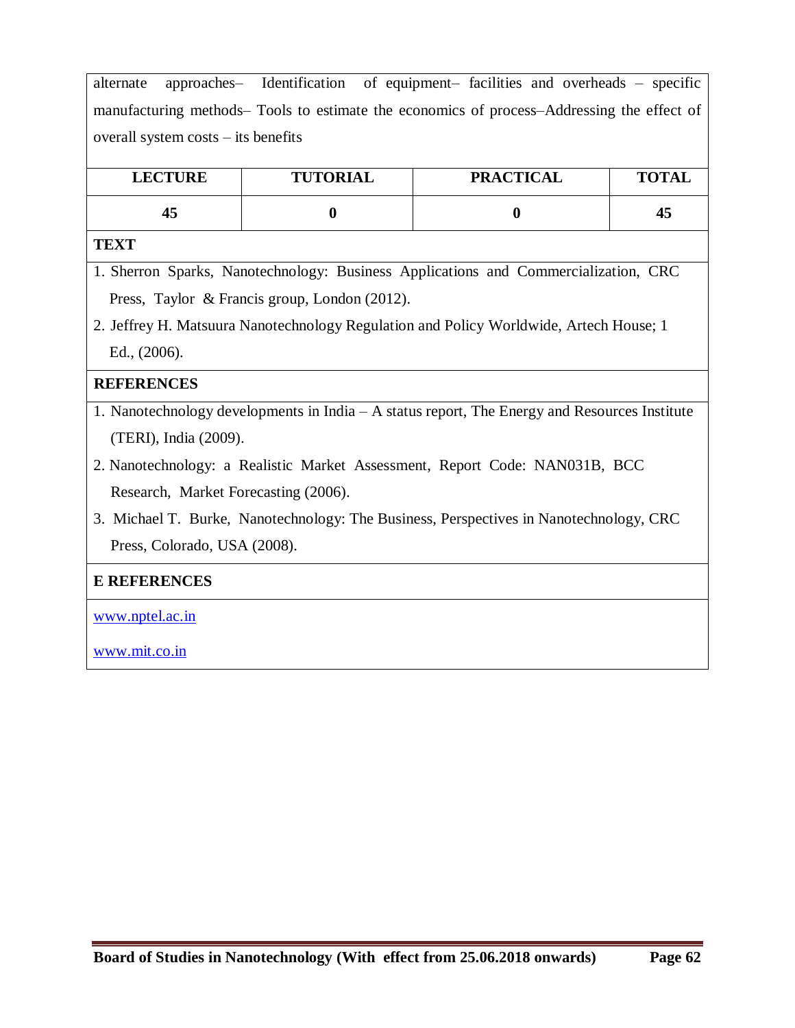alternate approaches– Identification of equipment– facilities and overheads – specific manufacturing methods– Tools to estimate the economics of process–Addressing the effect of overall system costs – its benefits

| LECTURE | TUTORIAL | PRACTICAL | TOTAL |
|---|---|---|---|
| 45 | 0 | 0 | 45 |

**TEXT**

1. Sherron Sparks, Nanotechnology: Business Applications and Commercialization, CRC Press, Taylor & Francis group, London (2012).
2. Jeffrey H. Matsuura Nanotechnology Regulation and Policy Worldwide, Artech House; 1 Ed., (2006).

**REFERENCES**

1. Nanotechnology developments in India – A status report, The Energy and Resources Institute (TERI), India (2009).
2. Nanotechnology: a Realistic Market Assessment, Report Code: NAN031B, BCC Research, Market Forecasting (2006).
3. Michael T. Burke, Nanotechnology: The Business, Perspectives in Nanotechnology, CRC Press, Colorado, USA (2008).

**E REFERENCES**

www.nptel.ac.in

www.mit.co.in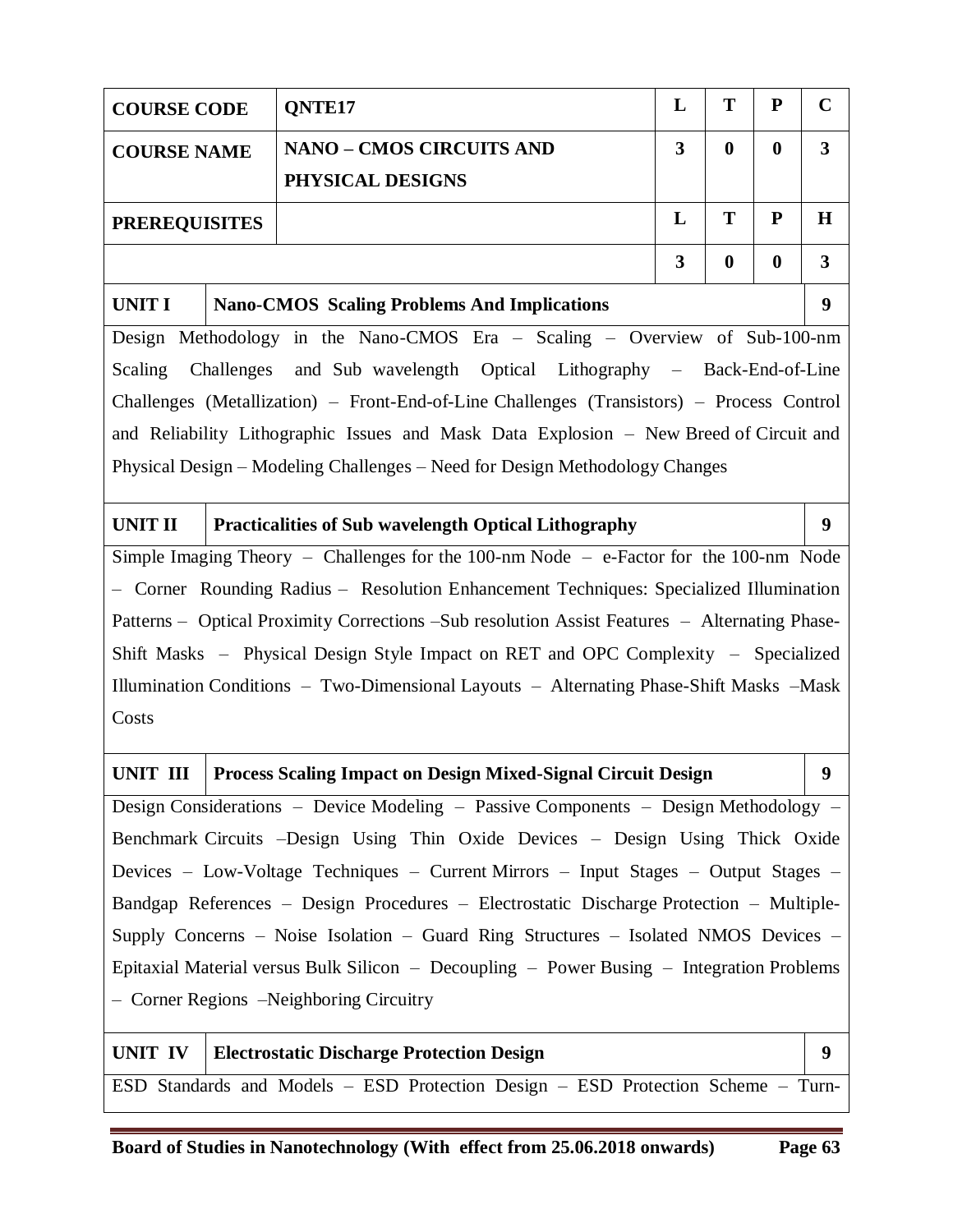| COURSE CODE | QNTE17 | L | T | P | C |
|---|---|---|---|---|---|
| COURSE NAME | NANO – CMOS CIRCUITS AND PHYSICAL DESIGNS | 3 | 0 | 0 | 3 |
| PREREQUISITES | | L | T | P | H |
| | | 3 | 0 | 0 | 3 |

| UNIT I | Nano-CMOS Scaling Problems And Implications | 9 |
|---|---|---|

Design Methodology in the Nano-CMOS Era – Scaling – Overview of Sub-100-nm Scaling Challenges and Sub wavelength Optical Lithography – Back-End-of-Line Challenges (Metallization) – Front-End-of-Line Challenges (Transistors) – Process Control and Reliability Lithographic Issues and Mask Data Explosion – New Breed of Circuit and Physical Design – Modeling Challenges – Need for Design Methodology Changes

| UNIT II | Practicalities of Sub wavelength Optical Lithography | 9 |
|---|---|---|

Simple Imaging Theory – Challenges for the 100-nm Node – e-Factor for the 100-nm Node – Corner Rounding Radius – Resolution Enhancement Techniques: Specialized Illumination Patterns – Optical Proximity Corrections –Sub resolution Assist Features – Alternating Phase-Shift Masks – Physical Design Style Impact on RET and OPC Complexity – Specialized Illumination Conditions – Two-Dimensional Layouts – Alternating Phase-Shift Masks –Mask Costs

| UNIT III | Process Scaling Impact on Design Mixed-Signal Circuit Design | 9 |
|---|---|---|

Design Considerations – Device Modeling – Passive Components – Design Methodology – Benchmark Circuits –Design Using Thin Oxide Devices – Design Using Thick Oxide Devices – Low-Voltage Techniques – Current Mirrors – Input Stages – Output Stages – Bandgap References – Design Procedures – Electrostatic Discharge Protection – Multiple-Supply Concerns – Noise Isolation – Guard Ring Structures – Isolated NMOS Devices – Epitaxial Material versus Bulk Silicon – Decoupling – Power Busing – Integration Problems – Corner Regions –Neighboring Circuitry

| UNIT IV | Electrostatic Discharge Protection Design | 9 |
|---|---|---|

ESD Standards and Models – ESD Protection Design – ESD Protection Scheme – Turn-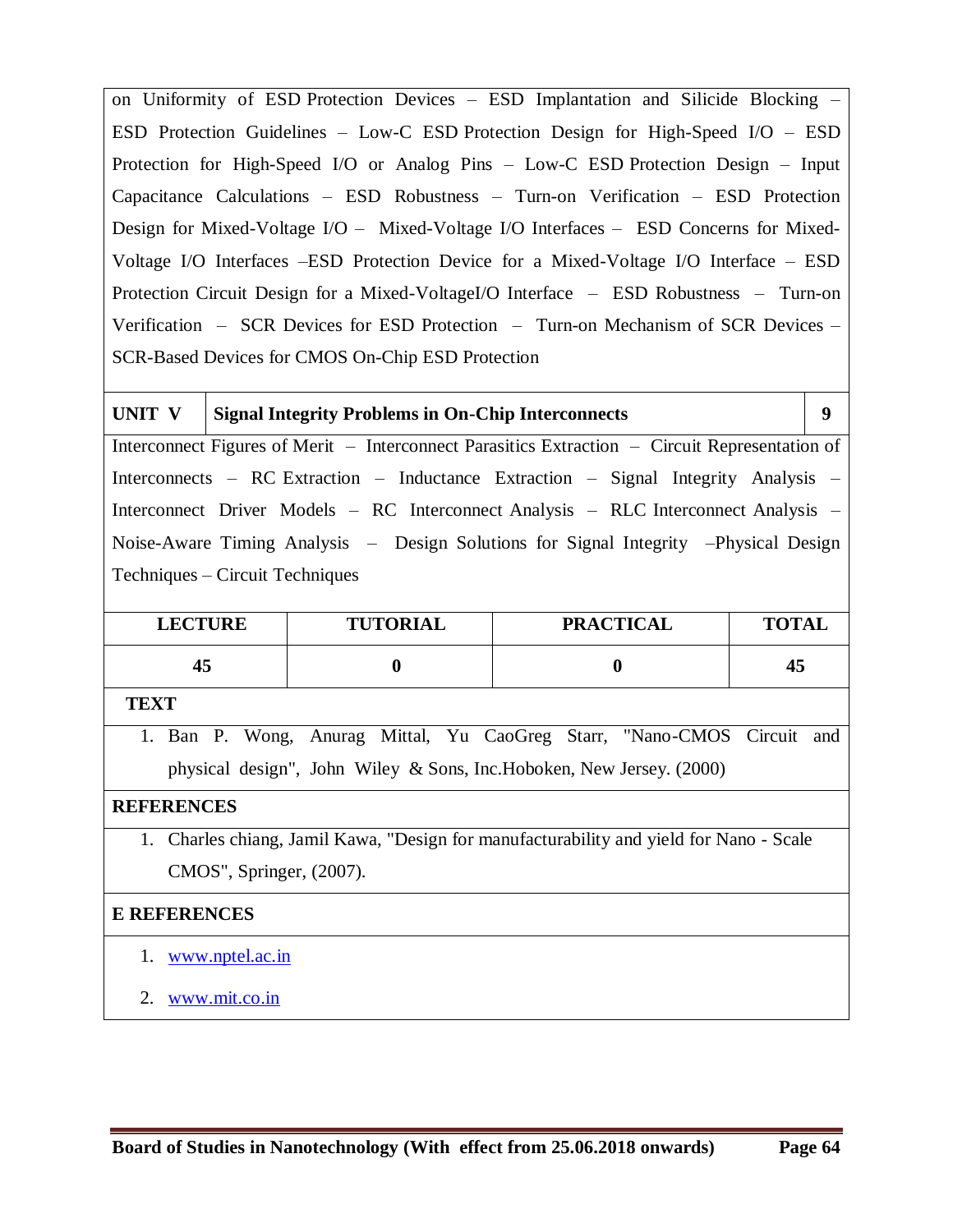on Uniformity of ESD Protection Devices – ESD Implantation and Silicide Blocking – ESD Protection Guidelines – Low-C ESD Protection Design for High-Speed I/O – ESD Protection for High-Speed I/O or Analog Pins – Low-C ESD Protection Design – Input Capacitance Calculations – ESD Robustness – Turn-on Verification – ESD Protection Design for Mixed-Voltage I/O – Mixed-Voltage I/O Interfaces – ESD Concerns for Mixed-Voltage I/O Interfaces –ESD Protection Device for a Mixed-Voltage I/O Interface – ESD Protection Circuit Design for a Mixed-VoltageI/O Interface – ESD Robustness – Turn-on Verification – SCR Devices for ESD Protection – Turn-on Mechanism of SCR Devices – SCR-Based Devices for CMOS On-Chip ESD Protection

| **UNIT V** | **Signal Integrity Problems in On-Chip Interconnects** | **9** |
|---|---|---|

Interconnect Figures of Merit – Interconnect Parasitics Extraction – Circuit Representation of Interconnects – RC Extraction – Inductance Extraction – Signal Integrity Analysis – Interconnect Driver Models – RC Interconnect Analysis – RLC Interconnect Analysis – Noise-Aware Timing Analysis – Design Solutions for Signal Integrity –Physical Design Techniques – Circuit Techniques

| **LECTURE** | **TUTORIAL** | **PRACTICAL** | **TOTAL** |
|---|---|---|---|
| **45** | **0** | **0** | **45** |

**TEXT**

1. Ban P. Wong, Anurag Mittal, Yu CaoGreg Starr, "Nano-CMOS Circuit and physical design", John Wiley & Sons, Inc.Hoboken, New Jersey. (2000)

**REFERENCES**

1. Charles chiang, Jamil Kawa, "Design for manufacturability and yield for Nano - Scale CMOS", Springer, (2007).

**E REFERENCES**

1. www.nptel.ac.in
2. www.mit.co.in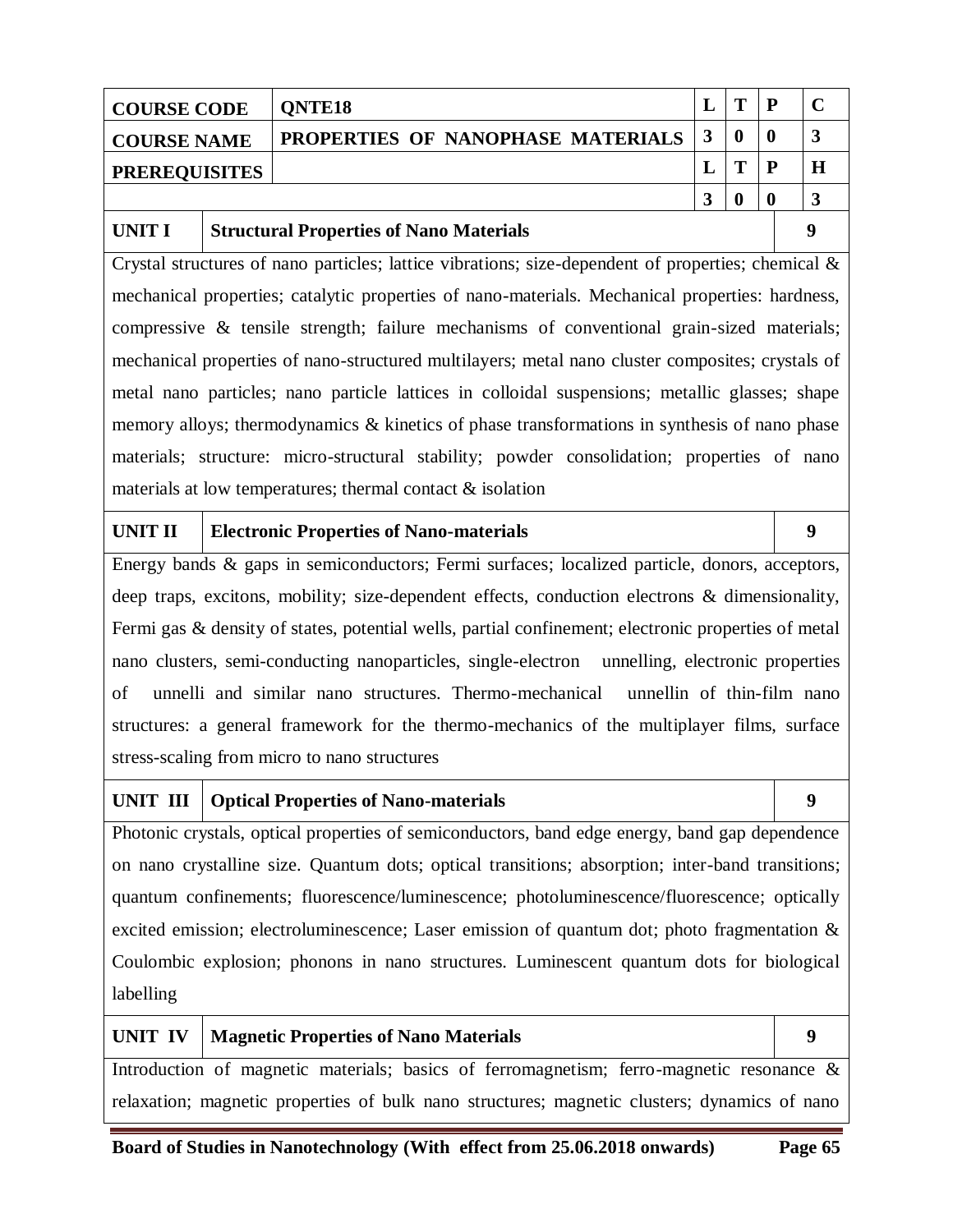| COURSE CODE | QNTE18 | L | T | P | C |
|---|---|---|---|---|---|
| COURSE NAME | PROPERTIES OF NANOPHASE MATERIALS | 3 | 0 | 0 | 3 |
| PREREQUISITES | | L | T | P | H |
| | | 3 | 0 | 0 | 3 |

| UNIT I | Structural Properties of Nano Materials | 9 |
|---|---|---|

Crystal structures of nano particles; lattice vibrations; size-dependent of properties; chemical & mechanical properties; catalytic properties of nano-materials. Mechanical properties: hardness, compressive & tensile strength; failure mechanisms of conventional grain-sized materials; mechanical properties of nano-structured multilayers; metal nano cluster composites; crystals of metal nano particles; nano particle lattices in colloidal suspensions; metallic glasses; shape memory alloys; thermodynamics & kinetics of phase transformations in synthesis of nano phase materials; structure: micro-structural stability; powder consolidation; properties of nano materials at low temperatures; thermal contact & isolation

| UNIT II | Electronic Properties of Nano-materials | 9 |
|---|---|---|

Energy bands & gaps in semiconductors; Fermi surfaces; localized particle, donors, acceptors, deep traps, excitons, mobility; size-dependent effects, conduction electrons & dimensionality, Fermi gas & density of states, potential wells, partial confinement; electronic properties of metal nano clusters, semi-conducting nanoparticles, single-electron unnelling, electronic properties of unnelli and similar nano structures. Thermo-mechanical unnellin of thin-film nano structures: a general framework for the thermo-mechanics of the multiplayer films, surface stress-scaling from micro to nano structures

| UNIT III | Optical Properties of Nano-materials | 9 |
|---|---|---|

Photonic crystals, optical properties of semiconductors, band edge energy, band gap dependence on nano crystalline size. Quantum dots; optical transitions; absorption; inter-band transitions; quantum confinements; fluorescence/luminescence; photoluminescence/fluorescence; optically excited emission; electroluminescence; Laser emission of quantum dot; photo fragmentation & Coulombic explosion; phonons in nano structures. Luminescent quantum dots for biological labelling

| UNIT IV | Magnetic Properties of Nano Materials | 9 |
|---|---|---|

Introduction of magnetic materials; basics of ferromagnetism; ferro-magnetic resonance & relaxation; magnetic properties of bulk nano structures; magnetic clusters; dynamics of nano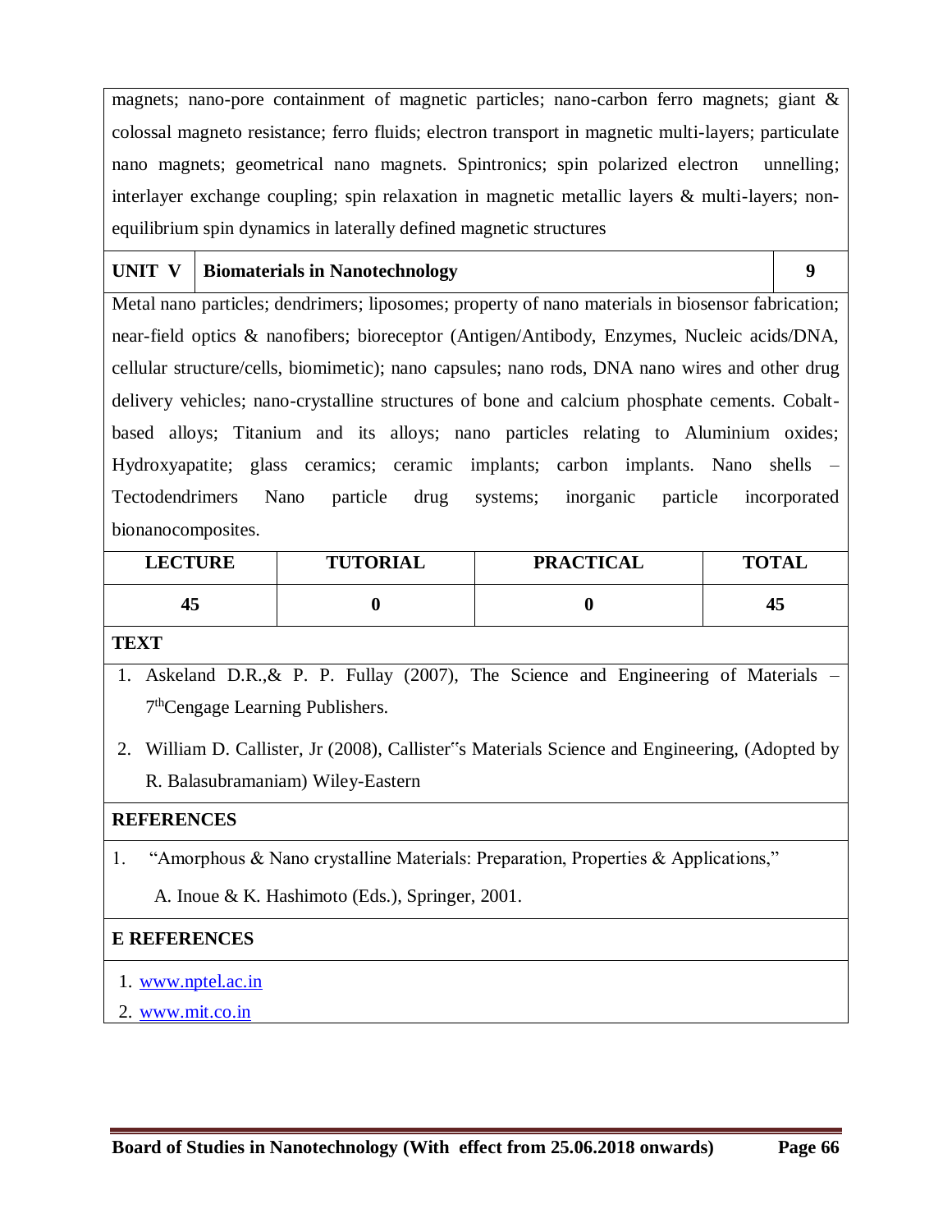magnets; nano-pore containment of magnetic particles; nano-carbon ferro magnets; giant & colossal magneto resistance; ferro fluids; electron transport in magnetic multi-layers; particulate nano magnets; geometrical nano magnets. Spintronics; spin polarized electron unnelling; interlayer exchange coupling; spin relaxation in magnetic metallic layers & multi-layers; non-equilibrium spin dynamics in laterally defined magnetic structures

| UNIT V | Biomaterials in Nanotechnology | 9 |
|---|---|---|

Metal nano particles; dendrimers; liposomes; property of nano materials in biosensor fabrication; near-field optics & nanofibers; bioreceptor (Antigen/Antibody, Enzymes, Nucleic acids/DNA, cellular structure/cells, biomimetic); nano capsules; nano rods, DNA nano wires and other drug delivery vehicles; nano-crystalline structures of bone and calcium phosphate cements. Cobalt-based alloys; Titanium and its alloys; nano particles relating to Aluminium oxides; Hydroxyapatite; glass ceramics; ceramic implants; carbon implants. Nano shells – Tectodendrimers Nano particle drug systems; inorganic particle incorporated bionanocomposites.

| LECTURE | TUTORIAL | PRACTICAL | TOTAL |
|---|---|---|---|
| 45 | 0 | 0 | 45 |

**TEXT**

1. Askeland D.R.,& P. P. Fullay (2007), The Science and Engineering of Materials – 7thCengage Learning Publishers.
2. William D. Callister, Jr (2008), Callister"s Materials Science and Engineering, (Adopted by R. Balasubramaniam) Wiley-Eastern

**REFERENCES**

1. "Amorphous & Nano crystalline Materials: Preparation, Properties & Applications," A. Inoue & K. Hashimoto (Eds.), Springer, 2001.

**E REFERENCES**

1. www.nptel.ac.in
2. www.mit.co.in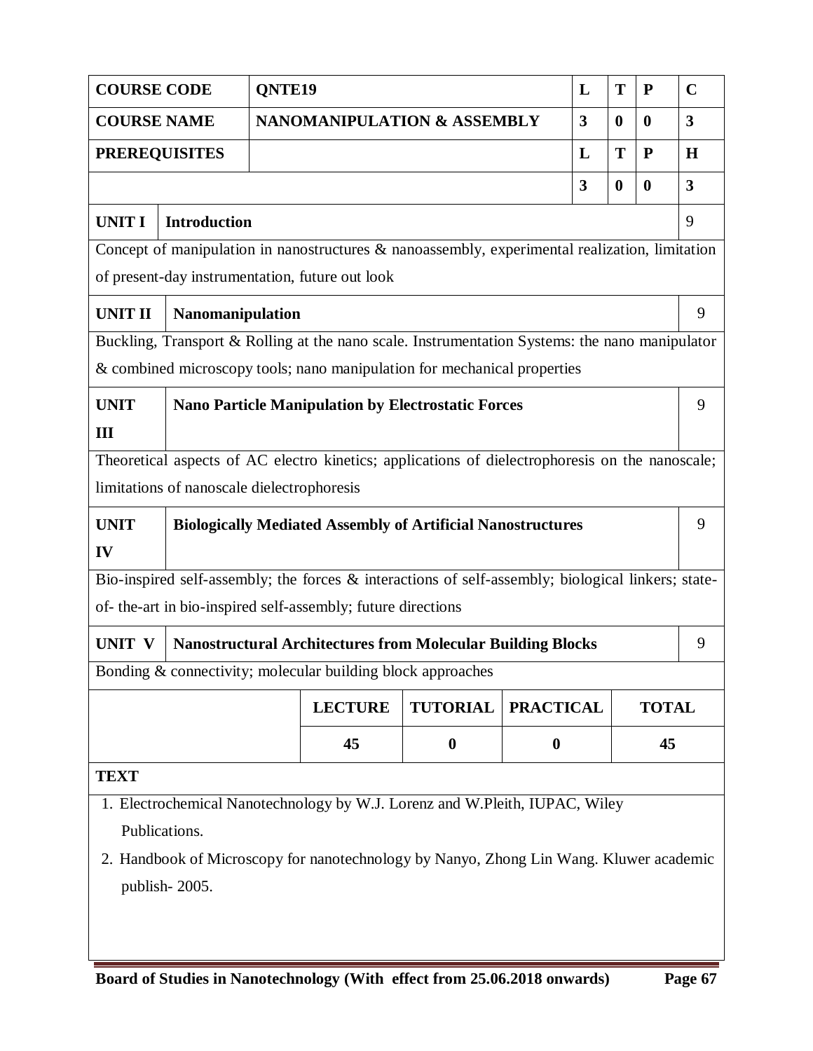| COURSE CODE | QNTE19 | L | T | P | C |
|---|---|---|---|---|---|
| COURSE NAME | NANOMANIPULATION & ASSEMBLY | 3 | 0 | 0 | 3 |
| PREREQUISITES | | L | T | P | H |
| | | 3 | 0 | 0 | 3 |

| | | |
|---|---|---|
| **UNIT I** | **Introduction** | 9 |
| Concept of manipulation in nanostructures & nanoassembly, experimental realization, limitation of present-day instrumentation, future out look | | |
| **UNIT II** | **Nanomanipulation** | 9 |
| Buckling, Transport & Rolling at the nano scale. Instrumentation Systems: the nano manipulator & combined microscopy tools; nano manipulation for mechanical properties | | |
| **UNIT III** | **Nano Particle Manipulation by Electrostatic Forces** | 9 |
| Theoretical aspects of AC electro kinetics; applications of dielectrophoresis on the nanoscale; limitations of nanoscale dielectrophoresis | | |
| **UNIT IV** | **Biologically Mediated Assembly of Artificial Nanostructures** | 9 |
| Bio-inspired self-assembly; the forces & interactions of self-assembly; biological linkers; state-of- the-art in bio-inspired self-assembly; future directions | | |
| **UNIT V** | **Nanostructural Architectures from Molecular Building Blocks** | 9 |
| Bonding & connectivity; molecular building block approaches | | |

| | LECTURE | TUTORIAL | PRACTICAL | TOTAL |
|---|---|---|---|---|
| | 45 | 0 | 0 | 45 |

**TEXT**

1. Electrochemical Nanotechnology by W.J. Lorenz and W.Pleith, IUPAC, Wiley Publications.
2. Handbook of Microscopy for nanotechnology by Nanyo, Zhong Lin Wang. Kluwer academic publish- 2005.

**Board of Studies in Nanotechnology (With effect from 25.06.2018 onwards)**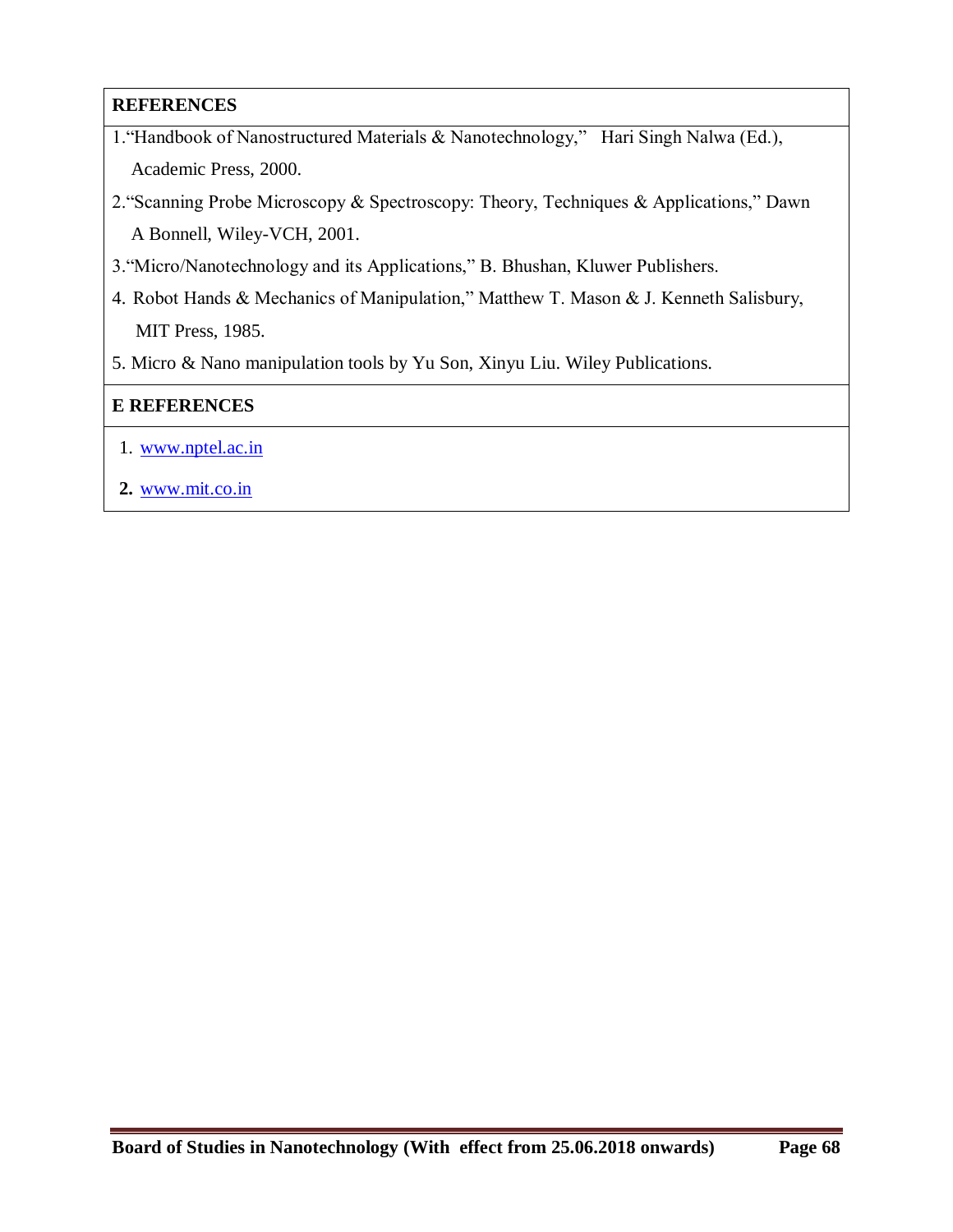**REFERENCES**

1. "Handbook of Nanostructured Materials & Nanotechnology," Hari Singh Nalwa (Ed.), Academic Press, 2000.
2. "Scanning Probe Microscopy & Spectroscopy: Theory, Techniques & Applications," Dawn A Bonnell, Wiley-VCH, 2001.
3. "Micro/Nanotechnology and its Applications," B. Bhushan, Kluwer Publishers.
4. Robot Hands & Mechanics of Manipulation," Matthew T. Mason & J. Kenneth Salisbury, MIT Press, 1985.
5. Micro & Nano manipulation tools by Yu Son, Xinyu Liu. Wiley Publications.

**E REFERENCES**

1. www.nptel.ac.in
2. www.mit.co.in